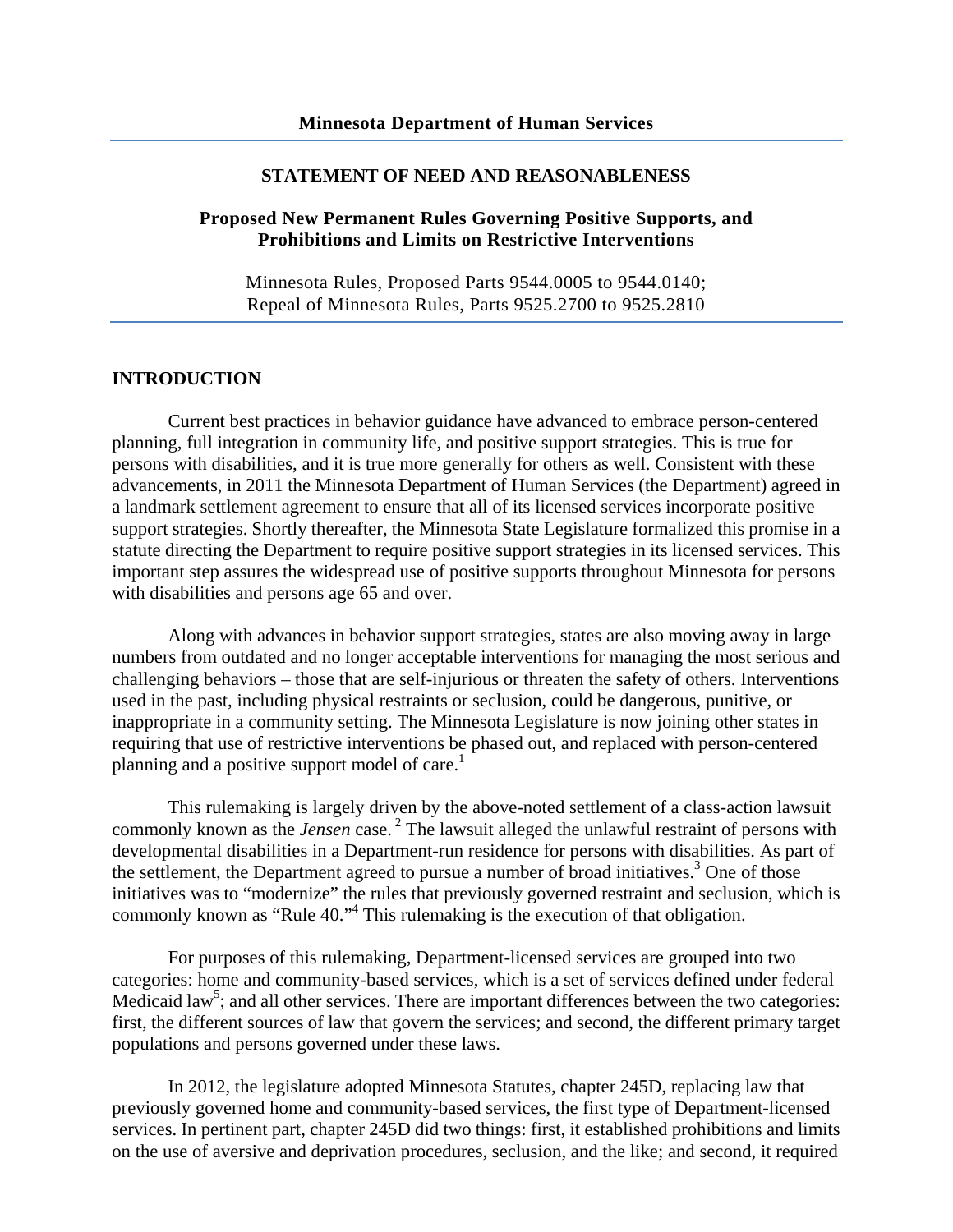**Minnesota Department of Human Services**

---

# STATEMENT OF NEED AND REASONABLENESS

## Proposed New Permanent Rules Governing Positive Supports, and Prohibitions and Limits on Restrictive Interventions

Minnesota Rules, Proposed Parts 9544.0005 to 9544.0140;
Repeal of Minnesota Rules, Parts 9525.2700 to 9525.2810

---

## INTRODUCTION

Current best practices in behavior guidance have advanced to embrace person-centered planning, full integration in community life, and positive support strategies. This is true for persons with disabilities, and it is true more generally for others as well. Consistent with these advancements, in 2011 the Minnesota Department of Human Services (the Department) agreed in a landmark settlement agreement to ensure that all of its licensed services incorporate positive support strategies. Shortly thereafter, the Minnesota State Legislature formalized this promise in a statute directing the Department to require positive support strategies in its licensed services. This important step assures the widespread use of positive supports throughout Minnesota for persons with disabilities and persons age 65 and over.

Along with advances in behavior support strategies, states are also moving away in large numbers from outdated and no longer acceptable interventions for managing the most serious and challenging behaviors – those that are self-injurious or threaten the safety of others. Interventions used in the past, including physical restraints or seclusion, could be dangerous, punitive, or inappropriate in a community setting. The Minnesota Legislature is now joining other states in requiring that use of restrictive interventions be phased out, and replaced with person-centered planning and a positive support model of care.[1]

This rulemaking is largely driven by the above-noted settlement of a class-action lawsuit commonly known as the *Jensen* case.[2] The lawsuit alleged the unlawful restraint of persons with developmental disabilities in a Department-run residence for persons with disabilities. As part of the settlement, the Department agreed to pursue a number of broad initiatives.[3] One of those initiatives was to "modernize" the rules that previously governed restraint and seclusion, which is commonly known as "Rule 40."[4] This rulemaking is the execution of that obligation.

For purposes of this rulemaking, Department-licensed services are grouped into two categories: home and community-based services, which is a set of services defined under federal Medicaid law[5]; and all other services. There are important differences between the two categories: first, the different sources of law that govern the services; and second, the different primary target populations and persons governed under these laws.

In 2012, the legislature adopted Minnesota Statutes, chapter 245D, replacing law that previously governed home and community-based services, the first type of Department-licensed services. In pertinent part, chapter 245D did two things: first, it established prohibitions and limits on the use of aversive and deprivation procedures, seclusion, and the like; and second, it required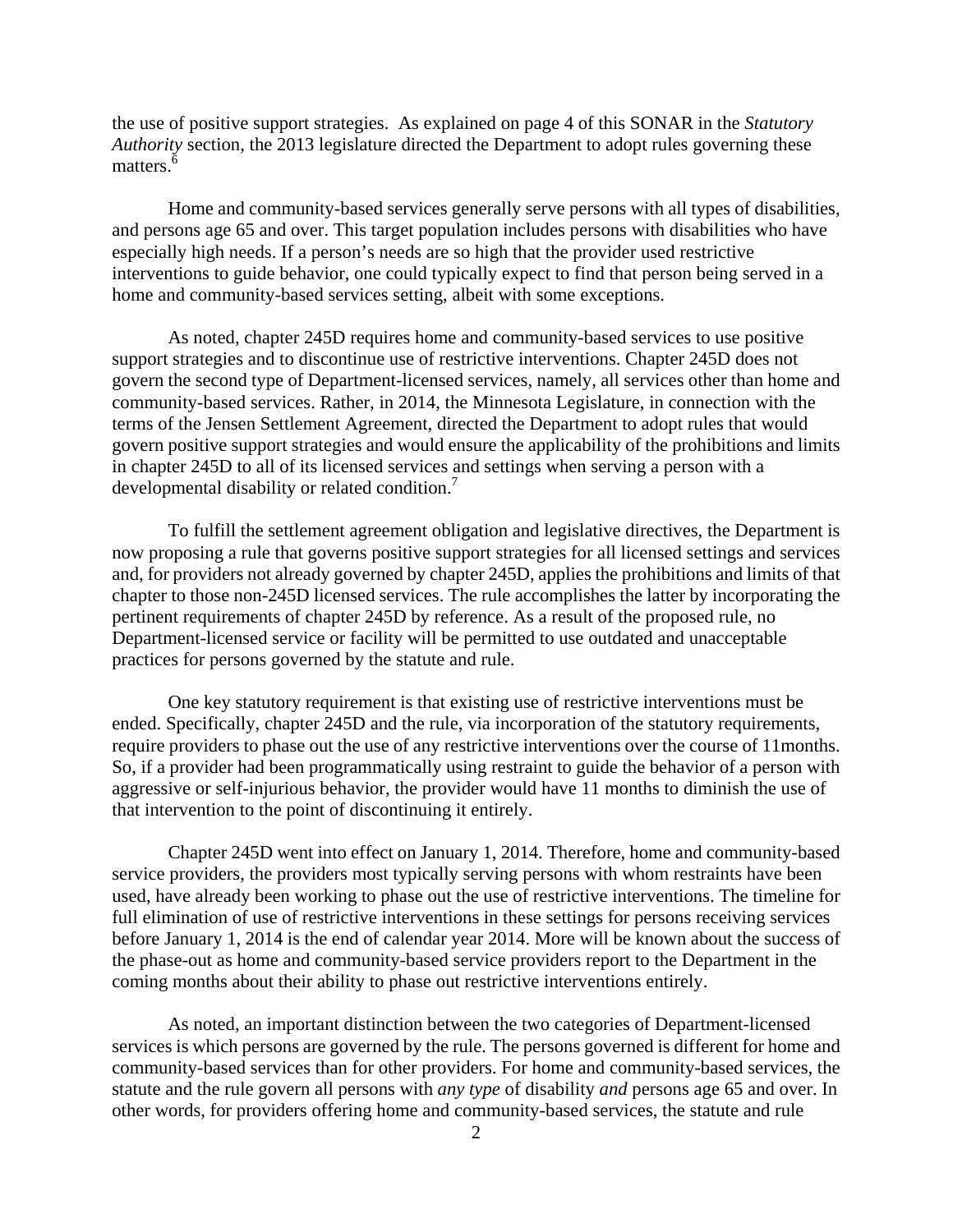the use of positive support strategies. As explained on page 4 of this SONAR in the *Statutory Authority* section, the 2013 legislature directed the Department to adopt rules governing these matters.[6]

Home and community-based services generally serve persons with all types of disabilities, and persons age 65 and over. This target population includes persons with disabilities who have especially high needs. If a person's needs are so high that the provider used restrictive interventions to guide behavior, one could typically expect to find that person being served in a home and community-based services setting, albeit with some exceptions.

As noted, chapter 245D requires home and community-based services to use positive support strategies and to discontinue use of restrictive interventions. Chapter 245D does not govern the second type of Department-licensed services, namely, all services other than home and community-based services. Rather, in 2014, the Minnesota Legislature, in connection with the terms of the Jensen Settlement Agreement, directed the Department to adopt rules that would govern positive support strategies and would ensure the applicability of the prohibitions and limits in chapter 245D to all of its licensed services and settings when serving a person with a developmental disability or related condition.[7]

To fulfill the settlement agreement obligation and legislative directives, the Department is now proposing a rule that governs positive support strategies for all licensed settings and services and, for providers not already governed by chapter 245D, applies the prohibitions and limits of that chapter to those non-245D licensed services. The rule accomplishes the latter by incorporating the pertinent requirements of chapter 245D by reference. As a result of the proposed rule, no Department-licensed service or facility will be permitted to use outdated and unacceptable practices for persons governed by the statute and rule.

One key statutory requirement is that existing use of restrictive interventions must be ended. Specifically, chapter 245D and the rule, via incorporation of the statutory requirements, require providers to phase out the use of any restrictive interventions over the course of 11months. So, if a provider had been programmatically using restraint to guide the behavior of a person with aggressive or self-injurious behavior, the provider would have 11 months to diminish the use of that intervention to the point of discontinuing it entirely.

Chapter 245D went into effect on January 1, 2014. Therefore, home and community-based service providers, the providers most typically serving persons with whom restraints have been used, have already been working to phase out the use of restrictive interventions. The timeline for full elimination of use of restrictive interventions in these settings for persons receiving services before January 1, 2014 is the end of calendar year 2014. More will be known about the success of the phase-out as home and community-based service providers report to the Department in the coming months about their ability to phase out restrictive interventions entirely.

As noted, an important distinction between the two categories of Department-licensed services is which persons are governed by the rule. The persons governed is different for home and community-based services than for other providers. For home and community-based services, the statute and the rule govern all persons with *any type* of disability *and* persons age 65 and over. In other words, for providers offering home and community-based services, the statute and rule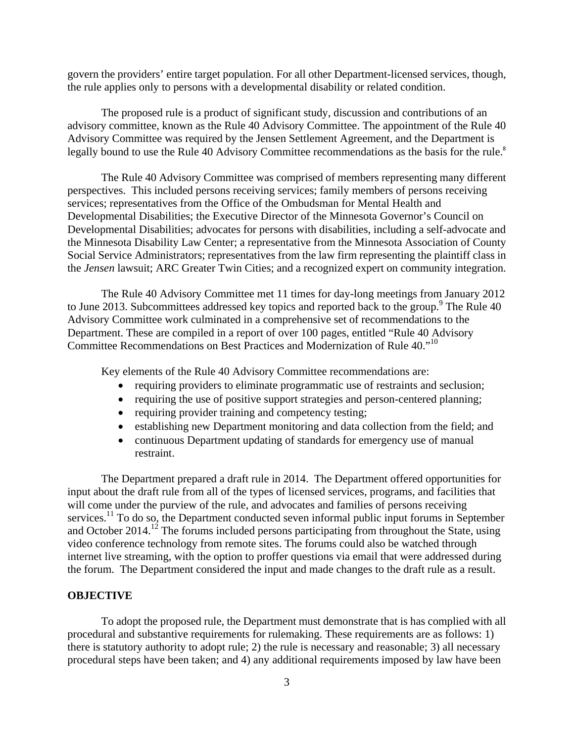govern the providers' entire target population. For all other Department-licensed services, though, the rule applies only to persons with a developmental disability or related condition.

The proposed rule is a product of significant study, discussion and contributions of an advisory committee, known as the Rule 40 Advisory Committee. The appointment of the Rule 40 Advisory Committee was required by the Jensen Settlement Agreement, and the Department is legally bound to use the Rule 40 Advisory Committee recommendations as the basis for the rule.[8]

The Rule 40 Advisory Committee was comprised of members representing many different perspectives. This included persons receiving services; family members of persons receiving services; representatives from the Office of the Ombudsman for Mental Health and Developmental Disabilities; the Executive Director of the Minnesota Governor's Council on Developmental Disabilities; advocates for persons with disabilities, including a self-advocate and the Minnesota Disability Law Center; a representative from the Minnesota Association of County Social Service Administrators; representatives from the law firm representing the plaintiff class in the *Jensen* lawsuit; ARC Greater Twin Cities; and a recognized expert on community integration.

The Rule 40 Advisory Committee met 11 times for day-long meetings from January 2012 to June 2013. Subcommittees addressed key topics and reported back to the group.[9] The Rule 40 Advisory Committee work culminated in a comprehensive set of recommendations to the Department. These are compiled in a report of over 100 pages, entitled "Rule 40 Advisory Committee Recommendations on Best Practices and Modernization of Rule 40."[10]

Key elements of the Rule 40 Advisory Committee recommendations are:

- requiring providers to eliminate programmatic use of restraints and seclusion;
- requiring the use of positive support strategies and person-centered planning;
- requiring provider training and competency testing;
- establishing new Department monitoring and data collection from the field; and
- continuous Department updating of standards for emergency use of manual restraint.

The Department prepared a draft rule in 2014. The Department offered opportunities for input about the draft rule from all of the types of licensed services, programs, and facilities that will come under the purview of the rule, and advocates and families of persons receiving services.[11] To do so, the Department conducted seven informal public input forums in September and October 2014.[12] The forums included persons participating from throughout the State, using video conference technology from remote sites. The forums could also be watched through internet live streaming, with the option to proffer questions via email that were addressed during the forum. The Department considered the input and made changes to the draft rule as a result.

## OBJECTIVE

To adopt the proposed rule, the Department must demonstrate that is has complied with all procedural and substantive requirements for rulemaking. These requirements are as follows: 1) there is statutory authority to adopt rule; 2) the rule is necessary and reasonable; 3) all necessary procedural steps have been taken; and 4) any additional requirements imposed by law have been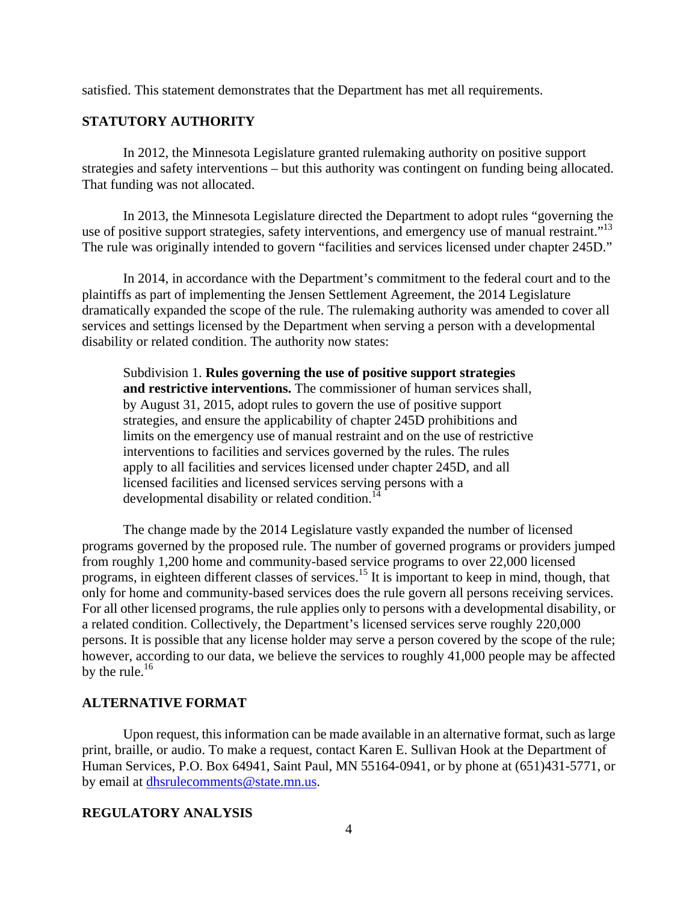satisfied. This statement demonstrates that the Department has met all requirements.

## STATUTORY AUTHORITY

In 2012, the Minnesota Legislature granted rulemaking authority on positive support strategies and safety interventions – but this authority was contingent on funding being allocated. That funding was not allocated.

In 2013, the Minnesota Legislature directed the Department to adopt rules "governing the use of positive support strategies, safety interventions, and emergency use of manual restraint."[13] The rule was originally intended to govern "facilities and services licensed under chapter 245D."

In 2014, in accordance with the Department's commitment to the federal court and to the plaintiffs as part of implementing the Jensen Settlement Agreement, the 2014 Legislature dramatically expanded the scope of the rule. The rulemaking authority was amended to cover all services and settings licensed by the Department when serving a person with a developmental disability or related condition. The authority now states:

> Subdivision 1. **Rules governing the use of positive support strategies and restrictive interventions.** The commissioner of human services shall, by August 31, 2015, adopt rules to govern the use of positive support strategies, and ensure the applicability of chapter 245D prohibitions and limits on the emergency use of manual restraint and on the use of restrictive interventions to facilities and services governed by the rules. The rules apply to all facilities and services licensed under chapter 245D, and all licensed facilities and licensed services serving persons with a developmental disability or related condition.[14]

The change made by the 2014 Legislature vastly expanded the number of licensed programs governed by the proposed rule. The number of governed programs or providers jumped from roughly 1,200 home and community-based service programs to over 22,000 licensed programs, in eighteen different classes of services.[15] It is important to keep in mind, though, that only for home and community-based services does the rule govern all persons receiving services. For all other licensed programs, the rule applies only to persons with a developmental disability, or a related condition. Collectively, the Department's licensed services serve roughly 220,000 persons. It is possible that any license holder may serve a person covered by the scope of the rule; however, according to our data, we believe the services to roughly 41,000 people may be affected by the rule.[16]

## ALTERNATIVE FORMAT

Upon request, this information can be made available in an alternative format, such as large print, braille, or audio. To make a request, contact Karen E. Sullivan Hook at the Department of Human Services, P.O. Box 64941, Saint Paul, MN 55164-0941, or by phone at (651)431-5771, or by email at dhsrulecomments@state.mn.us.

## REGULATORY ANALYSIS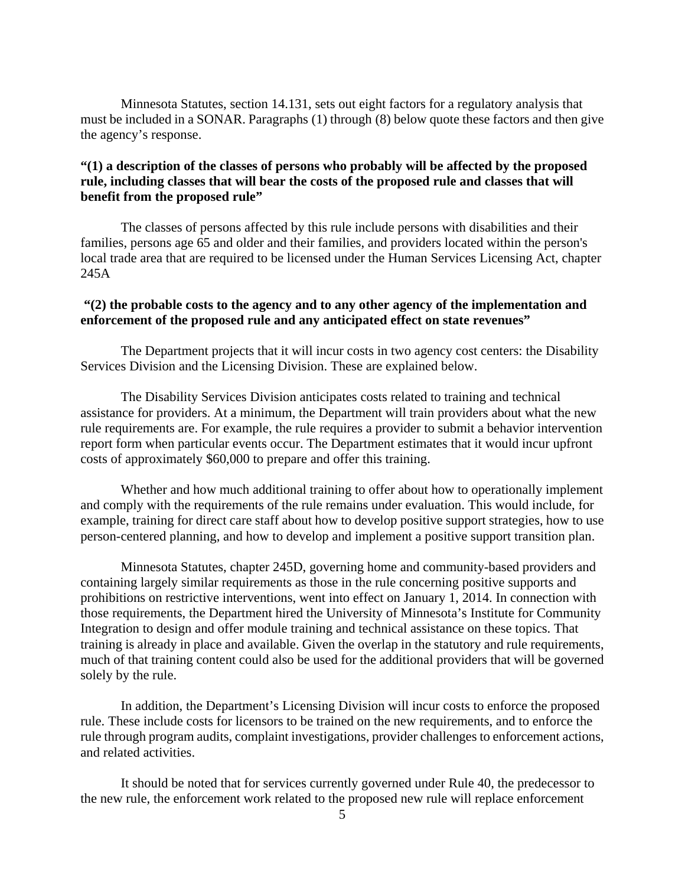Minnesota Statutes, section 14.131, sets out eight factors for a regulatory analysis that must be included in a SONAR. Paragraphs (1) through (8) below quote these factors and then give the agency's response.

**"(1) a description of the classes of persons who probably will be affected by the proposed rule, including classes that will bear the costs of the proposed rule and classes that will benefit from the proposed rule"**

The classes of persons affected by this rule include persons with disabilities and their families, persons age 65 and older and their families, and providers located within the person's local trade area that are required to be licensed under the Human Services Licensing Act, chapter 245A

**"(2) the probable costs to the agency and to any other agency of the implementation and enforcement of the proposed rule and any anticipated effect on state revenues"**

The Department projects that it will incur costs in two agency cost centers: the Disability Services Division and the Licensing Division. These are explained below.

The Disability Services Division anticipates costs related to training and technical assistance for providers. At a minimum, the Department will train providers about what the new rule requirements are. For example, the rule requires a provider to submit a behavior intervention report form when particular events occur. The Department estimates that it would incur upfront costs of approximately $60,000 to prepare and offer this training.

Whether and how much additional training to offer about how to operationally implement and comply with the requirements of the rule remains under evaluation. This would include, for example, training for direct care staff about how to develop positive support strategies, how to use person-centered planning, and how to develop and implement a positive support transition plan.

Minnesota Statutes, chapter 245D, governing home and community-based providers and containing largely similar requirements as those in the rule concerning positive supports and prohibitions on restrictive interventions, went into effect on January 1, 2014. In connection with those requirements, the Department hired the University of Minnesota's Institute for Community Integration to design and offer module training and technical assistance on these topics. That training is already in place and available. Given the overlap in the statutory and rule requirements, much of that training content could also be used for the additional providers that will be governed solely by the rule.

In addition, the Department's Licensing Division will incur costs to enforce the proposed rule. These include costs for licensors to be trained on the new requirements, and to enforce the rule through program audits, complaint investigations, provider challenges to enforcement actions, and related activities.

It should be noted that for services currently governed under Rule 40, the predecessor to the new rule, the enforcement work related to the proposed new rule will replace enforcement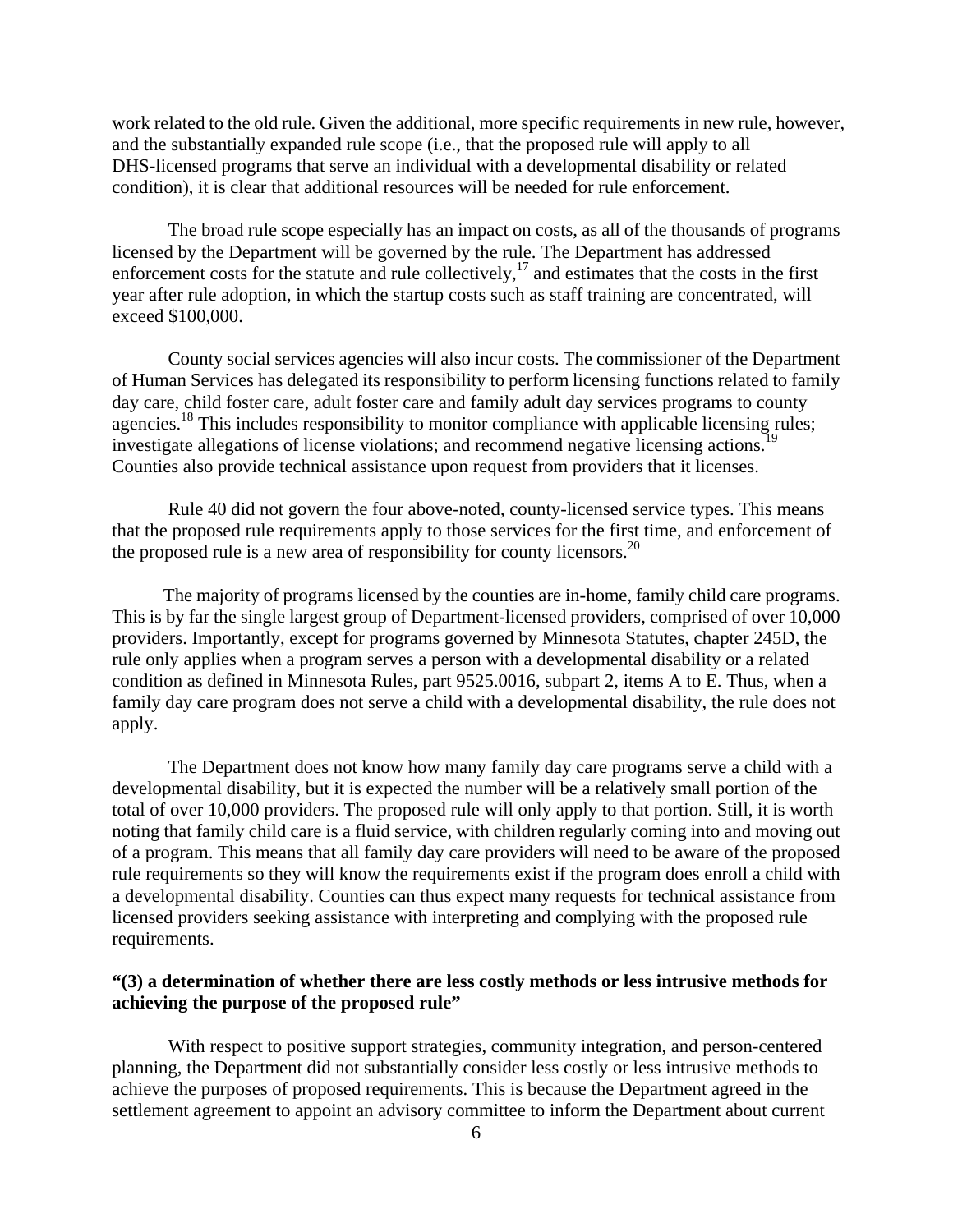work related to the old rule. Given the additional, more specific requirements in new rule, however, and the substantially expanded rule scope (i.e., that the proposed rule will apply to all DHS-licensed programs that serve an individual with a developmental disability or related condition), it is clear that additional resources will be needed for rule enforcement.

The broad rule scope especially has an impact on costs, as all of the thousands of programs licensed by the Department will be governed by the rule. The Department has addressed enforcement costs for the statute and rule collectively,[17] and estimates that the costs in the first year after rule adoption, in which the startup costs such as staff training are concentrated, will exceed $100,000.

County social services agencies will also incur costs. The commissioner of the Department of Human Services has delegated its responsibility to perform licensing functions related to family day care, child foster care, adult foster care and family adult day services programs to county agencies.[18] This includes responsibility to monitor compliance with applicable licensing rules; investigate allegations of license violations; and recommend negative licensing actions.[19] Counties also provide technical assistance upon request from providers that it licenses.

Rule 40 did not govern the four above-noted, county-licensed service types. This means that the proposed rule requirements apply to those services for the first time, and enforcement of the proposed rule is a new area of responsibility for county licensors.[20]

The majority of programs licensed by the counties are in-home, family child care programs. This is by far the single largest group of Department-licensed providers, comprised of over 10,000 providers. Importantly, except for programs governed by Minnesota Statutes, chapter 245D, the rule only applies when a program serves a person with a developmental disability or a related condition as defined in Minnesota Rules, part 9525.0016, subpart 2, items A to E. Thus, when a family day care program does not serve a child with a developmental disability, the rule does not apply.

The Department does not know how many family day care programs serve a child with a developmental disability, but it is expected the number will be a relatively small portion of the total of over 10,000 providers. The proposed rule will only apply to that portion. Still, it is worth noting that family child care is a fluid service, with children regularly coming into and moving out of a program. This means that all family day care providers will need to be aware of the proposed rule requirements so they will know the requirements exist if the program does enroll a child with a developmental disability. Counties can thus expect many requests for technical assistance from licensed providers seeking assistance with interpreting and complying with the proposed rule requirements.

**"(3) a determination of whether there are less costly methods or less intrusive methods for achieving the purpose of the proposed rule"**

With respect to positive support strategies, community integration, and person-centered planning, the Department did not substantially consider less costly or less intrusive methods to achieve the purposes of proposed requirements. This is because the Department agreed in the settlement agreement to appoint an advisory committee to inform the Department about current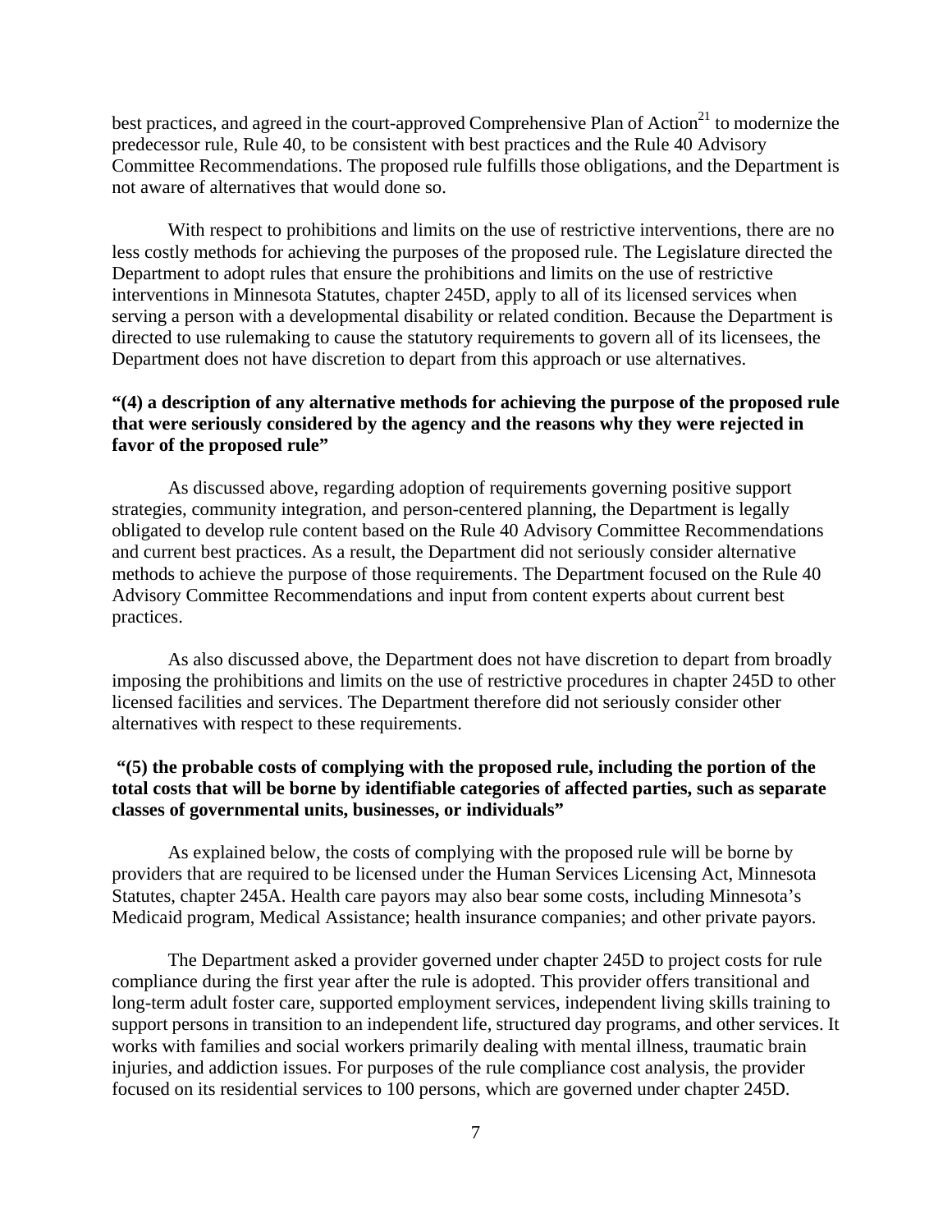best practices, and agreed in the court-approved Comprehensive Plan of Action[21] to modernize the predecessor rule, Rule 40, to be consistent with best practices and the Rule 40 Advisory Committee Recommendations. The proposed rule fulfills those obligations, and the Department is not aware of alternatives that would done so.

With respect to prohibitions and limits on the use of restrictive interventions, there are no less costly methods for achieving the purposes of the proposed rule. The Legislature directed the Department to adopt rules that ensure the prohibitions and limits on the use of restrictive interventions in Minnesota Statutes, chapter 245D, apply to all of its licensed services when serving a person with a developmental disability or related condition. Because the Department is directed to use rulemaking to cause the statutory requirements to govern all of its licensees, the Department does not have discretion to depart from this approach or use alternatives.

**"(4) a description of any alternative methods for achieving the purpose of the proposed rule that were seriously considered by the agency and the reasons why they were rejected in favor of the proposed rule"**

As discussed above, regarding adoption of requirements governing positive support strategies, community integration, and person-centered planning, the Department is legally obligated to develop rule content based on the Rule 40 Advisory Committee Recommendations and current best practices. As a result, the Department did not seriously consider alternative methods to achieve the purpose of those requirements. The Department focused on the Rule 40 Advisory Committee Recommendations and input from content experts about current best practices.

As also discussed above, the Department does not have discretion to depart from broadly imposing the prohibitions and limits on the use of restrictive procedures in chapter 245D to other licensed facilities and services. The Department therefore did not seriously consider other alternatives with respect to these requirements.

**"(5) the probable costs of complying with the proposed rule, including the portion of the total costs that will be borne by identifiable categories of affected parties, such as separate classes of governmental units, businesses, or individuals"**

As explained below, the costs of complying with the proposed rule will be borne by providers that are required to be licensed under the Human Services Licensing Act, Minnesota Statutes, chapter 245A. Health care payors may also bear some costs, including Minnesota's Medicaid program, Medical Assistance; health insurance companies; and other private payors.

The Department asked a provider governed under chapter 245D to project costs for rule compliance during the first year after the rule is adopted. This provider offers transitional and long-term adult foster care, supported employment services, independent living skills training to support persons in transition to an independent life, structured day programs, and other services. It works with families and social workers primarily dealing with mental illness, traumatic brain injuries, and addiction issues. For purposes of the rule compliance cost analysis, the provider focused on its residential services to 100 persons, which are governed under chapter 245D.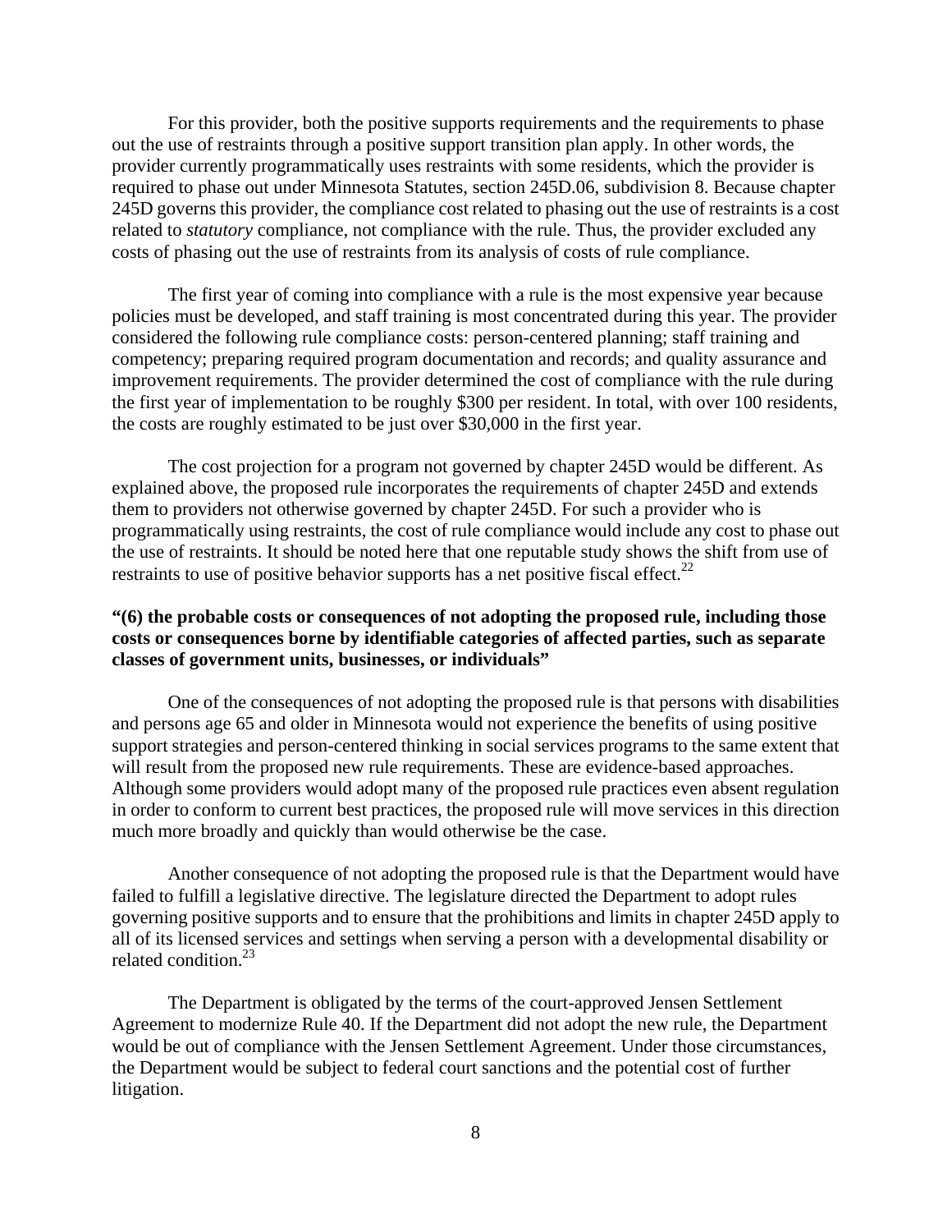For this provider, both the positive supports requirements and the requirements to phase out the use of restraints through a positive support transition plan apply. In other words, the provider currently programmatically uses restraints with some residents, which the provider is required to phase out under Minnesota Statutes, section 245D.06, subdivision 8. Because chapter 245D governs this provider, the compliance cost related to phasing out the use of restraints is a cost related to *statutory* compliance, not compliance with the rule. Thus, the provider excluded any costs of phasing out the use of restraints from its analysis of costs of rule compliance.

The first year of coming into compliance with a rule is the most expensive year because policies must be developed, and staff training is most concentrated during this year. The provider considered the following rule compliance costs: person-centered planning; staff training and competency; preparing required program documentation and records; and quality assurance and improvement requirements. The provider determined the cost of compliance with the rule during the first year of implementation to be roughly $300 per resident. In total, with over 100 residents, the costs are roughly estimated to be just over $30,000 in the first year.

The cost projection for a program not governed by chapter 245D would be different. As explained above, the proposed rule incorporates the requirements of chapter 245D and extends them to providers not otherwise governed by chapter 245D. For such a provider who is programmatically using restraints, the cost of rule compliance would include any cost to phase out the use of restraints. It should be noted here that one reputable study shows the shift from use of restraints to use of positive behavior supports has a net positive fiscal effect.[22]

**"(6) the probable costs or consequences of not adopting the proposed rule, including those costs or consequences borne by identifiable categories of affected parties, such as separate classes of government units, businesses, or individuals"**

One of the consequences of not adopting the proposed rule is that persons with disabilities and persons age 65 and older in Minnesota would not experience the benefits of using positive support strategies and person-centered thinking in social services programs to the same extent that will result from the proposed new rule requirements. These are evidence-based approaches. Although some providers would adopt many of the proposed rule practices even absent regulation in order to conform to current best practices, the proposed rule will move services in this direction much more broadly and quickly than would otherwise be the case.

Another consequence of not adopting the proposed rule is that the Department would have failed to fulfill a legislative directive. The legislature directed the Department to adopt rules governing positive supports and to ensure that the prohibitions and limits in chapter 245D apply to all of its licensed services and settings when serving a person with a developmental disability or related condition.[23]

The Department is obligated by the terms of the court-approved Jensen Settlement Agreement to modernize Rule 40. If the Department did not adopt the new rule, the Department would be out of compliance with the Jensen Settlement Agreement. Under those circumstances, the Department would be subject to federal court sanctions and the potential cost of further litigation.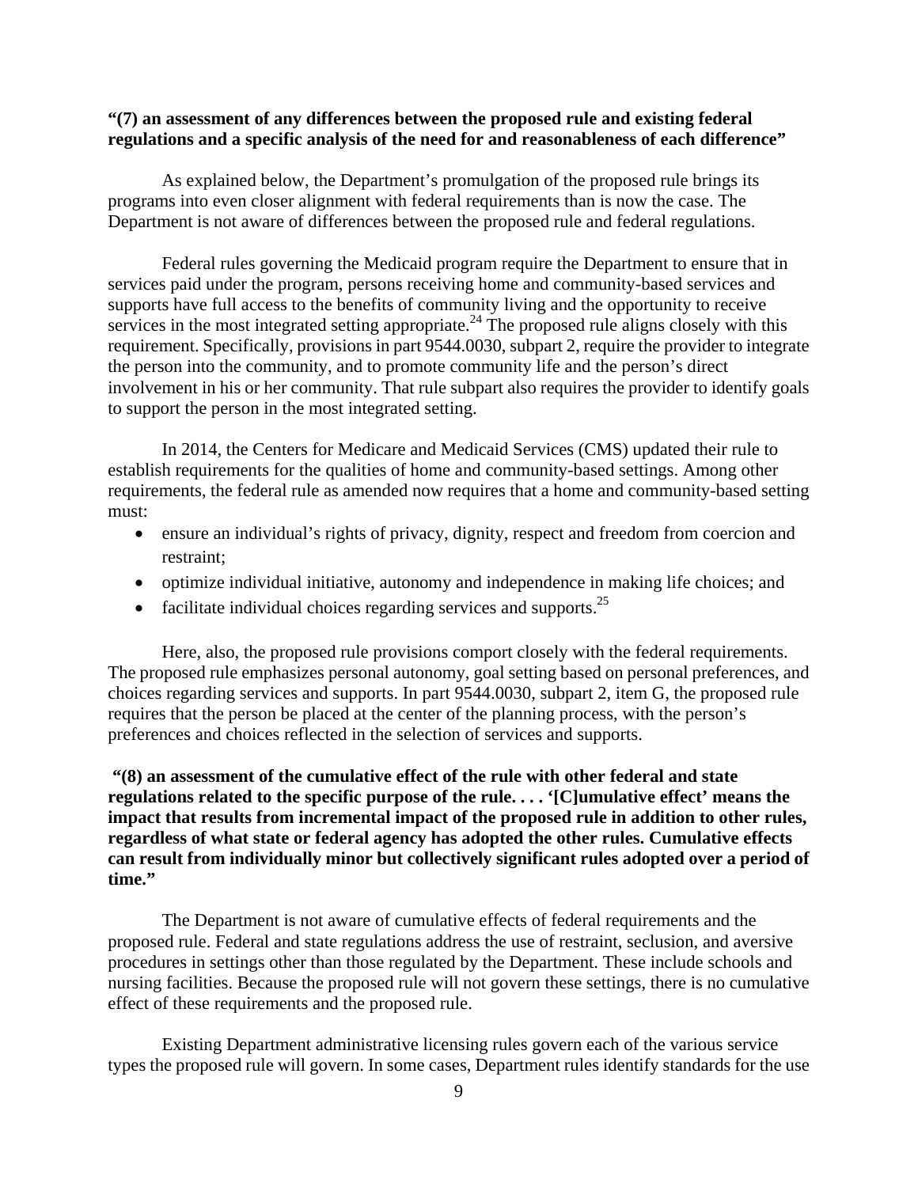**“(7) an assessment of any differences between the proposed rule and existing federal regulations and a specific analysis of the need for and reasonableness of each difference”**

As explained below, the Department’s promulgation of the proposed rule brings its programs into even closer alignment with federal requirements than is now the case. The Department is not aware of differences between the proposed rule and federal regulations.

Federal rules governing the Medicaid program require the Department to ensure that in services paid under the program, persons receiving home and community-based services and supports have full access to the benefits of community living and the opportunity to receive services in the most integrated setting appropriate.[24] The proposed rule aligns closely with this requirement. Specifically, provisions in part 9544.0030, subpart 2, require the provider to integrate the person into the community, and to promote community life and the person’s direct involvement in his or her community. That rule subpart also requires the provider to identify goals to support the person in the most integrated setting.

In 2014, the Centers for Medicare and Medicaid Services (CMS) updated their rule to establish requirements for the qualities of home and community-based settings. Among other requirements, the federal rule as amended now requires that a home and community-based setting must:

- ensure an individual’s rights of privacy, dignity, respect and freedom from coercion and restraint;
- optimize individual initiative, autonomy and independence in making life choices; and
- facilitate individual choices regarding services and supports.[25]

Here, also, the proposed rule provisions comport closely with the federal requirements. The proposed rule emphasizes personal autonomy, goal setting based on personal preferences, and choices regarding services and supports. In part 9544.0030, subpart 2, item G, the proposed rule requires that the person be placed at the center of the planning process, with the person’s preferences and choices reflected in the selection of services and supports.

**“(8) an assessment of the cumulative effect of the rule with other federal and state regulations related to the specific purpose of the rule. . . . ‘[C]umulative effect’ means the impact that results from incremental impact of the proposed rule in addition to other rules, regardless of what state or federal agency has adopted the other rules. Cumulative effects can result from individually minor but collectively significant rules adopted over a period of time.”**

The Department is not aware of cumulative effects of federal requirements and the proposed rule. Federal and state regulations address the use of restraint, seclusion, and aversive procedures in settings other than those regulated by the Department. These include schools and nursing facilities. Because the proposed rule will not govern these settings, there is no cumulative effect of these requirements and the proposed rule.

Existing Department administrative licensing rules govern each of the various service types the proposed rule will govern. In some cases, Department rules identify standards for the use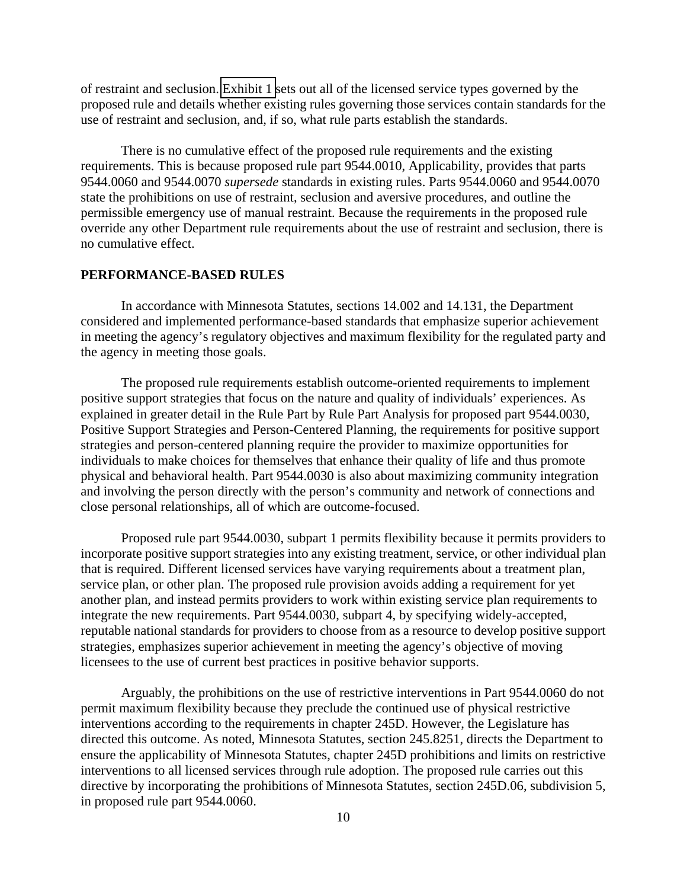of restraint and seclusion. Exhibit 1 sets out all of the licensed service types governed by the proposed rule and details whether existing rules governing those services contain standards for the use of restraint and seclusion, and, if so, what rule parts establish the standards.

There is no cumulative effect of the proposed rule requirements and the existing requirements. This is because proposed rule part 9544.0010, Applicability, provides that parts 9544.0060 and 9544.0070 *supersede* standards in existing rules. Parts 9544.0060 and 9544.0070 state the prohibitions on use of restraint, seclusion and aversive procedures, and outline the permissible emergency use of manual restraint. Because the requirements in the proposed rule override any other Department rule requirements about the use of restraint and seclusion, there is no cumulative effect.

## PERFORMANCE-BASED RULES

In accordance with Minnesota Statutes, sections 14.002 and 14.131, the Department considered and implemented performance-based standards that emphasize superior achievement in meeting the agency's regulatory objectives and maximum flexibility for the regulated party and the agency in meeting those goals.

The proposed rule requirements establish outcome-oriented requirements to implement positive support strategies that focus on the nature and quality of individuals' experiences. As explained in greater detail in the Rule Part by Rule Part Analysis for proposed part 9544.0030, Positive Support Strategies and Person-Centered Planning, the requirements for positive support strategies and person-centered planning require the provider to maximize opportunities for individuals to make choices for themselves that enhance their quality of life and thus promote physical and behavioral health. Part 9544.0030 is also about maximizing community integration and involving the person directly with the person's community and network of connections and close personal relationships, all of which are outcome-focused.

Proposed rule part 9544.0030, subpart 1 permits flexibility because it permits providers to incorporate positive support strategies into any existing treatment, service, or other individual plan that is required. Different licensed services have varying requirements about a treatment plan, service plan, or other plan. The proposed rule provision avoids adding a requirement for yet another plan, and instead permits providers to work within existing service plan requirements to integrate the new requirements. Part 9544.0030, subpart 4, by specifying widely-accepted, reputable national standards for providers to choose from as a resource to develop positive support strategies, emphasizes superior achievement in meeting the agency's objective of moving licensees to the use of current best practices in positive behavior supports.

Arguably, the prohibitions on the use of restrictive interventions in Part 9544.0060 do not permit maximum flexibility because they preclude the continued use of physical restrictive interventions according to the requirements in chapter 245D. However, the Legislature has directed this outcome. As noted, Minnesota Statutes, section 245.8251, directs the Department to ensure the applicability of Minnesota Statutes, chapter 245D prohibitions and limits on restrictive interventions to all licensed services through rule adoption. The proposed rule carries out this directive by incorporating the prohibitions of Minnesota Statutes, section 245D.06, subdivision 5, in proposed rule part 9544.0060.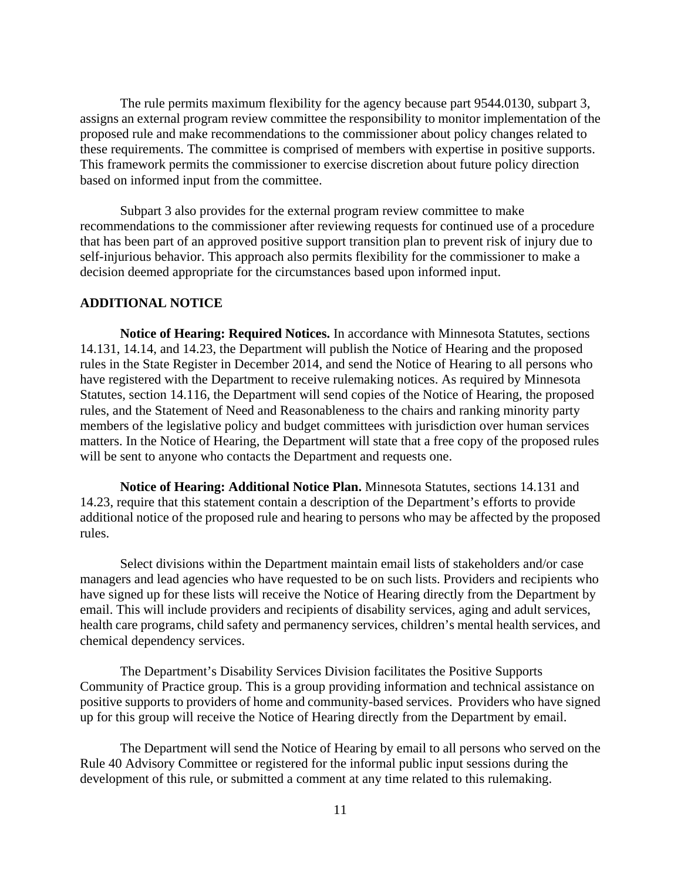The rule permits maximum flexibility for the agency because part 9544.0130, subpart 3, assigns an external program review committee the responsibility to monitor implementation of the proposed rule and make recommendations to the commissioner about policy changes related to these requirements. The committee is comprised of members with expertise in positive supports. This framework permits the commissioner to exercise discretion about future policy direction based on informed input from the committee.

Subpart 3 also provides for the external program review committee to make recommendations to the commissioner after reviewing requests for continued use of a procedure that has been part of an approved positive support transition plan to prevent risk of injury due to self-injurious behavior. This approach also permits flexibility for the commissioner to make a decision deemed appropriate for the circumstances based upon informed input.

## ADDITIONAL NOTICE

**Notice of Hearing: Required Notices.** In accordance with Minnesota Statutes, sections 14.131, 14.14, and 14.23, the Department will publish the Notice of Hearing and the proposed rules in the State Register in December 2014, and send the Notice of Hearing to all persons who have registered with the Department to receive rulemaking notices. As required by Minnesota Statutes, section 14.116, the Department will send copies of the Notice of Hearing, the proposed rules, and the Statement of Need and Reasonableness to the chairs and ranking minority party members of the legislative policy and budget committees with jurisdiction over human services matters. In the Notice of Hearing, the Department will state that a free copy of the proposed rules will be sent to anyone who contacts the Department and requests one.

**Notice of Hearing: Additional Notice Plan.** Minnesota Statutes, sections 14.131 and 14.23, require that this statement contain a description of the Department's efforts to provide additional notice of the proposed rule and hearing to persons who may be affected by the proposed rules.

Select divisions within the Department maintain email lists of stakeholders and/or case managers and lead agencies who have requested to be on such lists. Providers and recipients who have signed up for these lists will receive the Notice of Hearing directly from the Department by email. This will include providers and recipients of disability services, aging and adult services, health care programs, child safety and permanency services, children's mental health services, and chemical dependency services.

The Department's Disability Services Division facilitates the Positive Supports Community of Practice group. This is a group providing information and technical assistance on positive supports to providers of home and community-based services. Providers who have signed up for this group will receive the Notice of Hearing directly from the Department by email.

The Department will send the Notice of Hearing by email to all persons who served on the Rule 40 Advisory Committee or registered for the informal public input sessions during the development of this rule, or submitted a comment at any time related to this rulemaking.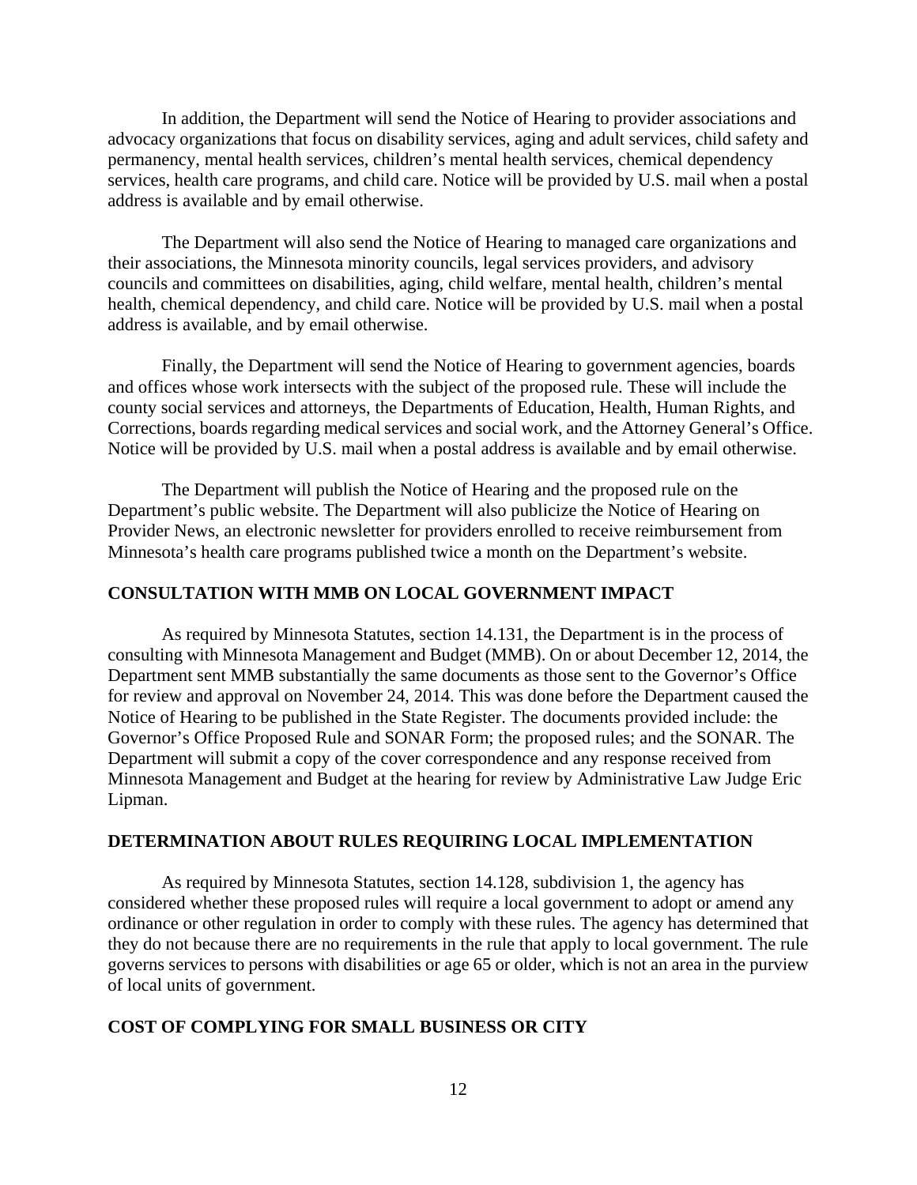In addition, the Department will send the Notice of Hearing to provider associations and advocacy organizations that focus on disability services, aging and adult services, child safety and permanency, mental health services, children's mental health services, chemical dependency services, health care programs, and child care. Notice will be provided by U.S. mail when a postal address is available and by email otherwise.

The Department will also send the Notice of Hearing to managed care organizations and their associations, the Minnesota minority councils, legal services providers, and advisory councils and committees on disabilities, aging, child welfare, mental health, children's mental health, chemical dependency, and child care. Notice will be provided by U.S. mail when a postal address is available, and by email otherwise.

Finally, the Department will send the Notice of Hearing to government agencies, boards and offices whose work intersects with the subject of the proposed rule. These will include the county social services and attorneys, the Departments of Education, Health, Human Rights, and Corrections, boards regarding medical services and social work, and the Attorney General's Office. Notice will be provided by U.S. mail when a postal address is available and by email otherwise.

The Department will publish the Notice of Hearing and the proposed rule on the Department's public website. The Department will also publicize the Notice of Hearing on Provider News, an electronic newsletter for providers enrolled to receive reimbursement from Minnesota's health care programs published twice a month on the Department's website.

## CONSULTATION WITH MMB ON LOCAL GOVERNMENT IMPACT

As required by Minnesota Statutes, section 14.131, the Department is in the process of consulting with Minnesota Management and Budget (MMB). On or about December 12, 2014, the Department sent MMB substantially the same documents as those sent to the Governor's Office for review and approval on November 24, 2014. This was done before the Department caused the Notice of Hearing to be published in the State Register. The documents provided include: the Governor's Office Proposed Rule and SONAR Form; the proposed rules; and the SONAR. The Department will submit a copy of the cover correspondence and any response received from Minnesota Management and Budget at the hearing for review by Administrative Law Judge Eric Lipman.

## DETERMINATION ABOUT RULES REQUIRING LOCAL IMPLEMENTATION

As required by Minnesota Statutes, section 14.128, subdivision 1, the agency has considered whether these proposed rules will require a local government to adopt or amend any ordinance or other regulation in order to comply with these rules. The agency has determined that they do not because there are no requirements in the rule that apply to local government. The rule governs services to persons with disabilities or age 65 or older, which is not an area in the purview of local units of government.

## COST OF COMPLYING FOR SMALL BUSINESS OR CITY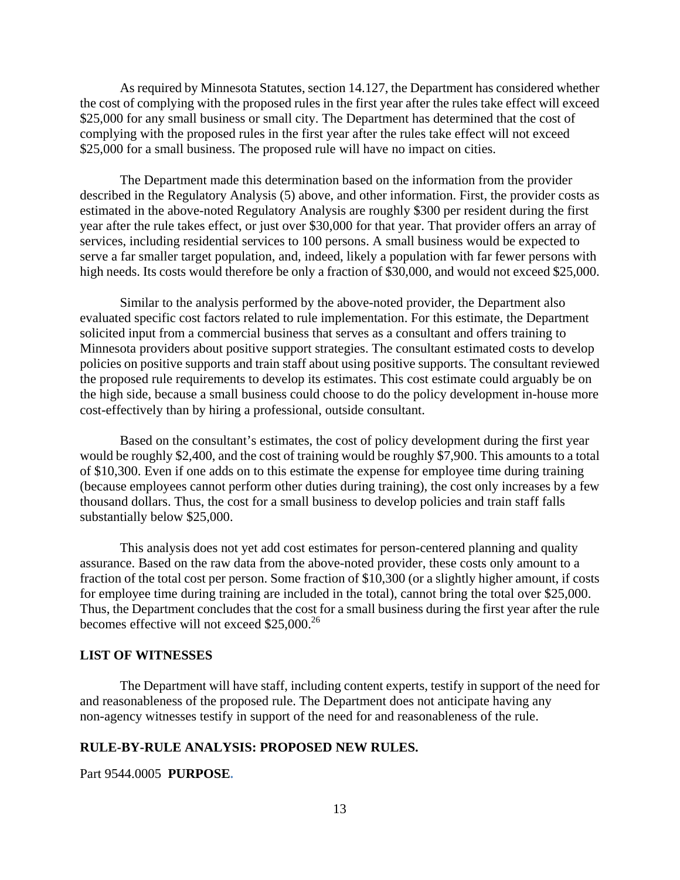As required by Minnesota Statutes, section 14.127, the Department has considered whether the cost of complying with the proposed rules in the first year after the rules take effect will exceed $25,000 for any small business or small city. The Department has determined that the cost of complying with the proposed rules in the first year after the rules take effect will not exceed $25,000 for a small business. The proposed rule will have no impact on cities.

The Department made this determination based on the information from the provider described in the Regulatory Analysis (5) above, and other information. First, the provider costs as estimated in the above-noted Regulatory Analysis are roughly $300 per resident during the first year after the rule takes effect, or just over $30,000 for that year. That provider offers an array of services, including residential services to 100 persons. A small business would be expected to serve a far smaller target population, and, indeed, likely a population with far fewer persons with high needs. Its costs would therefore be only a fraction of $30,000, and would not exceed $25,000.

Similar to the analysis performed by the above-noted provider, the Department also evaluated specific cost factors related to rule implementation. For this estimate, the Department solicited input from a commercial business that serves as a consultant and offers training to Minnesota providers about positive support strategies. The consultant estimated costs to develop policies on positive supports and train staff about using positive supports. The consultant reviewed the proposed rule requirements to develop its estimates. This cost estimate could arguably be on the high side, because a small business could choose to do the policy development in-house more cost-effectively than by hiring a professional, outside consultant.

Based on the consultant's estimates, the cost of policy development during the first year would be roughly $2,400, and the cost of training would be roughly $7,900. This amounts to a total of $10,300. Even if one adds on to this estimate the expense for employee time during training (because employees cannot perform other duties during training), the cost only increases by a few thousand dollars. Thus, the cost for a small business to develop policies and train staff falls substantially below $25,000.

This analysis does not yet add cost estimates for person-centered planning and quality assurance. Based on the raw data from the above-noted provider, these costs only amount to a fraction of the total cost per person. Some fraction of $10,300 (or a slightly higher amount, if costs for employee time during training are included in the total), cannot bring the total over $25,000. Thus, the Department concludes that the cost for a small business during the first year after the rule becomes effective will not exceed $25,000.[26]

## LIST OF WITNESSES

The Department will have staff, including content experts, testify in support of the need for and reasonableness of the proposed rule. The Department does not anticipate having any non-agency witnesses testify in support of the need for and reasonableness of the rule.

## RULE-BY-RULE ANALYSIS: PROPOSED NEW RULES.

Part 9544.0005 **PURPOSE.**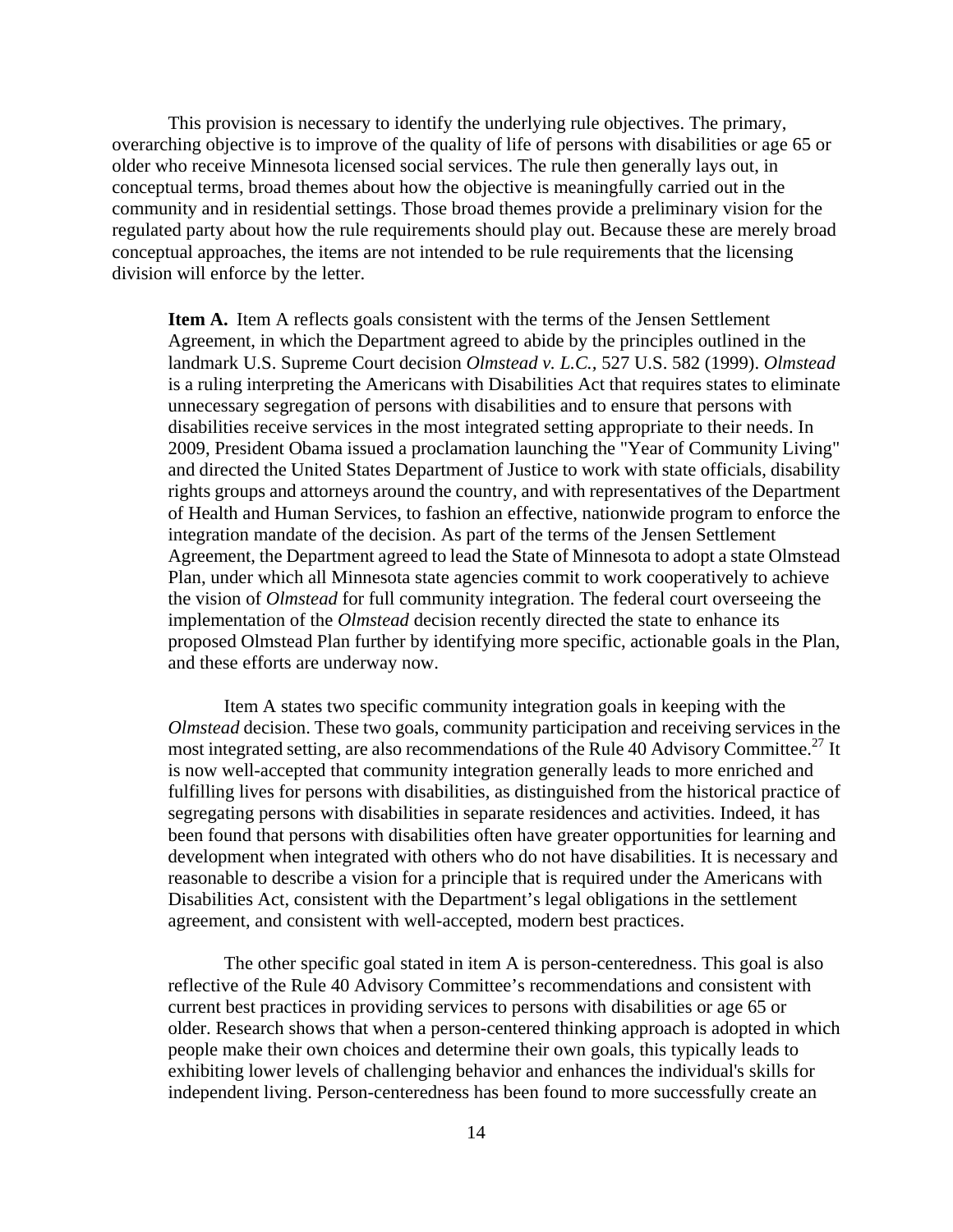This provision is necessary to identify the underlying rule objectives. The primary, overarching objective is to improve of the quality of life of persons with disabilities or age 65 or older who receive Minnesota licensed social services. The rule then generally lays out, in conceptual terms, broad themes about how the objective is meaningfully carried out in the community and in residential settings. Those broad themes provide a preliminary vision for the regulated party about how the rule requirements should play out. Because these are merely broad conceptual approaches, the items are not intended to be rule requirements that the licensing division will enforce by the letter.

> **Item A.** Item A reflects goals consistent with the terms of the Jensen Settlement Agreement, in which the Department agreed to abide by the principles outlined in the landmark U.S. Supreme Court decision *Olmstead v. L.C.,* 527 U.S. 582 (1999). *Olmstead* is a ruling interpreting the Americans with Disabilities Act that requires states to eliminate unnecessary segregation of persons with disabilities and to ensure that persons with disabilities receive services in the most integrated setting appropriate to their needs. In 2009, President Obama issued a proclamation launching the "Year of Community Living" and directed the United States Department of Justice to work with state officials, disability rights groups and attorneys around the country, and with representatives of the Department of Health and Human Services, to fashion an effective, nationwide program to enforce the integration mandate of the decision. As part of the terms of the Jensen Settlement Agreement, the Department agreed to lead the State of Minnesota to adopt a state Olmstead Plan, under which all Minnesota state agencies commit to work cooperatively to achieve the vision of *Olmstead* for full community integration. The federal court overseeing the implementation of the *Olmstead* decision recently directed the state to enhance its proposed Olmstead Plan further by identifying more specific, actionable goals in the Plan, and these efforts are underway now.
>
> Item A states two specific community integration goals in keeping with the *Olmstead* decision. These two goals, community participation and receiving services in the most integrated setting, are also recommendations of the Rule 40 Advisory Committee.[27] It is now well-accepted that community integration generally leads to more enriched and fulfilling lives for persons with disabilities, as distinguished from the historical practice of segregating persons with disabilities in separate residences and activities. Indeed, it has been found that persons with disabilities often have greater opportunities for learning and development when integrated with others who do not have disabilities. It is necessary and reasonable to describe a vision for a principle that is required under the Americans with Disabilities Act, consistent with the Department's legal obligations in the settlement agreement, and consistent with well-accepted, modern best practices.
>
> The other specific goal stated in item A is person-centeredness. This goal is also reflective of the Rule 40 Advisory Committee's recommendations and consistent with current best practices in providing services to persons with disabilities or age 65 or older. Research shows that when a person-centered thinking approach is adopted in which people make their own choices and determine their own goals, this typically leads to exhibiting lower levels of challenging behavior and enhances the individual's skills for independent living. Person-centeredness has been found to more successfully create an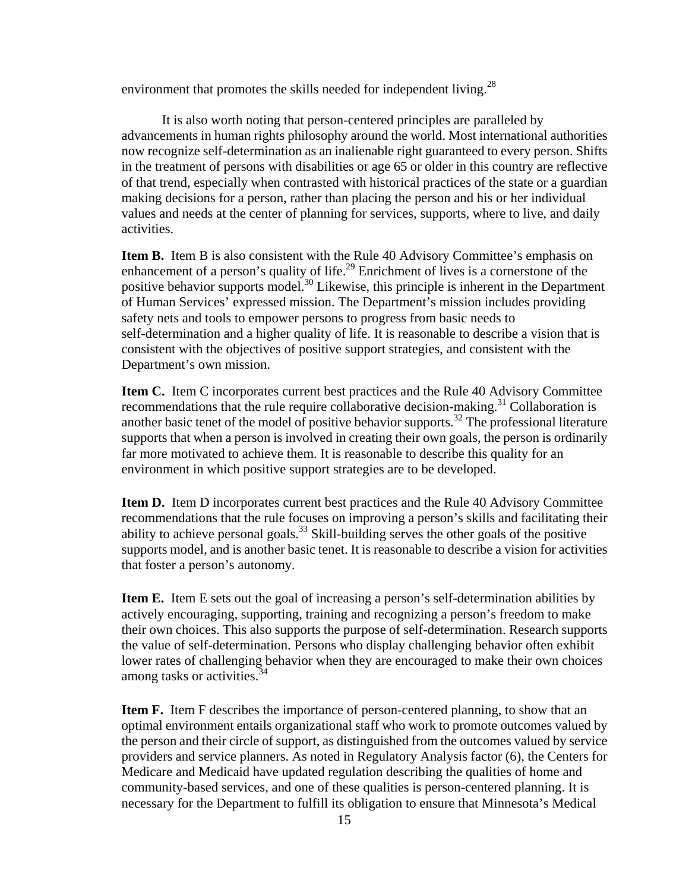environment that promotes the skills needed for independent living.[28]

It is also worth noting that person-centered principles are paralleled by advancements in human rights philosophy around the world. Most international authorities now recognize self-determination as an inalienable right guaranteed to every person. Shifts in the treatment of persons with disabilities or age 65 or older in this country are reflective of that trend, especially when contrasted with historical practices of the state or a guardian making decisions for a person, rather than placing the person and his or her individual values and needs at the center of planning for services, supports, where to live, and daily activities.

**Item B.** Item B is also consistent with the Rule 40 Advisory Committee's emphasis on enhancement of a person's quality of life.[29] Enrichment of lives is a cornerstone of the positive behavior supports model.[30] Likewise, this principle is inherent in the Department of Human Services' expressed mission. The Department's mission includes providing safety nets and tools to empower persons to progress from basic needs to self-determination and a higher quality of life. It is reasonable to describe a vision that is consistent with the objectives of positive support strategies, and consistent with the Department's own mission.

**Item C.** Item C incorporates current best practices and the Rule 40 Advisory Committee recommendations that the rule require collaborative decision-making.[31] Collaboration is another basic tenet of the model of positive behavior supports.[32] The professional literature supports that when a person is involved in creating their own goals, the person is ordinarily far more motivated to achieve them. It is reasonable to describe this quality for an environment in which positive support strategies are to be developed.

**Item D.** Item D incorporates current best practices and the Rule 40 Advisory Committee recommendations that the rule focuses on improving a person's skills and facilitating their ability to achieve personal goals.[33] Skill-building serves the other goals of the positive supports model, and is another basic tenet. It is reasonable to describe a vision for activities that foster a person's autonomy.

**Item E.** Item E sets out the goal of increasing a person's self-determination abilities by actively encouraging, supporting, training and recognizing a person's freedom to make their own choices. This also supports the purpose of self-determination. Research supports the value of self-determination. Persons who display challenging behavior often exhibit lower rates of challenging behavior when they are encouraged to make their own choices among tasks or activities.[34]

**Item F.** Item F describes the importance of person-centered planning, to show that an optimal environment entails organizational staff who work to promote outcomes valued by the person and their circle of support, as distinguished from the outcomes valued by service providers and service planners. As noted in Regulatory Analysis factor (6), the Centers for Medicare and Medicaid have updated regulation describing the qualities of home and community-based services, and one of these qualities is person-centered planning. It is necessary for the Department to fulfill its obligation to ensure that Minnesota's Medical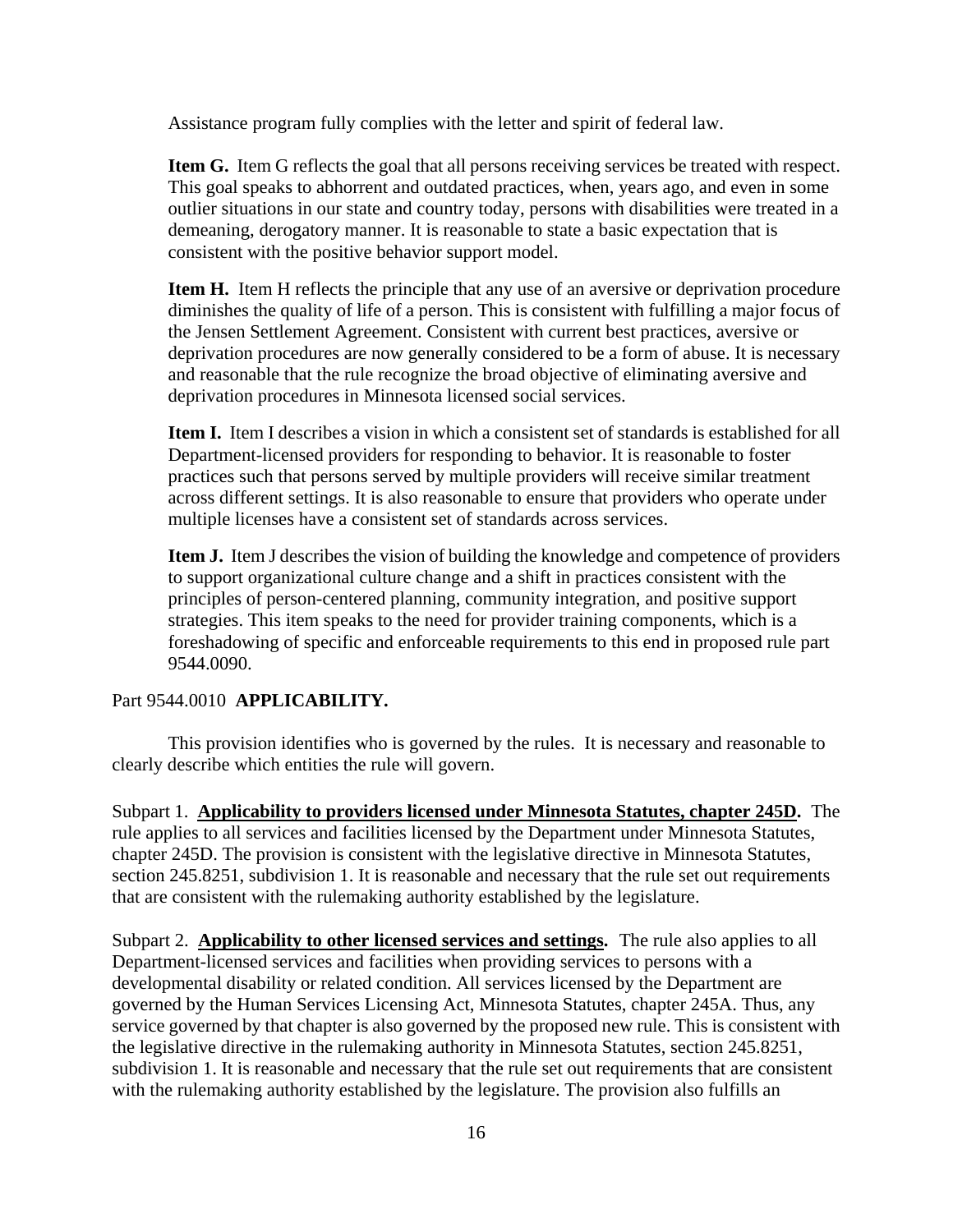Assistance program fully complies with the letter and spirit of federal law.

**Item G.** Item G reflects the goal that all persons receiving services be treated with respect. This goal speaks to abhorrent and outdated practices, when, years ago, and even in some outlier situations in our state and country today, persons with disabilities were treated in a demeaning, derogatory manner. It is reasonable to state a basic expectation that is consistent with the positive behavior support model.

**Item H.** Item H reflects the principle that any use of an aversive or deprivation procedure diminishes the quality of life of a person. This is consistent with fulfilling a major focus of the Jensen Settlement Agreement. Consistent with current best practices, aversive or deprivation procedures are now generally considered to be a form of abuse. It is necessary and reasonable that the rule recognize the broad objective of eliminating aversive and deprivation procedures in Minnesota licensed social services.

**Item I.** Item I describes a vision in which a consistent set of standards is established for all Department-licensed providers for responding to behavior. It is reasonable to foster practices such that persons served by multiple providers will receive similar treatment across different settings. It is also reasonable to ensure that providers who operate under multiple licenses have a consistent set of standards across services.

**Item J.** Item J describes the vision of building the knowledge and competence of providers to support organizational culture change and a shift in practices consistent with the principles of person-centered planning, community integration, and positive support strategies. This item speaks to the need for provider training components, which is a foreshadowing of specific and enforceable requirements to this end in proposed rule part 9544.0090.

Part 9544.0010 **APPLICABILITY.**

This provision identifies who is governed by the rules. It is necessary and reasonable to clearly describe which entities the rule will govern.

Subpart 1. **Applicability to providers licensed under Minnesota Statutes, chapter 245D.** The rule applies to all services and facilities licensed by the Department under Minnesota Statutes, chapter 245D. The provision is consistent with the legislative directive in Minnesota Statutes, section 245.8251, subdivision 1. It is reasonable and necessary that the rule set out requirements that are consistent with the rulemaking authority established by the legislature.

Subpart 2. **Applicability to other licensed services and settings.** The rule also applies to all Department-licensed services and facilities when providing services to persons with a developmental disability or related condition. All services licensed by the Department are governed by the Human Services Licensing Act, Minnesota Statutes, chapter 245A. Thus, any service governed by that chapter is also governed by the proposed new rule. This is consistent with the legislative directive in the rulemaking authority in Minnesota Statutes, section 245.8251, subdivision 1. It is reasonable and necessary that the rule set out requirements that are consistent with the rulemaking authority established by the legislature. The provision also fulfills an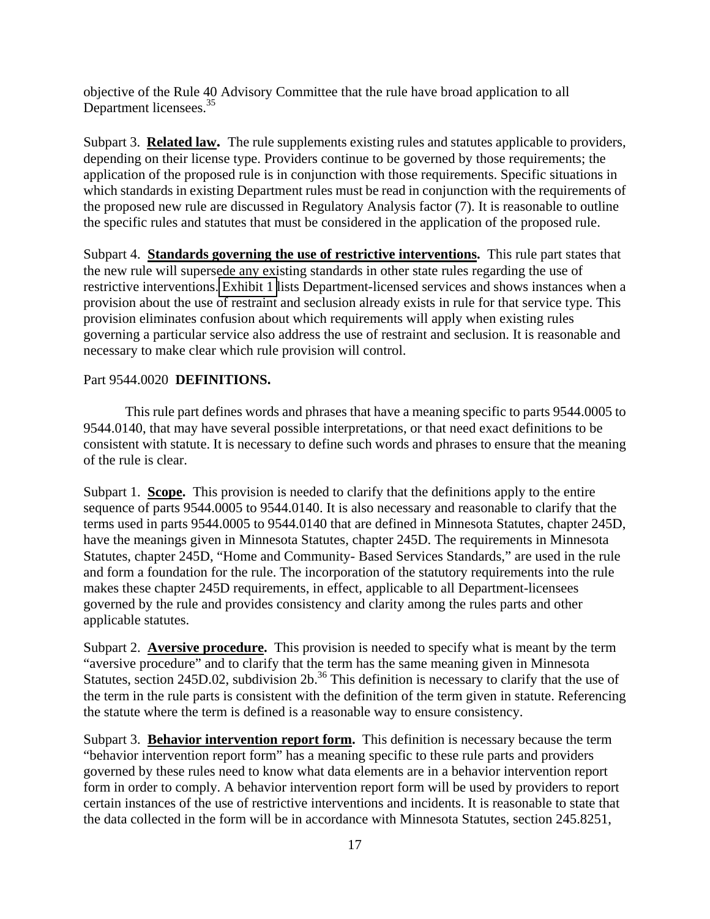objective of the Rule 40 Advisory Committee that the rule have broad application to all Department licensees.[35]

Subpart 3. **Related law.** The rule supplements existing rules and statutes applicable to providers, depending on their license type. Providers continue to be governed by those requirements; the application of the proposed rule is in conjunction with those requirements. Specific situations in which standards in existing Department rules must be read in conjunction with the requirements of the proposed new rule are discussed in Regulatory Analysis factor (7). It is reasonable to outline the specific rules and statutes that must be considered in the application of the proposed rule.

Subpart 4. **Standards governing the use of restrictive interventions.** This rule part states that the new rule will supersede any existing standards in other state rules regarding the use of restrictive interventions. Exhibit 1 lists Department-licensed services and shows instances when a provision about the use of restraint and seclusion already exists in rule for that service type. This provision eliminates confusion about which requirements will apply when existing rules governing a particular service also address the use of restraint and seclusion. It is reasonable and necessary to make clear which rule provision will control.

Part 9544.0020 **DEFINITIONS.**

This rule part defines words and phrases that have a meaning specific to parts 9544.0005 to 9544.0140, that may have several possible interpretations, or that need exact definitions to be consistent with statute. It is necessary to define such words and phrases to ensure that the meaning of the rule is clear.

Subpart 1. **Scope.** This provision is needed to clarify that the definitions apply to the entire sequence of parts 9544.0005 to 9544.0140. It is also necessary and reasonable to clarify that the terms used in parts 9544.0005 to 9544.0140 that are defined in Minnesota Statutes, chapter 245D, have the meanings given in Minnesota Statutes, chapter 245D. The requirements in Minnesota Statutes, chapter 245D, "Home and Community- Based Services Standards," are used in the rule and form a foundation for the rule. The incorporation of the statutory requirements into the rule makes these chapter 245D requirements, in effect, applicable to all Department-licensees governed by the rule and provides consistency and clarity among the rules parts and other applicable statutes.

Subpart 2. **Aversive procedure.** This provision is needed to specify what is meant by the term "aversive procedure" and to clarify that the term has the same meaning given in Minnesota Statutes, section 245D.02, subdivision 2b.[36] This definition is necessary to clarify that the use of the term in the rule parts is consistent with the definition of the term given in statute. Referencing the statute where the term is defined is a reasonable way to ensure consistency.

Subpart 3. **Behavior intervention report form.** This definition is necessary because the term "behavior intervention report form" has a meaning specific to these rule parts and providers governed by these rules need to know what data elements are in a behavior intervention report form in order to comply. A behavior intervention report form will be used by providers to report certain instances of the use of restrictive interventions and incidents. It is reasonable to state that the data collected in the form will be in accordance with Minnesota Statutes, section 245.8251,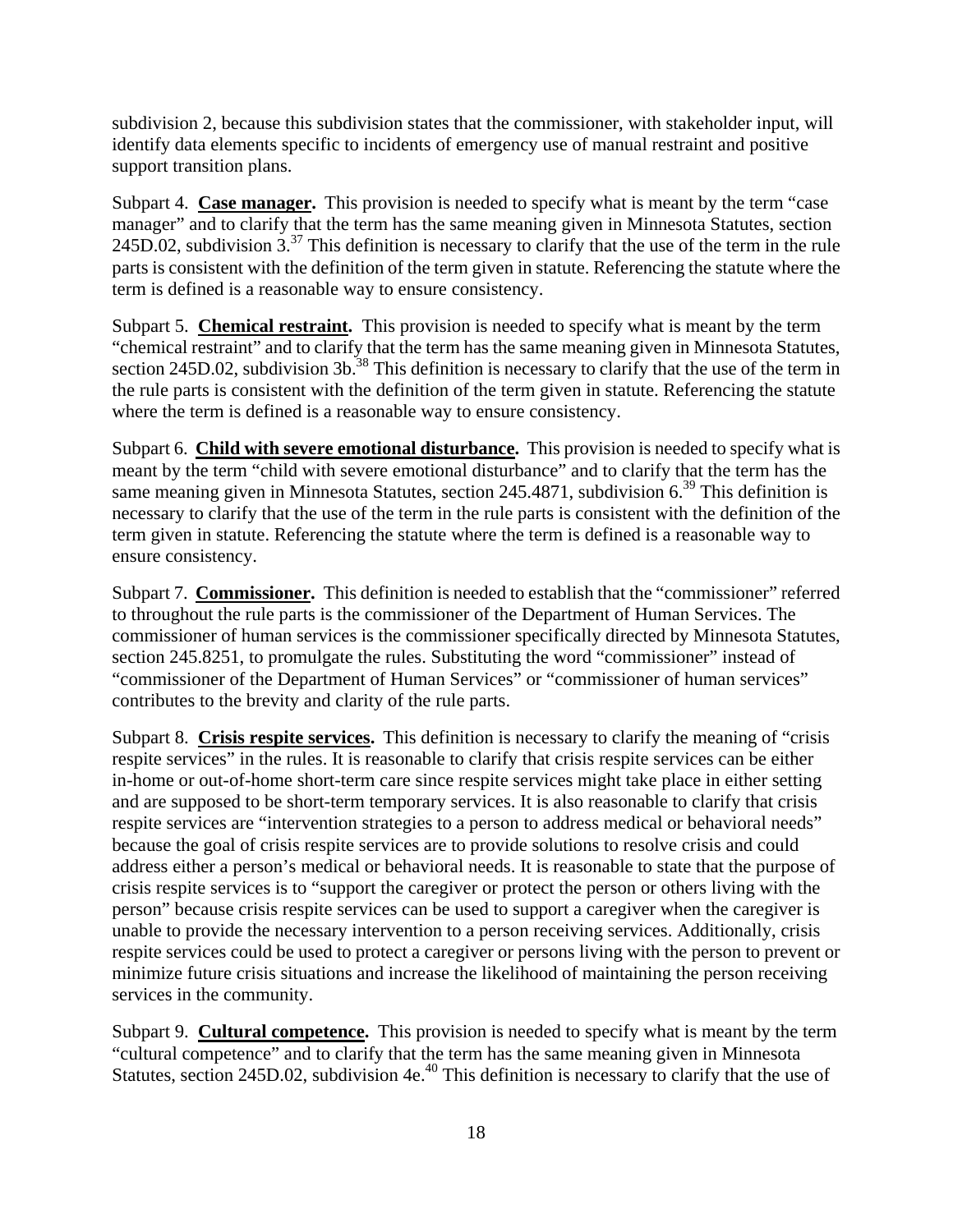subdivision 2, because this subdivision states that the commissioner, with stakeholder input, will identify data elements specific to incidents of emergency use of manual restraint and positive support transition plans.

Subpart 4. **Case manager.** This provision is needed to specify what is meant by the term "case manager" and to clarify that the term has the same meaning given in Minnesota Statutes, section 245D.02, subdivision 3.[37] This definition is necessary to clarify that the use of the term in the rule parts is consistent with the definition of the term given in statute. Referencing the statute where the term is defined is a reasonable way to ensure consistency.

Subpart 5. **Chemical restraint.** This provision is needed to specify what is meant by the term "chemical restraint" and to clarify that the term has the same meaning given in Minnesota Statutes, section 245D.02, subdivision 3b.[38] This definition is necessary to clarify that the use of the term in the rule parts is consistent with the definition of the term given in statute. Referencing the statute where the term is defined is a reasonable way to ensure consistency.

Subpart 6. **Child with severe emotional disturbance.** This provision is needed to specify what is meant by the term "child with severe emotional disturbance" and to clarify that the term has the same meaning given in Minnesota Statutes, section 245.4871, subdivision 6.[39] This definition is necessary to clarify that the use of the term in the rule parts is consistent with the definition of the term given in statute. Referencing the statute where the term is defined is a reasonable way to ensure consistency.

Subpart 7. **Commissioner.** This definition is needed to establish that the "commissioner" referred to throughout the rule parts is the commissioner of the Department of Human Services. The commissioner of human services is the commissioner specifically directed by Minnesota Statutes, section 245.8251, to promulgate the rules. Substituting the word "commissioner" instead of "commissioner of the Department of Human Services" or "commissioner of human services" contributes to the brevity and clarity of the rule parts.

Subpart 8. **Crisis respite services.** This definition is necessary to clarify the meaning of "crisis respite services" in the rules. It is reasonable to clarify that crisis respite services can be either in-home or out-of-home short-term care since respite services might take place in either setting and are supposed to be short-term temporary services. It is also reasonable to clarify that crisis respite services are "intervention strategies to a person to address medical or behavioral needs" because the goal of crisis respite services are to provide solutions to resolve crisis and could address either a person's medical or behavioral needs. It is reasonable to state that the purpose of crisis respite services is to "support the caregiver or protect the person or others living with the person" because crisis respite services can be used to support a caregiver when the caregiver is unable to provide the necessary intervention to a person receiving services. Additionally, crisis respite services could be used to protect a caregiver or persons living with the person to prevent or minimize future crisis situations and increase the likelihood of maintaining the person receiving services in the community.

Subpart 9. **Cultural competence.** This provision is needed to specify what is meant by the term "cultural competence" and to clarify that the term has the same meaning given in Minnesota Statutes, section 245D.02, subdivision 4e.[40] This definition is necessary to clarify that the use of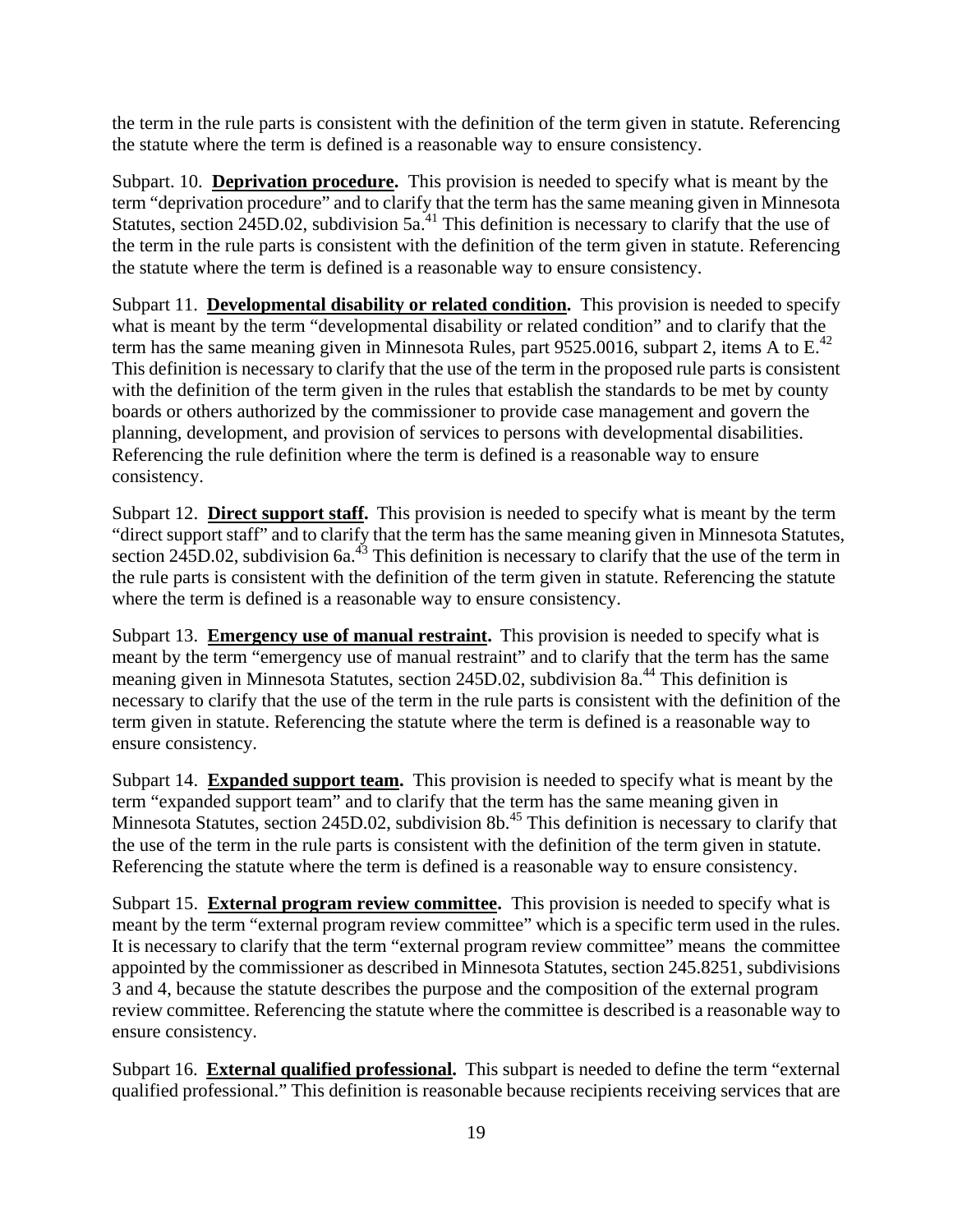the term in the rule parts is consistent with the definition of the term given in statute. Referencing the statute where the term is defined is a reasonable way to ensure consistency.

Subpart. 10. **Deprivation procedure.** This provision is needed to specify what is meant by the term "deprivation procedure" and to clarify that the term has the same meaning given in Minnesota Statutes, section 245D.02, subdivision 5a.[41] This definition is necessary to clarify that the use of the term in the rule parts is consistent with the definition of the term given in statute. Referencing the statute where the term is defined is a reasonable way to ensure consistency.

Subpart 11. **Developmental disability or related condition.** This provision is needed to specify what is meant by the term "developmental disability or related condition" and to clarify that the term has the same meaning given in Minnesota Rules, part 9525.0016, subpart 2, items A to E.[42] This definition is necessary to clarify that the use of the term in the proposed rule parts is consistent with the definition of the term given in the rules that establish the standards to be met by county boards or others authorized by the commissioner to provide case management and govern the planning, development, and provision of services to persons with developmental disabilities. Referencing the rule definition where the term is defined is a reasonable way to ensure consistency.

Subpart 12. **Direct support staff.** This provision is needed to specify what is meant by the term "direct support staff" and to clarify that the term has the same meaning given in Minnesota Statutes, section 245D.02, subdivision 6a.[43] This definition is necessary to clarify that the use of the term in the rule parts is consistent with the definition of the term given in statute. Referencing the statute where the term is defined is a reasonable way to ensure consistency.

Subpart 13. **Emergency use of manual restraint.** This provision is needed to specify what is meant by the term "emergency use of manual restraint" and to clarify that the term has the same meaning given in Minnesota Statutes, section 245D.02, subdivision 8a.[44] This definition is necessary to clarify that the use of the term in the rule parts is consistent with the definition of the term given in statute. Referencing the statute where the term is defined is a reasonable way to ensure consistency.

Subpart 14. **Expanded support team.** This provision is needed to specify what is meant by the term "expanded support team" and to clarify that the term has the same meaning given in Minnesota Statutes, section 245D.02, subdivision 8b.[45] This definition is necessary to clarify that the use of the term in the rule parts is consistent with the definition of the term given in statute. Referencing the statute where the term is defined is a reasonable way to ensure consistency.

Subpart 15. **External program review committee.** This provision is needed to specify what is meant by the term "external program review committee" which is a specific term used in the rules. It is necessary to clarify that the term "external program review committee" means the committee appointed by the commissioner as described in Minnesota Statutes, section 245.8251, subdivisions 3 and 4, because the statute describes the purpose and the composition of the external program review committee. Referencing the statute where the committee is described is a reasonable way to ensure consistency.

Subpart 16. **External qualified professional.** This subpart is needed to define the term "external qualified professional." This definition is reasonable because recipients receiving services that are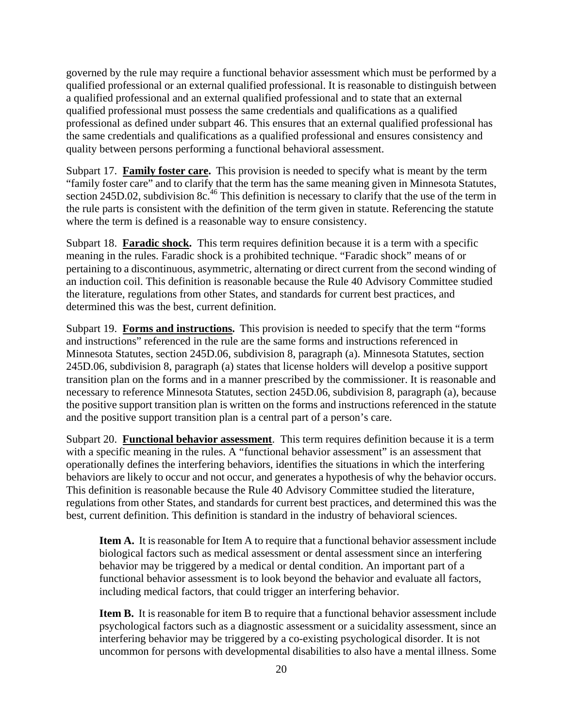governed by the rule may require a functional behavior assessment which must be performed by a qualified professional or an external qualified professional. It is reasonable to distinguish between a qualified professional and an external qualified professional and to state that an external qualified professional must possess the same credentials and qualifications as a qualified professional as defined under subpart 46. This ensures that an external qualified professional has the same credentials and qualifications as a qualified professional and ensures consistency and quality between persons performing a functional behavioral assessment.

Subpart 17. **Family foster care.** This provision is needed to specify what is meant by the term "family foster care" and to clarify that the term has the same meaning given in Minnesota Statutes, section 245D.02, subdivision 8c.[46] This definition is necessary to clarify that the use of the term in the rule parts is consistent with the definition of the term given in statute. Referencing the statute where the term is defined is a reasonable way to ensure consistency.

Subpart 18. **Faradic shock.** This term requires definition because it is a term with a specific meaning in the rules. Faradic shock is a prohibited technique. "Faradic shock" means of or pertaining to a discontinuous, asymmetric, alternating or direct current from the second winding of an induction coil. This definition is reasonable because the Rule 40 Advisory Committee studied the literature, regulations from other States, and standards for current best practices, and determined this was the best, current definition.

Subpart 19. **Forms and instructions.** This provision is needed to specify that the term "forms and instructions" referenced in the rule are the same forms and instructions referenced in Minnesota Statutes, section 245D.06, subdivision 8, paragraph (a). Minnesota Statutes, section 245D.06, subdivision 8, paragraph (a) states that license holders will develop a positive support transition plan on the forms and in a manner prescribed by the commissioner. It is reasonable and necessary to reference Minnesota Statutes, section 245D.06, subdivision 8, paragraph (a), because the positive support transition plan is written on the forms and instructions referenced in the statute and the positive support transition plan is a central part of a person's care.

Subpart 20. **Functional behavior assessment**. This term requires definition because it is a term with a specific meaning in the rules. A "functional behavior assessment" is an assessment that operationally defines the interfering behaviors, identifies the situations in which the interfering behaviors are likely to occur and not occur, and generates a hypothesis of why the behavior occurs. This definition is reasonable because the Rule 40 Advisory Committee studied the literature, regulations from other States, and standards for current best practices, and determined this was the best, current definition. This definition is standard in the industry of behavioral sciences.

> **Item A.** It is reasonable for Item A to require that a functional behavior assessment include biological factors such as medical assessment or dental assessment since an interfering behavior may be triggered by a medical or dental condition. An important part of a functional behavior assessment is to look beyond the behavior and evaluate all factors, including medical factors, that could trigger an interfering behavior.
>
> **Item B.** It is reasonable for item B to require that a functional behavior assessment include psychological factors such as a diagnostic assessment or a suicidality assessment, since an interfering behavior may be triggered by a co-existing psychological disorder. It is not uncommon for persons with developmental disabilities to also have a mental illness. Some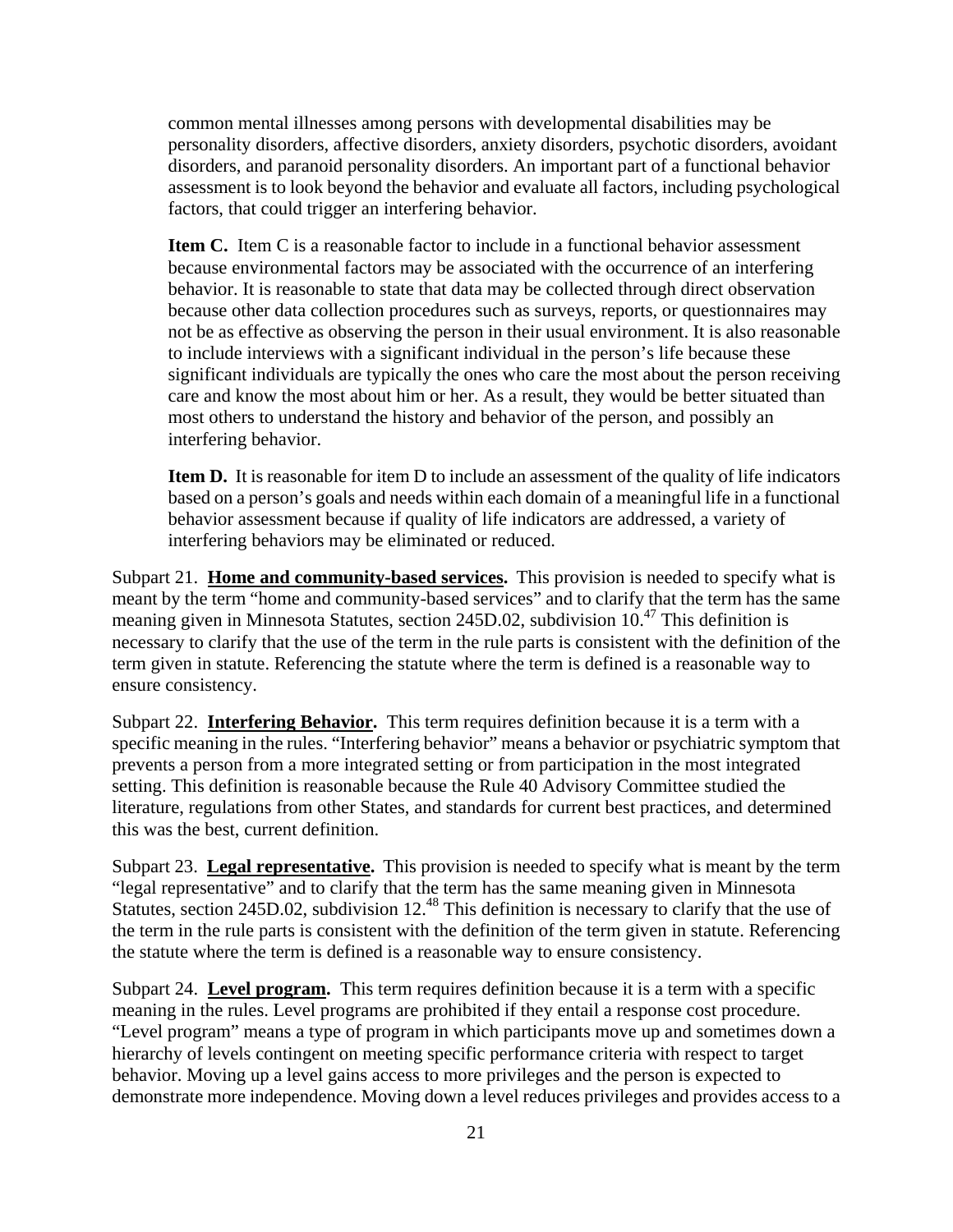common mental illnesses among persons with developmental disabilities may be personality disorders, affective disorders, anxiety disorders, psychotic disorders, avoidant disorders, and paranoid personality disorders. An important part of a functional behavior assessment is to look beyond the behavior and evaluate all factors, including psychological factors, that could trigger an interfering behavior.

**Item C.** Item C is a reasonable factor to include in a functional behavior assessment because environmental factors may be associated with the occurrence of an interfering behavior. It is reasonable to state that data may be collected through direct observation because other data collection procedures such as surveys, reports, or questionnaires may not be as effective as observing the person in their usual environment. It is also reasonable to include interviews with a significant individual in the person's life because these significant individuals are typically the ones who care the most about the person receiving care and know the most about him or her. As a result, they would be better situated than most others to understand the history and behavior of the person, and possibly an interfering behavior.

**Item D.** It is reasonable for item D to include an assessment of the quality of life indicators based on a person's goals and needs within each domain of a meaningful life in a functional behavior assessment because if quality of life indicators are addressed, a variety of interfering behaviors may be eliminated or reduced.

Subpart 21. **Home and community-based services.** This provision is needed to specify what is meant by the term "home and community-based services" and to clarify that the term has the same meaning given in Minnesota Statutes, section 245D.02, subdivision 10.[47] This definition is necessary to clarify that the use of the term in the rule parts is consistent with the definition of the term given in statute. Referencing the statute where the term is defined is a reasonable way to ensure consistency.

Subpart 22. **Interfering Behavior.** This term requires definition because it is a term with a specific meaning in the rules. "Interfering behavior" means a behavior or psychiatric symptom that prevents a person from a more integrated setting or from participation in the most integrated setting. This definition is reasonable because the Rule 40 Advisory Committee studied the literature, regulations from other States, and standards for current best practices, and determined this was the best, current definition.

Subpart 23. **Legal representative.** This provision is needed to specify what is meant by the term "legal representative" and to clarify that the term has the same meaning given in Minnesota Statutes, section 245D.02, subdivision 12.[48] This definition is necessary to clarify that the use of the term in the rule parts is consistent with the definition of the term given in statute. Referencing the statute where the term is defined is a reasonable way to ensure consistency.

Subpart 24. **Level program.** This term requires definition because it is a term with a specific meaning in the rules. Level programs are prohibited if they entail a response cost procedure. "Level program" means a type of program in which participants move up and sometimes down a hierarchy of levels contingent on meeting specific performance criteria with respect to target behavior. Moving up a level gains access to more privileges and the person is expected to demonstrate more independence. Moving down a level reduces privileges and provides access to a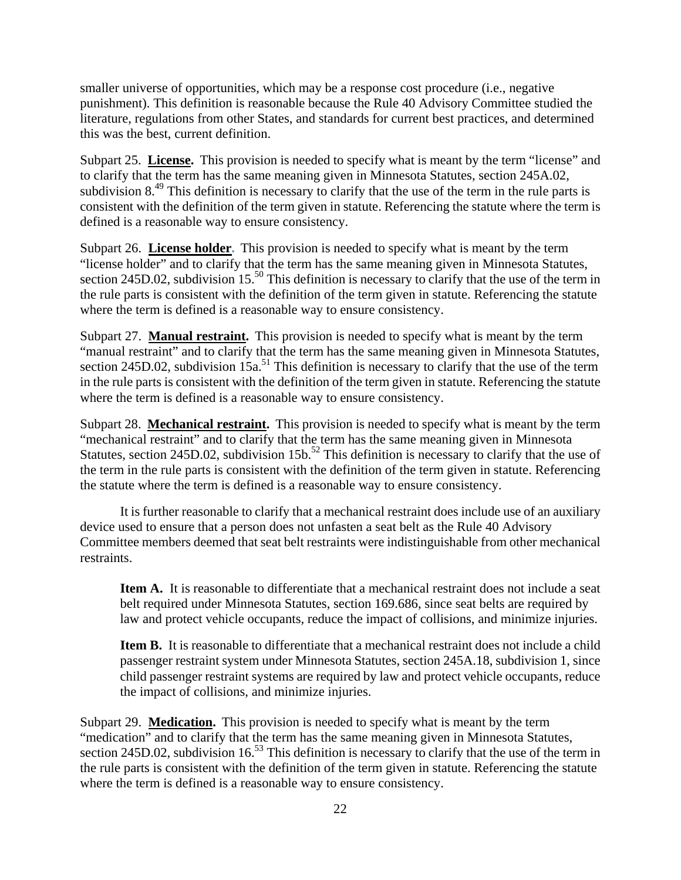smaller universe of opportunities, which may be a response cost procedure (i.e., negative punishment). This definition is reasonable because the Rule 40 Advisory Committee studied the literature, regulations from other States, and standards for current best practices, and determined this was the best, current definition.

Subpart 25. **License.** This provision is needed to specify what is meant by the term "license" and to clarify that the term has the same meaning given in Minnesota Statutes, section 245A.02, subdivision 8.[49] This definition is necessary to clarify that the use of the term in the rule parts is consistent with the definition of the term given in statute. Referencing the statute where the term is defined is a reasonable way to ensure consistency.

Subpart 26. **License holder.** This provision is needed to specify what is meant by the term "license holder" and to clarify that the term has the same meaning given in Minnesota Statutes, section 245D.02, subdivision 15.[50] This definition is necessary to clarify that the use of the term in the rule parts is consistent with the definition of the term given in statute. Referencing the statute where the term is defined is a reasonable way to ensure consistency.

Subpart 27. **Manual restraint.** This provision is needed to specify what is meant by the term "manual restraint" and to clarify that the term has the same meaning given in Minnesota Statutes, section 245D.02, subdivision 15a.[51] This definition is necessary to clarify that the use of the term in the rule parts is consistent with the definition of the term given in statute. Referencing the statute where the term is defined is a reasonable way to ensure consistency.

Subpart 28. **Mechanical restraint.** This provision is needed to specify what is meant by the term "mechanical restraint" and to clarify that the term has the same meaning given in Minnesota Statutes, section 245D.02, subdivision 15b.[52] This definition is necessary to clarify that the use of the term in the rule parts is consistent with the definition of the term given in statute. Referencing the statute where the term is defined is a reasonable way to ensure consistency.

It is further reasonable to clarify that a mechanical restraint does include use of an auxiliary device used to ensure that a person does not unfasten a seat belt as the Rule 40 Advisory Committee members deemed that seat belt restraints were indistinguishable from other mechanical restraints.

> **Item A.** It is reasonable to differentiate that a mechanical restraint does not include a seat belt required under Minnesota Statutes, section 169.686, since seat belts are required by law and protect vehicle occupants, reduce the impact of collisions, and minimize injuries.
>
> **Item B.** It is reasonable to differentiate that a mechanical restraint does not include a child passenger restraint system under Minnesota Statutes, section 245A.18, subdivision 1, since child passenger restraint systems are required by law and protect vehicle occupants, reduce the impact of collisions, and minimize injuries.

Subpart 29. **Medication.** This provision is needed to specify what is meant by the term "medication" and to clarify that the term has the same meaning given in Minnesota Statutes, section 245D.02, subdivision 16.[53] This definition is necessary to clarify that the use of the term in the rule parts is consistent with the definition of the term given in statute. Referencing the statute where the term is defined is a reasonable way to ensure consistency.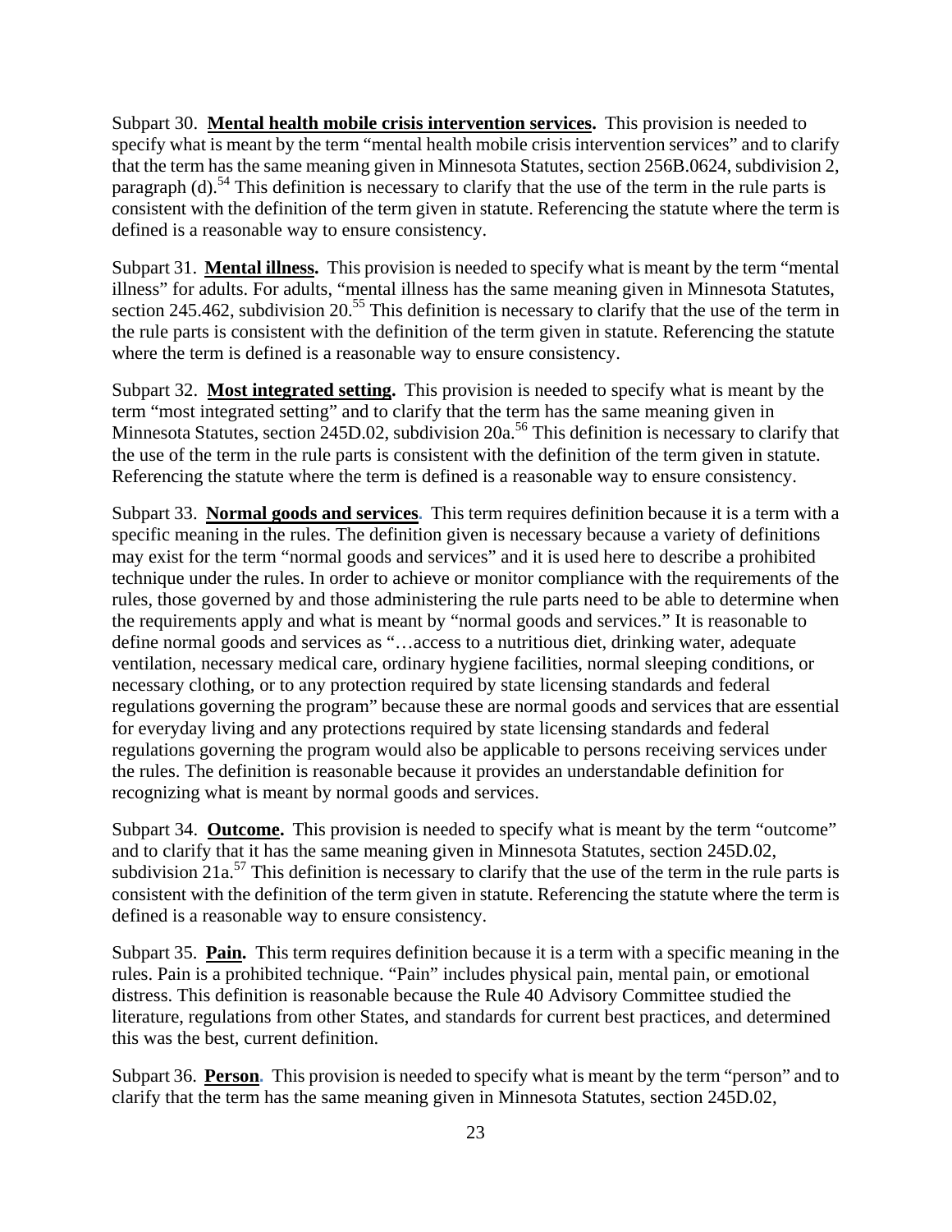Subpart 30. **Mental health mobile crisis intervention services.** This provision is needed to specify what is meant by the term "mental health mobile crisis intervention services" and to clarify that the term has the same meaning given in Minnesota Statutes, section 256B.0624, subdivision 2, paragraph (d).[54] This definition is necessary to clarify that the use of the term in the rule parts is consistent with the definition of the term given in statute. Referencing the statute where the term is defined is a reasonable way to ensure consistency.

Subpart 31. **Mental illness.** This provision is needed to specify what is meant by the term "mental illness" for adults. For adults, "mental illness has the same meaning given in Minnesota Statutes, section 245.462, subdivision 20.[55] This definition is necessary to clarify that the use of the term in the rule parts is consistent with the definition of the term given in statute. Referencing the statute where the term is defined is a reasonable way to ensure consistency.

Subpart 32. **Most integrated setting.** This provision is needed to specify what is meant by the term "most integrated setting" and to clarify that the term has the same meaning given in Minnesota Statutes, section 245D.02, subdivision 20a.[56] This definition is necessary to clarify that the use of the term in the rule parts is consistent with the definition of the term given in statute. Referencing the statute where the term is defined is a reasonable way to ensure consistency.

Subpart 33. **Normal goods and services.** This term requires definition because it is a term with a specific meaning in the rules. The definition given is necessary because a variety of definitions may exist for the term "normal goods and services" and it is used here to describe a prohibited technique under the rules. In order to achieve or monitor compliance with the requirements of the rules, those governed by and those administering the rule parts need to be able to determine when the requirements apply and what is meant by "normal goods and services." It is reasonable to define normal goods and services as "…access to a nutritious diet, drinking water, adequate ventilation, necessary medical care, ordinary hygiene facilities, normal sleeping conditions, or necessary clothing, or to any protection required by state licensing standards and federal regulations governing the program" because these are normal goods and services that are essential for everyday living and any protections required by state licensing standards and federal regulations governing the program would also be applicable to persons receiving services under the rules. The definition is reasonable because it provides an understandable definition for recognizing what is meant by normal goods and services.

Subpart 34. **Outcome.** This provision is needed to specify what is meant by the term "outcome" and to clarify that it has the same meaning given in Minnesota Statutes, section 245D.02, subdivision 21a.[57] This definition is necessary to clarify that the use of the term in the rule parts is consistent with the definition of the term given in statute. Referencing the statute where the term is defined is a reasonable way to ensure consistency.

Subpart 35. **Pain.** This term requires definition because it is a term with a specific meaning in the rules. Pain is a prohibited technique. "Pain" includes physical pain, mental pain, or emotional distress. This definition is reasonable because the Rule 40 Advisory Committee studied the literature, regulations from other States, and standards for current best practices, and determined this was the best, current definition.

Subpart 36. **Person.** This provision is needed to specify what is meant by the term "person" and to clarify that the term has the same meaning given in Minnesota Statutes, section 245D.02,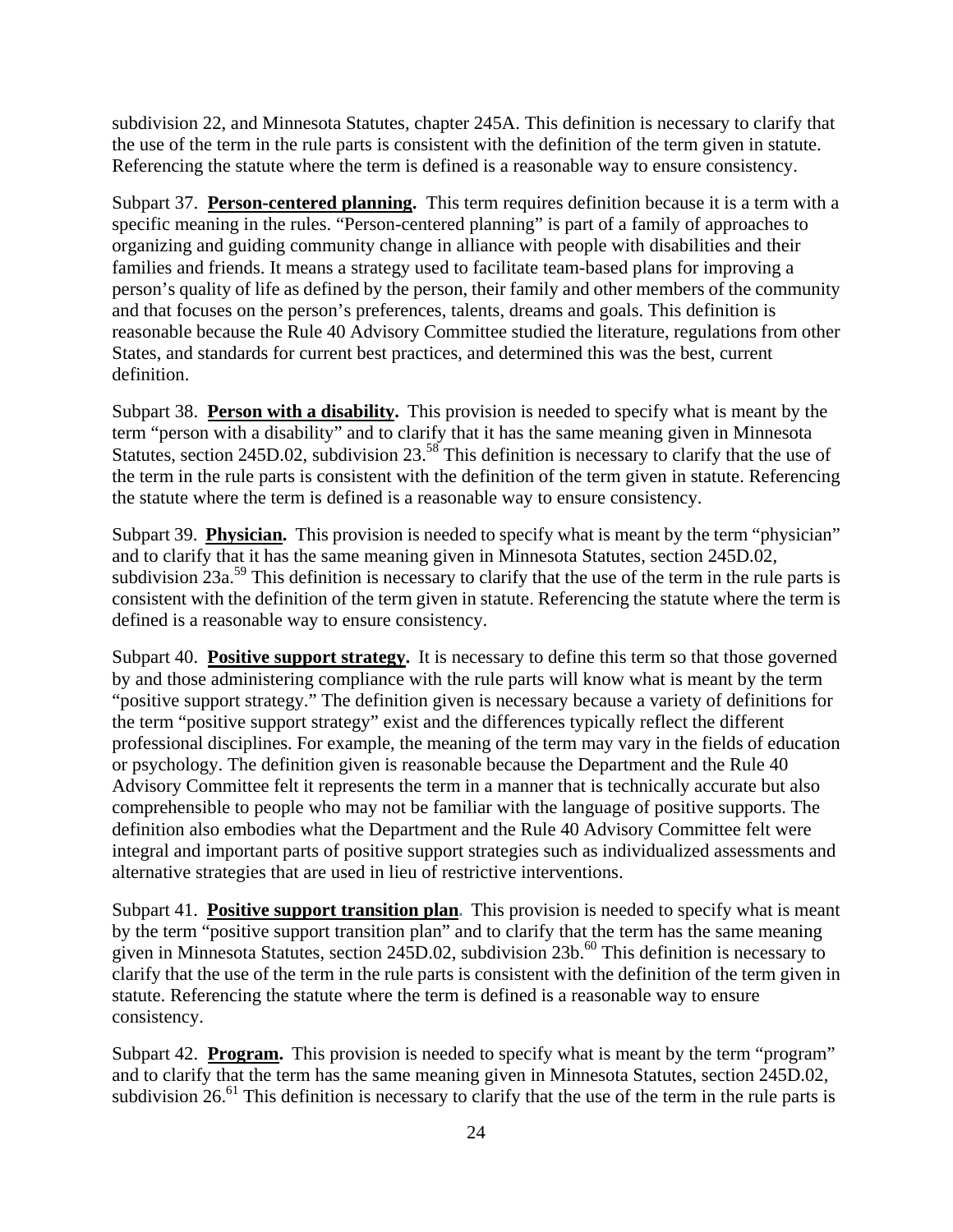subdivision 22, and Minnesota Statutes, chapter 245A. This definition is necessary to clarify that the use of the term in the rule parts is consistent with the definition of the term given in statute. Referencing the statute where the term is defined is a reasonable way to ensure consistency.

Subpart 37. **Person-centered planning.** This term requires definition because it is a term with a specific meaning in the rules. "Person-centered planning" is part of a family of approaches to organizing and guiding community change in alliance with people with disabilities and their families and friends. It means a strategy used to facilitate team-based plans for improving a person's quality of life as defined by the person, their family and other members of the community and that focuses on the person's preferences, talents, dreams and goals. This definition is reasonable because the Rule 40 Advisory Committee studied the literature, regulations from other States, and standards for current best practices, and determined this was the best, current definition.

Subpart 38. **Person with a disability.** This provision is needed to specify what is meant by the term "person with a disability" and to clarify that it has the same meaning given in Minnesota Statutes, section 245D.02, subdivision 23.[58] This definition is necessary to clarify that the use of the term in the rule parts is consistent with the definition of the term given in statute. Referencing the statute where the term is defined is a reasonable way to ensure consistency.

Subpart 39. **Physician.** This provision is needed to specify what is meant by the term "physician" and to clarify that it has the same meaning given in Minnesota Statutes, section 245D.02, subdivision 23a.[59] This definition is necessary to clarify that the use of the term in the rule parts is consistent with the definition of the term given in statute. Referencing the statute where the term is defined is a reasonable way to ensure consistency.

Subpart 40. **Positive support strategy.** It is necessary to define this term so that those governed by and those administering compliance with the rule parts will know what is meant by the term "positive support strategy." The definition given is necessary because a variety of definitions for the term "positive support strategy" exist and the differences typically reflect the different professional disciplines. For example, the meaning of the term may vary in the fields of education or psychology. The definition given is reasonable because the Department and the Rule 40 Advisory Committee felt it represents the term in a manner that is technically accurate but also comprehensible to people who may not be familiar with the language of positive supports. The definition also embodies what the Department and the Rule 40 Advisory Committee felt were integral and important parts of positive support strategies such as individualized assessments and alternative strategies that are used in lieu of restrictive interventions.

Subpart 41. **Positive support transition plan.** This provision is needed to specify what is meant by the term "positive support transition plan" and to clarify that the term has the same meaning given in Minnesota Statutes, section 245D.02, subdivision 23b.[60] This definition is necessary to clarify that the use of the term in the rule parts is consistent with the definition of the term given in statute. Referencing the statute where the term is defined is a reasonable way to ensure consistency.

Subpart 42. **Program.** This provision is needed to specify what is meant by the term "program" and to clarify that the term has the same meaning given in Minnesota Statutes, section 245D.02, subdivision 26.[61] This definition is necessary to clarify that the use of the term in the rule parts is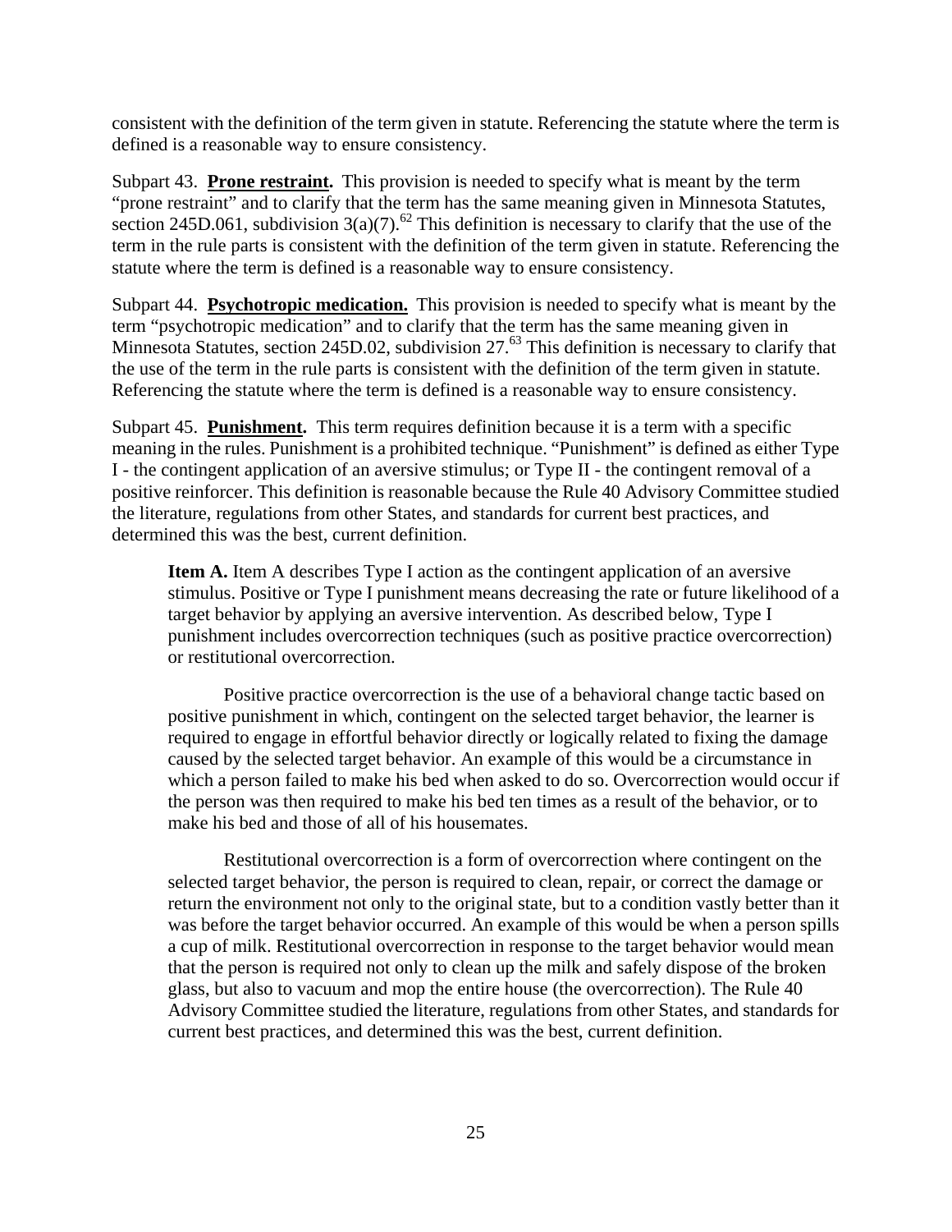consistent with the definition of the term given in statute. Referencing the statute where the term is defined is a reasonable way to ensure consistency.

Subpart 43. **Prone restraint.** This provision is needed to specify what is meant by the term "prone restraint" and to clarify that the term has the same meaning given in Minnesota Statutes, section 245D.061, subdivision 3(a)(7).[62] This definition is necessary to clarify that the use of the term in the rule parts is consistent with the definition of the term given in statute. Referencing the statute where the term is defined is a reasonable way to ensure consistency.

Subpart 44. **Psychotropic medication.** This provision is needed to specify what is meant by the term "psychotropic medication" and to clarify that the term has the same meaning given in Minnesota Statutes, section 245D.02, subdivision 27.[63] This definition is necessary to clarify that the use of the term in the rule parts is consistent with the definition of the term given in statute. Referencing the statute where the term is defined is a reasonable way to ensure consistency.

Subpart 45. **Punishment.** This term requires definition because it is a term with a specific meaning in the rules. Punishment is a prohibited technique. "Punishment" is defined as either Type I - the contingent application of an aversive stimulus; or Type II - the contingent removal of a positive reinforcer. This definition is reasonable because the Rule 40 Advisory Committee studied the literature, regulations from other States, and standards for current best practices, and determined this was the best, current definition.

**Item A.** Item A describes Type I action as the contingent application of an aversive stimulus. Positive or Type I punishment means decreasing the rate or future likelihood of a target behavior by applying an aversive intervention. As described below, Type I punishment includes overcorrection techniques (such as positive practice overcorrection) or restitutional overcorrection.

Positive practice overcorrection is the use of a behavioral change tactic based on positive punishment in which, contingent on the selected target behavior, the learner is required to engage in effortful behavior directly or logically related to fixing the damage caused by the selected target behavior. An example of this would be a circumstance in which a person failed to make his bed when asked to do so. Overcorrection would occur if the person was then required to make his bed ten times as a result of the behavior, or to make his bed and those of all of his housemates.

Restitutional overcorrection is a form of overcorrection where contingent on the selected target behavior, the person is required to clean, repair, or correct the damage or return the environment not only to the original state, but to a condition vastly better than it was before the target behavior occurred. An example of this would be when a person spills a cup of milk. Restitutional overcorrection in response to the target behavior would mean that the person is required not only to clean up the milk and safely dispose of the broken glass, but also to vacuum and mop the entire house (the overcorrection). The Rule 40 Advisory Committee studied the literature, regulations from other States, and standards for current best practices, and determined this was the best, current definition.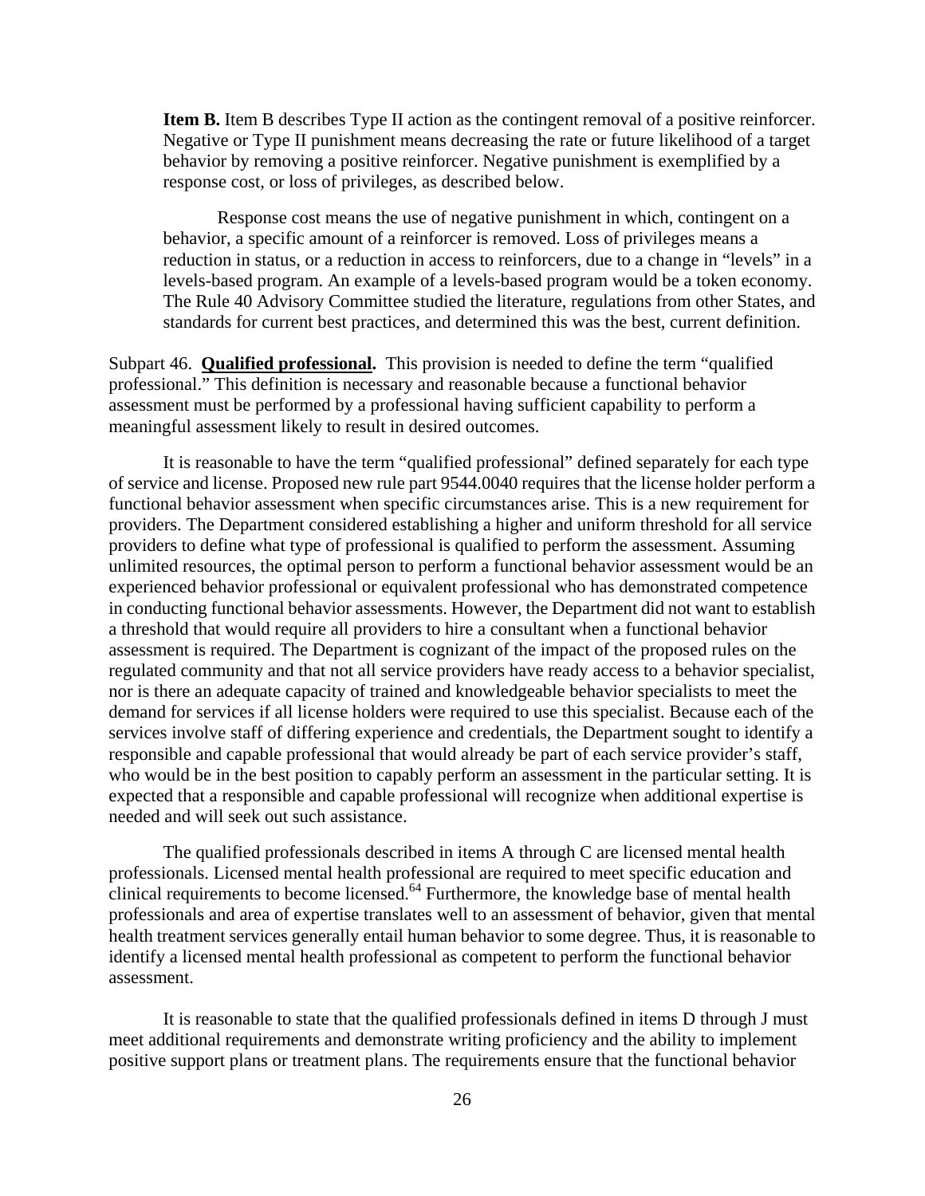**Item B.** Item B describes Type II action as the contingent removal of a positive reinforcer. Negative or Type II punishment means decreasing the rate or future likelihood of a target behavior by removing a positive reinforcer. Negative punishment is exemplified by a response cost, or loss of privileges, as described below.

Response cost means the use of negative punishment in which, contingent on a behavior, a specific amount of a reinforcer is removed. Loss of privileges means a reduction in status, or a reduction in access to reinforcers, due to a change in "levels" in a levels-based program. An example of a levels-based program would be a token economy. The Rule 40 Advisory Committee studied the literature, regulations from other States, and standards for current best practices, and determined this was the best, current definition.

Subpart 46. **Qualified professional.** This provision is needed to define the term "qualified professional." This definition is necessary and reasonable because a functional behavior assessment must be performed by a professional having sufficient capability to perform a meaningful assessment likely to result in desired outcomes.

It is reasonable to have the term "qualified professional" defined separately for each type of service and license. Proposed new rule part 9544.0040 requires that the license holder perform a functional behavior assessment when specific circumstances arise. This is a new requirement for providers. The Department considered establishing a higher and uniform threshold for all service providers to define what type of professional is qualified to perform the assessment. Assuming unlimited resources, the optimal person to perform a functional behavior assessment would be an experienced behavior professional or equivalent professional who has demonstrated competence in conducting functional behavior assessments. However, the Department did not want to establish a threshold that would require all providers to hire a consultant when a functional behavior assessment is required. The Department is cognizant of the impact of the proposed rules on the regulated community and that not all service providers have ready access to a behavior specialist, nor is there an adequate capacity of trained and knowledgeable behavior specialists to meet the demand for services if all license holders were required to use this specialist. Because each of the services involve staff of differing experience and credentials, the Department sought to identify a responsible and capable professional that would already be part of each service provider's staff, who would be in the best position to capably perform an assessment in the particular setting. It is expected that a responsible and capable professional will recognize when additional expertise is needed and will seek out such assistance.

The qualified professionals described in items A through C are licensed mental health professionals. Licensed mental health professional are required to meet specific education and clinical requirements to become licensed.[64] Furthermore, the knowledge base of mental health professionals and area of expertise translates well to an assessment of behavior, given that mental health treatment services generally entail human behavior to some degree. Thus, it is reasonable to identify a licensed mental health professional as competent to perform the functional behavior assessment.

It is reasonable to state that the qualified professionals defined in items D through J must meet additional requirements and demonstrate writing proficiency and the ability to implement positive support plans or treatment plans. The requirements ensure that the functional behavior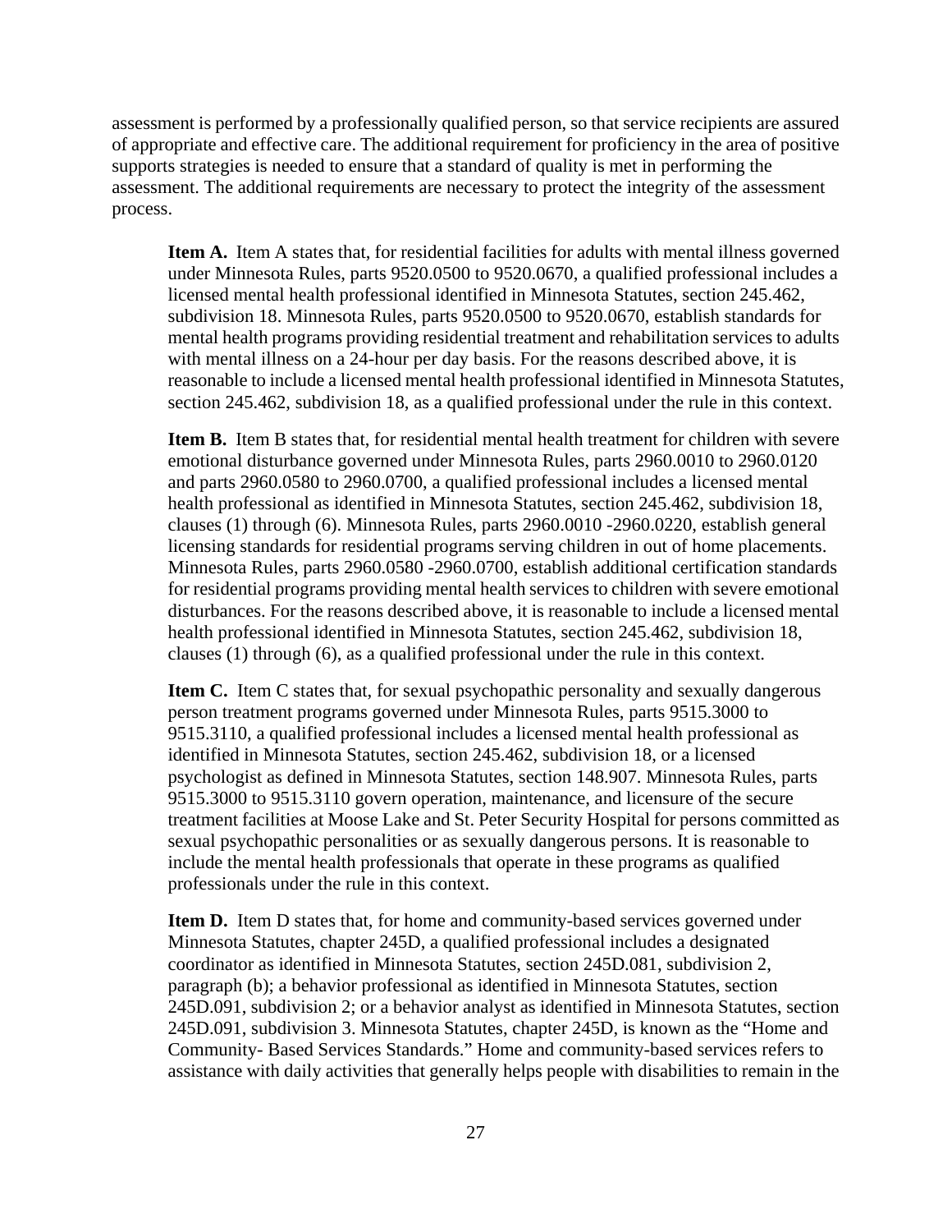assessment is performed by a professionally qualified person, so that service recipients are assured of appropriate and effective care. The additional requirement for proficiency in the area of positive supports strategies is needed to ensure that a standard of quality is met in performing the assessment. The additional requirements are necessary to protect the integrity of the assessment process.

> **Item A.** Item A states that, for residential facilities for adults with mental illness governed under Minnesota Rules, parts 9520.0500 to 9520.0670, a qualified professional includes a licensed mental health professional identified in Minnesota Statutes, section 245.462, subdivision 18. Minnesota Rules, parts 9520.0500 to 9520.0670, establish standards for mental health programs providing residential treatment and rehabilitation services to adults with mental illness on a 24-hour per day basis. For the reasons described above, it is reasonable to include a licensed mental health professional identified in Minnesota Statutes, section 245.462, subdivision 18, as a qualified professional under the rule in this context.
>
> **Item B.** Item B states that, for residential mental health treatment for children with severe emotional disturbance governed under Minnesota Rules, parts 2960.0010 to 2960.0120 and parts 2960.0580 to 2960.0700, a qualified professional includes a licensed mental health professional as identified in Minnesota Statutes, section 245.462, subdivision 18, clauses (1) through (6). Minnesota Rules, parts 2960.0010 -2960.0220, establish general licensing standards for residential programs serving children in out of home placements. Minnesota Rules, parts 2960.0580 -2960.0700, establish additional certification standards for residential programs providing mental health services to children with severe emotional disturbances. For the reasons described above, it is reasonable to include a licensed mental health professional identified in Minnesota Statutes, section 245.462, subdivision 18, clauses (1) through (6), as a qualified professional under the rule in this context.
>
> **Item C.** Item C states that, for sexual psychopathic personality and sexually dangerous person treatment programs governed under Minnesota Rules, parts 9515.3000 to 9515.3110, a qualified professional includes a licensed mental health professional as identified in Minnesota Statutes, section 245.462, subdivision 18, or a licensed psychologist as defined in Minnesota Statutes, section 148.907. Minnesota Rules, parts 9515.3000 to 9515.3110 govern operation, maintenance, and licensure of the secure treatment facilities at Moose Lake and St. Peter Security Hospital for persons committed as sexual psychopathic personalities or as sexually dangerous persons. It is reasonable to include the mental health professionals that operate in these programs as qualified professionals under the rule in this context.
>
> **Item D.** Item D states that, for home and community-based services governed under Minnesota Statutes, chapter 245D, a qualified professional includes a designated coordinator as identified in Minnesota Statutes, section 245D.081, subdivision 2, paragraph (b); a behavior professional as identified in Minnesota Statutes, section 245D.091, subdivision 2; or a behavior analyst as identified in Minnesota Statutes, section 245D.091, subdivision 3. Minnesota Statutes, chapter 245D, is known as the "Home and Community- Based Services Standards." Home and community-based services refers to assistance with daily activities that generally helps people with disabilities to remain in the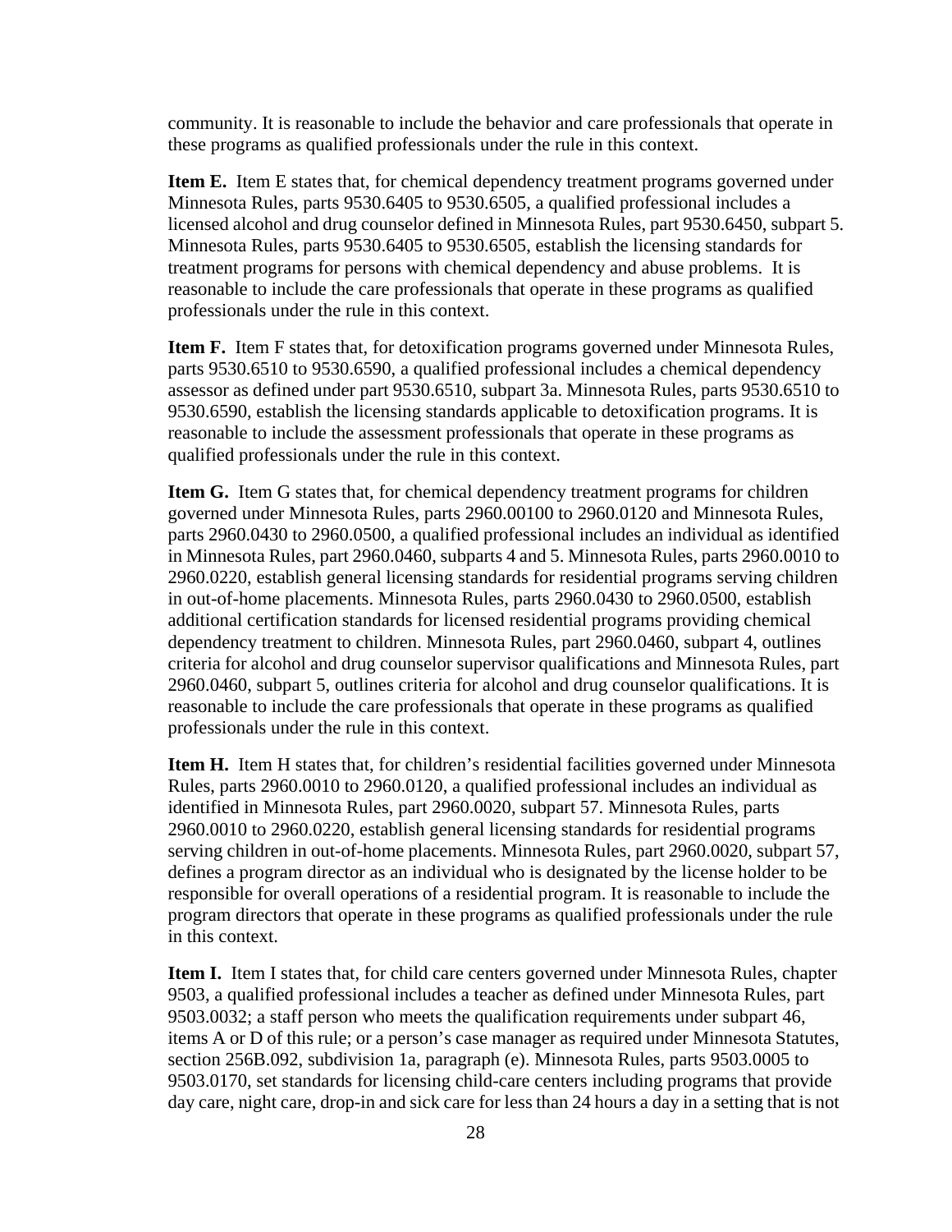community. It is reasonable to include the behavior and care professionals that operate in these programs as qualified professionals under the rule in this context.

**Item E.** Item E states that, for chemical dependency treatment programs governed under Minnesota Rules, parts 9530.6405 to 9530.6505, a qualified professional includes a licensed alcohol and drug counselor defined in Minnesota Rules, part 9530.6450, subpart 5. Minnesota Rules, parts 9530.6405 to 9530.6505, establish the licensing standards for treatment programs for persons with chemical dependency and abuse problems. It is reasonable to include the care professionals that operate in these programs as qualified professionals under the rule in this context.

**Item F.** Item F states that, for detoxification programs governed under Minnesota Rules, parts 9530.6510 to 9530.6590, a qualified professional includes a chemical dependency assessor as defined under part 9530.6510, subpart 3a. Minnesota Rules, parts 9530.6510 to 9530.6590, establish the licensing standards applicable to detoxification programs. It is reasonable to include the assessment professionals that operate in these programs as qualified professionals under the rule in this context.

**Item G.** Item G states that, for chemical dependency treatment programs for children governed under Minnesota Rules, parts 2960.00100 to 2960.0120 and Minnesota Rules, parts 2960.0430 to 2960.0500, a qualified professional includes an individual as identified in Minnesota Rules, part 2960.0460, subparts 4 and 5. Minnesota Rules, parts 2960.0010 to 2960.0220, establish general licensing standards for residential programs serving children in out-of-home placements. Minnesota Rules, parts 2960.0430 to 2960.0500, establish additional certification standards for licensed residential programs providing chemical dependency treatment to children. Minnesota Rules, part 2960.0460, subpart 4, outlines criteria for alcohol and drug counselor supervisor qualifications and Minnesota Rules, part 2960.0460, subpart 5, outlines criteria for alcohol and drug counselor qualifications. It is reasonable to include the care professionals that operate in these programs as qualified professionals under the rule in this context.

**Item H.** Item H states that, for children's residential facilities governed under Minnesota Rules, parts 2960.0010 to 2960.0120, a qualified professional includes an individual as identified in Minnesota Rules, part 2960.0020, subpart 57. Minnesota Rules, parts 2960.0010 to 2960.0220, establish general licensing standards for residential programs serving children in out-of-home placements. Minnesota Rules, part 2960.0020, subpart 57, defines a program director as an individual who is designated by the license holder to be responsible for overall operations of a residential program. It is reasonable to include the program directors that operate in these programs as qualified professionals under the rule in this context.

**Item I.** Item I states that, for child care centers governed under Minnesota Rules, chapter 9503, a qualified professional includes a teacher as defined under Minnesota Rules, part 9503.0032; a staff person who meets the qualification requirements under subpart 46, items A or D of this rule; or a person's case manager as required under Minnesota Statutes, section 256B.092, subdivision 1a, paragraph (e). Minnesota Rules, parts 9503.0005 to 9503.0170, set standards for licensing child-care centers including programs that provide day care, night care, drop-in and sick care for less than 24 hours a day in a setting that is not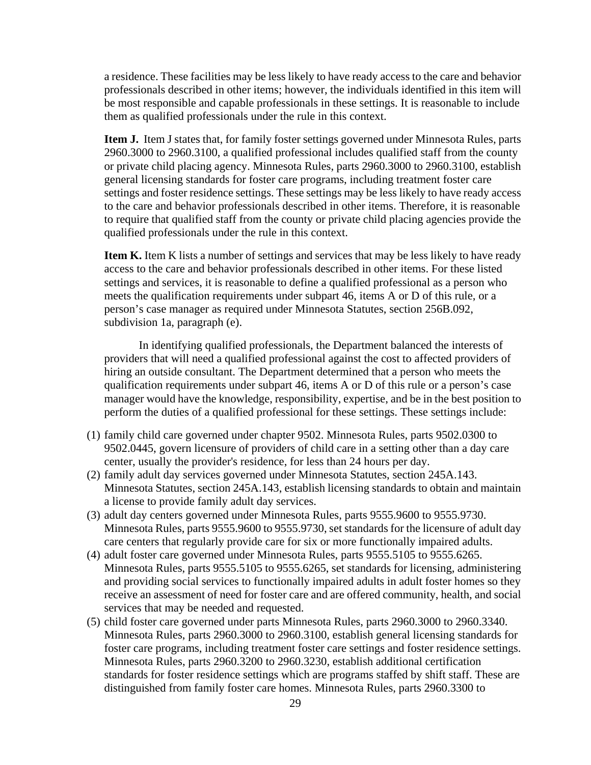a residence. These facilities may be less likely to have ready access to the care and behavior professionals described in other items; however, the individuals identified in this item will be most responsible and capable professionals in these settings. It is reasonable to include them as qualified professionals under the rule in this context.

**Item J.** Item J states that, for family foster settings governed under Minnesota Rules, parts 2960.3000 to 2960.3100, a qualified professional includes qualified staff from the county or private child placing agency. Minnesota Rules, parts 2960.3000 to 2960.3100, establish general licensing standards for foster care programs, including treatment foster care settings and foster residence settings. These settings may be less likely to have ready access to the care and behavior professionals described in other items. Therefore, it is reasonable to require that qualified staff from the county or private child placing agencies provide the qualified professionals under the rule in this context.

**Item K.** Item K lists a number of settings and services that may be less likely to have ready access to the care and behavior professionals described in other items. For these listed settings and services, it is reasonable to define a qualified professional as a person who meets the qualification requirements under subpart 46, items A or D of this rule, or a person's case manager as required under Minnesota Statutes, section 256B.092, subdivision 1a, paragraph (e).

In identifying qualified professionals, the Department balanced the interests of providers that will need a qualified professional against the cost to affected providers of hiring an outside consultant. The Department determined that a person who meets the qualification requirements under subpart 46, items A or D of this rule or a person's case manager would have the knowledge, responsibility, expertise, and be in the best position to perform the duties of a qualified professional for these settings. These settings include:

(1) family child care governed under chapter 9502. Minnesota Rules, parts 9502.0300 to 9502.0445, govern licensure of providers of child care in a setting other than a day care center, usually the provider's residence, for less than 24 hours per day.
(2) family adult day services governed under Minnesota Statutes, section 245A.143. Minnesota Statutes, section 245A.143, establish licensing standards to obtain and maintain a license to provide family adult day services.
(3) adult day centers governed under Minnesota Rules, parts 9555.9600 to 9555.9730. Minnesota Rules, parts 9555.9600 to 9555.9730, set standards for the licensure of adult day care centers that regularly provide care for six or more functionally impaired adults.
(4) adult foster care governed under Minnesota Rules, parts 9555.5105 to 9555.6265. Minnesota Rules, parts 9555.5105 to 9555.6265, set standards for licensing, administering and providing social services to functionally impaired adults in adult foster homes so they receive an assessment of need for foster care and are offered community, health, and social services that may be needed and requested.
(5) child foster care governed under parts Minnesota Rules, parts 2960.3000 to 2960.3340. Minnesota Rules, parts 2960.3000 to 2960.3100, establish general licensing standards for foster care programs, including treatment foster care settings and foster residence settings. Minnesota Rules, parts 2960.3200 to 2960.3230, establish additional certification standards for foster residence settings which are programs staffed by shift staff. These are distinguished from family foster care homes. Minnesota Rules, parts 2960.3300 to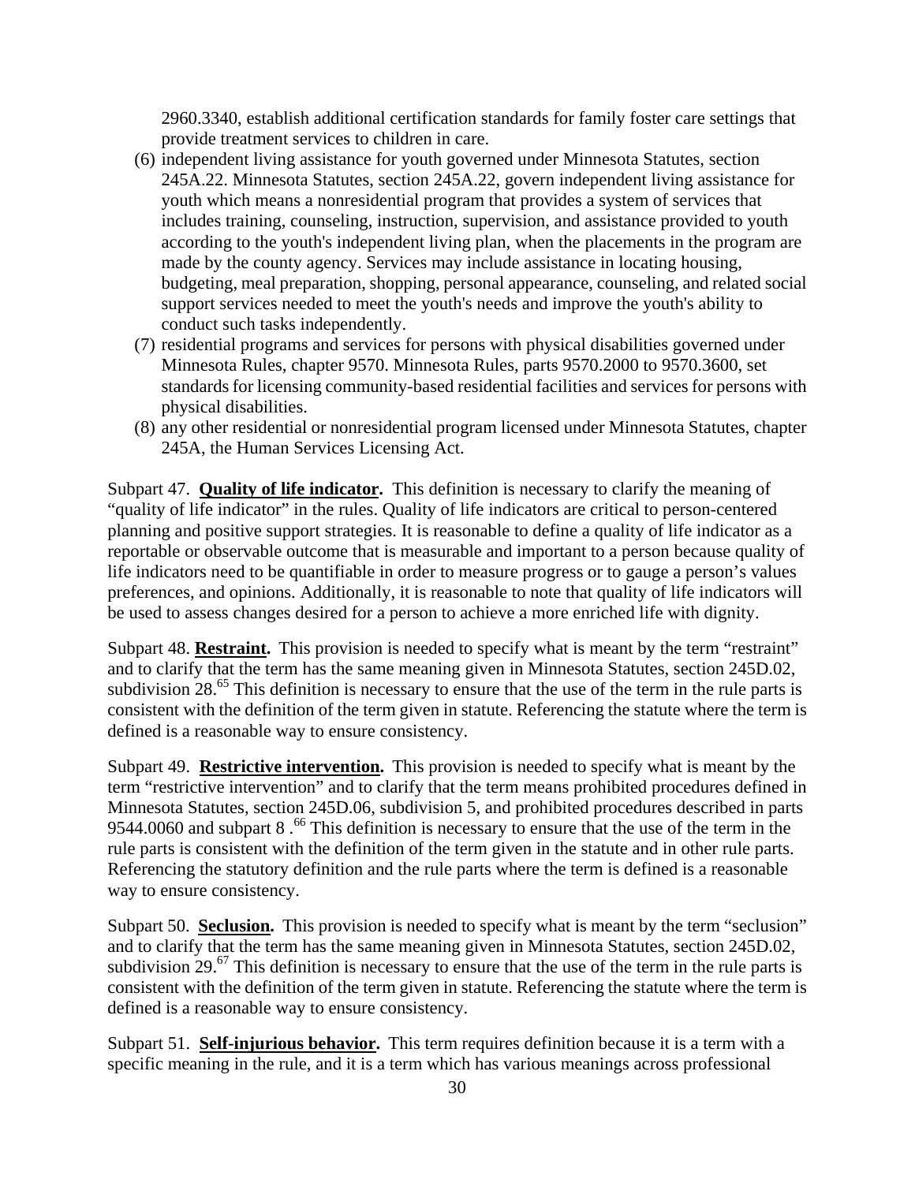2960.3340, establish additional certification standards for family foster care settings that provide treatment services to children in care.

(6) independent living assistance for youth governed under Minnesota Statutes, section 245A.22. Minnesota Statutes, section 245A.22, govern independent living assistance for youth which means a nonresidential program that provides a system of services that includes training, counseling, instruction, supervision, and assistance provided to youth according to the youth's independent living plan, when the placements in the program are made by the county agency. Services may include assistance in locating housing, budgeting, meal preparation, shopping, personal appearance, counseling, and related social support services needed to meet the youth's needs and improve the youth's ability to conduct such tasks independently.

(7) residential programs and services for persons with physical disabilities governed under Minnesota Rules, chapter 9570. Minnesota Rules, parts 9570.2000 to 9570.3600, set standards for licensing community-based residential facilities and services for persons with physical disabilities.

(8) any other residential or nonresidential program licensed under Minnesota Statutes, chapter 245A, the Human Services Licensing Act.

Subpart 47. **Quality of life indicator.** This definition is necessary to clarify the meaning of "quality of life indicator" in the rules. Quality of life indicators are critical to person-centered planning and positive support strategies. It is reasonable to define a quality of life indicator as a reportable or observable outcome that is measurable and important to a person because quality of life indicators need to be quantifiable in order to measure progress or to gauge a person's values preferences, and opinions. Additionally, it is reasonable to note that quality of life indicators will be used to assess changes desired for a person to achieve a more enriched life with dignity.

Subpart 48. **Restraint.** This provision is needed to specify what is meant by the term "restraint" and to clarify that the term has the same meaning given in Minnesota Statutes, section 245D.02, subdivision 28.[65] This definition is necessary to ensure that the use of the term in the rule parts is consistent with the definition of the term given in statute. Referencing the statute where the term is defined is a reasonable way to ensure consistency.

Subpart 49. **Restrictive intervention.** This provision is needed to specify what is meant by the term "restrictive intervention" and to clarify that the term means prohibited procedures defined in Minnesota Statutes, section 245D.06, subdivision 5, and prohibited procedures described in parts 9544.0060 and subpart 8 .[66] This definition is necessary to ensure that the use of the term in the rule parts is consistent with the definition of the term given in the statute and in other rule parts. Referencing the statutory definition and the rule parts where the term is defined is a reasonable way to ensure consistency.

Subpart 50. **Seclusion.** This provision is needed to specify what is meant by the term "seclusion" and to clarify that the term has the same meaning given in Minnesota Statutes, section 245D.02, subdivision 29.[67] This definition is necessary to ensure that the use of the term in the rule parts is consistent with the definition of the term given in statute. Referencing the statute where the term is defined is a reasonable way to ensure consistency.

Subpart 51. **Self-injurious behavior.** This term requires definition because it is a term with a specific meaning in the rule, and it is a term which has various meanings across professional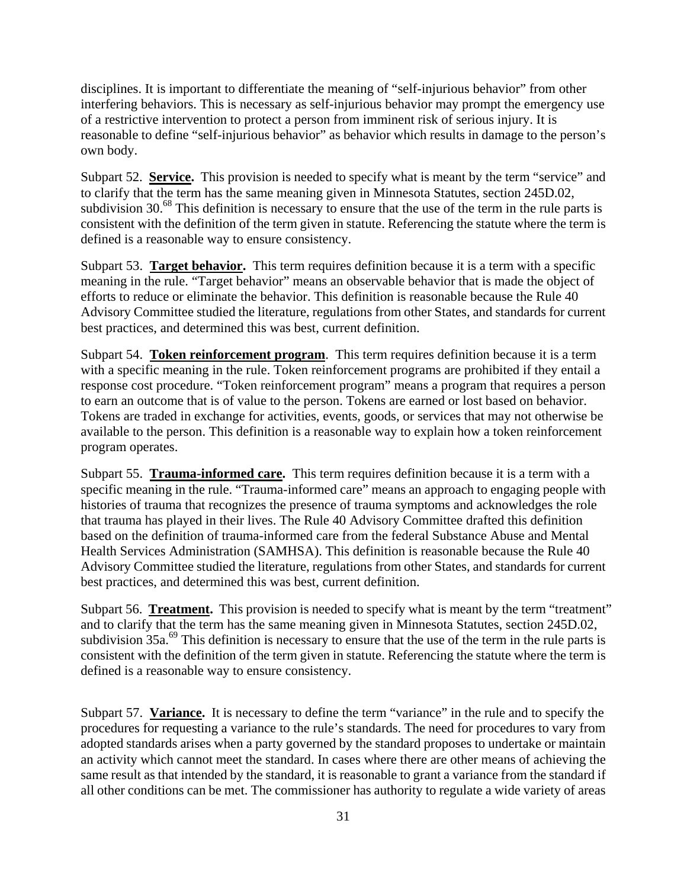disciplines. It is important to differentiate the meaning of "self-injurious behavior" from other interfering behaviors. This is necessary as self-injurious behavior may prompt the emergency use of a restrictive intervention to protect a person from imminent risk of serious injury. It is reasonable to define "self-injurious behavior" as behavior which results in damage to the person's own body.

Subpart 52. **Service.** This provision is needed to specify what is meant by the term "service" and to clarify that the term has the same meaning given in Minnesota Statutes, section 245D.02, subdivision 30.[68] This definition is necessary to ensure that the use of the term in the rule parts is consistent with the definition of the term given in statute. Referencing the statute where the term is defined is a reasonable way to ensure consistency.

Subpart 53. **Target behavior.** This term requires definition because it is a term with a specific meaning in the rule. "Target behavior" means an observable behavior that is made the object of efforts to reduce or eliminate the behavior. This definition is reasonable because the Rule 40 Advisory Committee studied the literature, regulations from other States, and standards for current best practices, and determined this was best, current definition.

Subpart 54. **Token reinforcement program**. This term requires definition because it is a term with a specific meaning in the rule. Token reinforcement programs are prohibited if they entail a response cost procedure. "Token reinforcement program" means a program that requires a person to earn an outcome that is of value to the person. Tokens are earned or lost based on behavior. Tokens are traded in exchange for activities, events, goods, or services that may not otherwise be available to the person. This definition is a reasonable way to explain how a token reinforcement program operates.

Subpart 55. **Trauma-informed care.** This term requires definition because it is a term with a specific meaning in the rule. "Trauma-informed care" means an approach to engaging people with histories of trauma that recognizes the presence of trauma symptoms and acknowledges the role that trauma has played in their lives. The Rule 40 Advisory Committee drafted this definition based on the definition of trauma-informed care from the federal Substance Abuse and Mental Health Services Administration (SAMHSA). This definition is reasonable because the Rule 40 Advisory Committee studied the literature, regulations from other States, and standards for current best practices, and determined this was best, current definition.

Subpart 56. **Treatment.** This provision is needed to specify what is meant by the term "treatment" and to clarify that the term has the same meaning given in Minnesota Statutes, section 245D.02, subdivision 35a.[69] This definition is necessary to ensure that the use of the term in the rule parts is consistent with the definition of the term given in statute. Referencing the statute where the term is defined is a reasonable way to ensure consistency.

Subpart 57. **Variance.** It is necessary to define the term "variance" in the rule and to specify the procedures for requesting a variance to the rule's standards. The need for procedures to vary from adopted standards arises when a party governed by the standard proposes to undertake or maintain an activity which cannot meet the standard. In cases where there are other means of achieving the same result as that intended by the standard, it is reasonable to grant a variance from the standard if all other conditions can be met. The commissioner has authority to regulate a wide variety of areas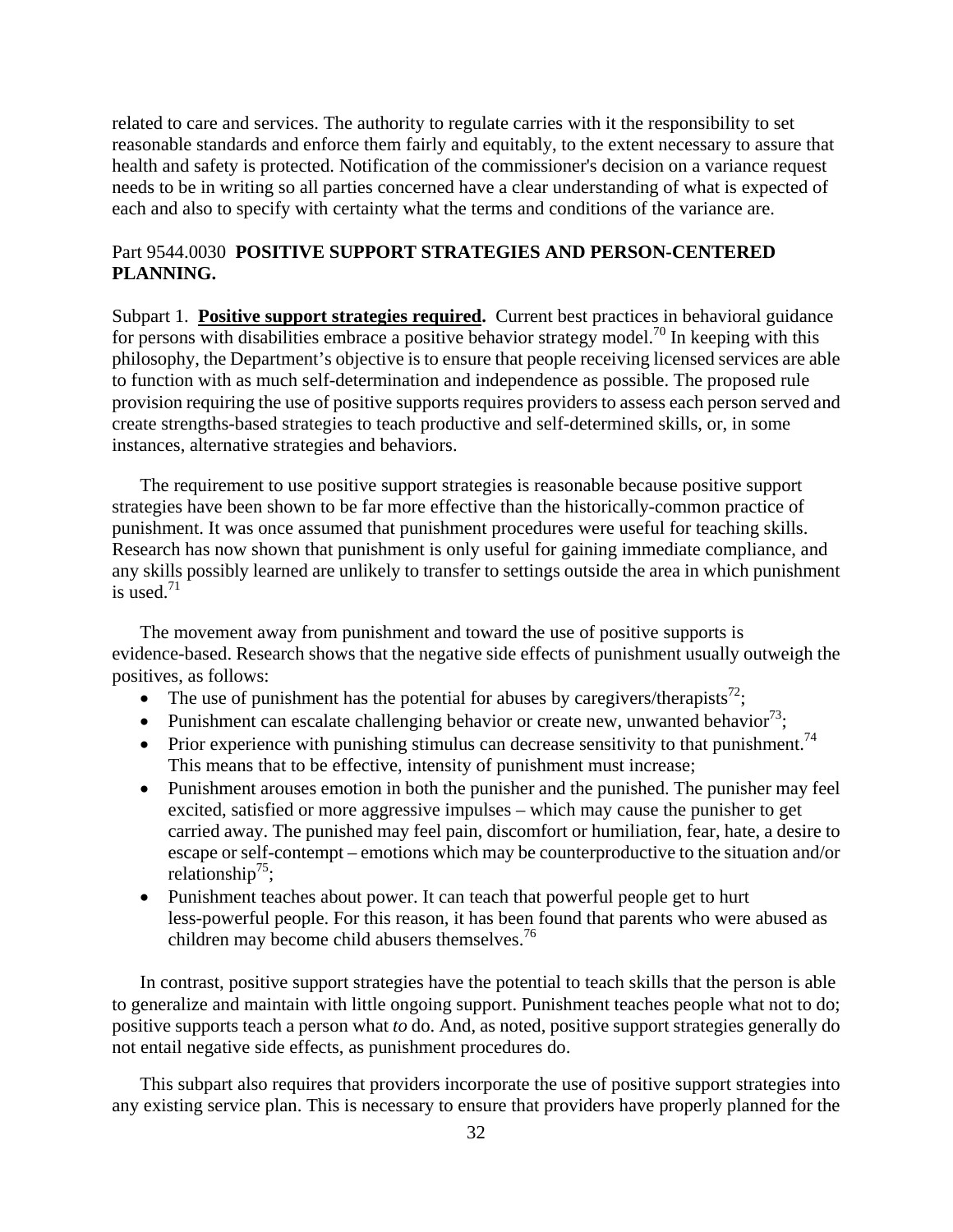related to care and services. The authority to regulate carries with it the responsibility to set reasonable standards and enforce them fairly and equitably, to the extent necessary to assure that health and safety is protected. Notification of the commissioner's decision on a variance request needs to be in writing so all parties concerned have a clear understanding of what is expected of each and also to specify with certainty what the terms and conditions of the variance are.

## Part 9544.0030 **POSITIVE SUPPORT STRATEGIES AND PERSON-CENTERED PLANNING.**

Subpart 1. **Positive support strategies required.** Current best practices in behavioral guidance for persons with disabilities embrace a positive behavior strategy model.[70] In keeping with this philosophy, the Department's objective is to ensure that people receiving licensed services are able to function with as much self-determination and independence as possible. The proposed rule provision requiring the use of positive supports requires providers to assess each person served and create strengths-based strategies to teach productive and self-determined skills, or, in some instances, alternative strategies and behaviors.

The requirement to use positive support strategies is reasonable because positive support strategies have been shown to be far more effective than the historically-common practice of punishment. It was once assumed that punishment procedures were useful for teaching skills. Research has now shown that punishment is only useful for gaining immediate compliance, and any skills possibly learned are unlikely to transfer to settings outside the area in which punishment is used.[71]

The movement away from punishment and toward the use of positive supports is evidence-based. Research shows that the negative side effects of punishment usually outweigh the positives, as follows:

- The use of punishment has the potential for abuses by caregivers/therapists[72];
- Punishment can escalate challenging behavior or create new, unwanted behavior[73];
- Prior experience with punishing stimulus can decrease sensitivity to that punishment.[74] This means that to be effective, intensity of punishment must increase;
- Punishment arouses emotion in both the punisher and the punished. The punisher may feel excited, satisfied or more aggressive impulses – which may cause the punisher to get carried away. The punished may feel pain, discomfort or humiliation, fear, hate, a desire to escape or self-contempt – emotions which may be counterproductive to the situation and/or relationship[75];
- Punishment teaches about power. It can teach that powerful people get to hurt less-powerful people. For this reason, it has been found that parents who were abused as children may become child abusers themselves.[76]

In contrast, positive support strategies have the potential to teach skills that the person is able to generalize and maintain with little ongoing support. Punishment teaches people what not to do; positive supports teach a person what *to* do. And, as noted, positive support strategies generally do not entail negative side effects, as punishment procedures do.

This subpart also requires that providers incorporate the use of positive support strategies into any existing service plan. This is necessary to ensure that providers have properly planned for the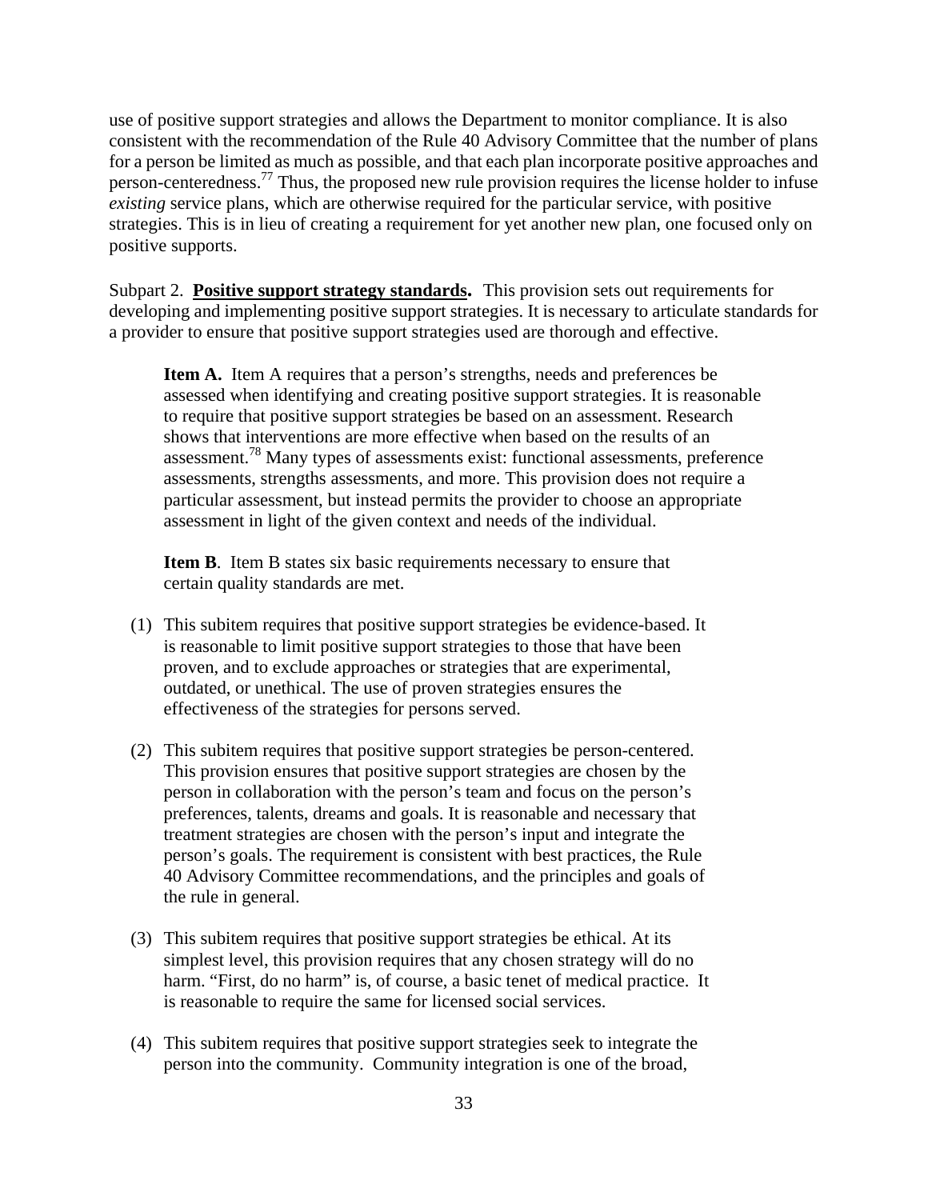use of positive support strategies and allows the Department to monitor compliance. It is also consistent with the recommendation of the Rule 40 Advisory Committee that the number of plans for a person be limited as much as possible, and that each plan incorporate positive approaches and person-centeredness.[77] Thus, the proposed new rule provision requires the license holder to infuse *existing* service plans, which are otherwise required for the particular service, with positive strategies. This is in lieu of creating a requirement for yet another new plan, one focused only on positive supports.

Subpart 2. **Positive support strategy standards.** This provision sets out requirements for developing and implementing positive support strategies. It is necessary to articulate standards for a provider to ensure that positive support strategies used are thorough and effective.

> **Item A.** Item A requires that a person's strengths, needs and preferences be assessed when identifying and creating positive support strategies. It is reasonable to require that positive support strategies be based on an assessment. Research shows that interventions are more effective when based on the results of an assessment.[78] Many types of assessments exist: functional assessments, preference assessments, strengths assessments, and more. This provision does not require a particular assessment, but instead permits the provider to choose an appropriate assessment in light of the given context and needs of the individual.
>
> **Item B**. Item B states six basic requirements necessary to ensure that certain quality standards are met.

(1) This subitem requires that positive support strategies be evidence-based. It is reasonable to limit positive support strategies to those that have been proven, and to exclude approaches or strategies that are experimental, outdated, or unethical. The use of proven strategies ensures the effectiveness of the strategies for persons served.

(2) This subitem requires that positive support strategies be person-centered. This provision ensures that positive support strategies are chosen by the person in collaboration with the person's team and focus on the person's preferences, talents, dreams and goals. It is reasonable and necessary that treatment strategies are chosen with the person's input and integrate the person's goals. The requirement is consistent with best practices, the Rule 40 Advisory Committee recommendations, and the principles and goals of the rule in general.

(3) This subitem requires that positive support strategies be ethical. At its simplest level, this provision requires that any chosen strategy will do no harm. "First, do no harm" is, of course, a basic tenet of medical practice. It is reasonable to require the same for licensed social services.

(4) This subitem requires that positive support strategies seek to integrate the person into the community. Community integration is one of the broad,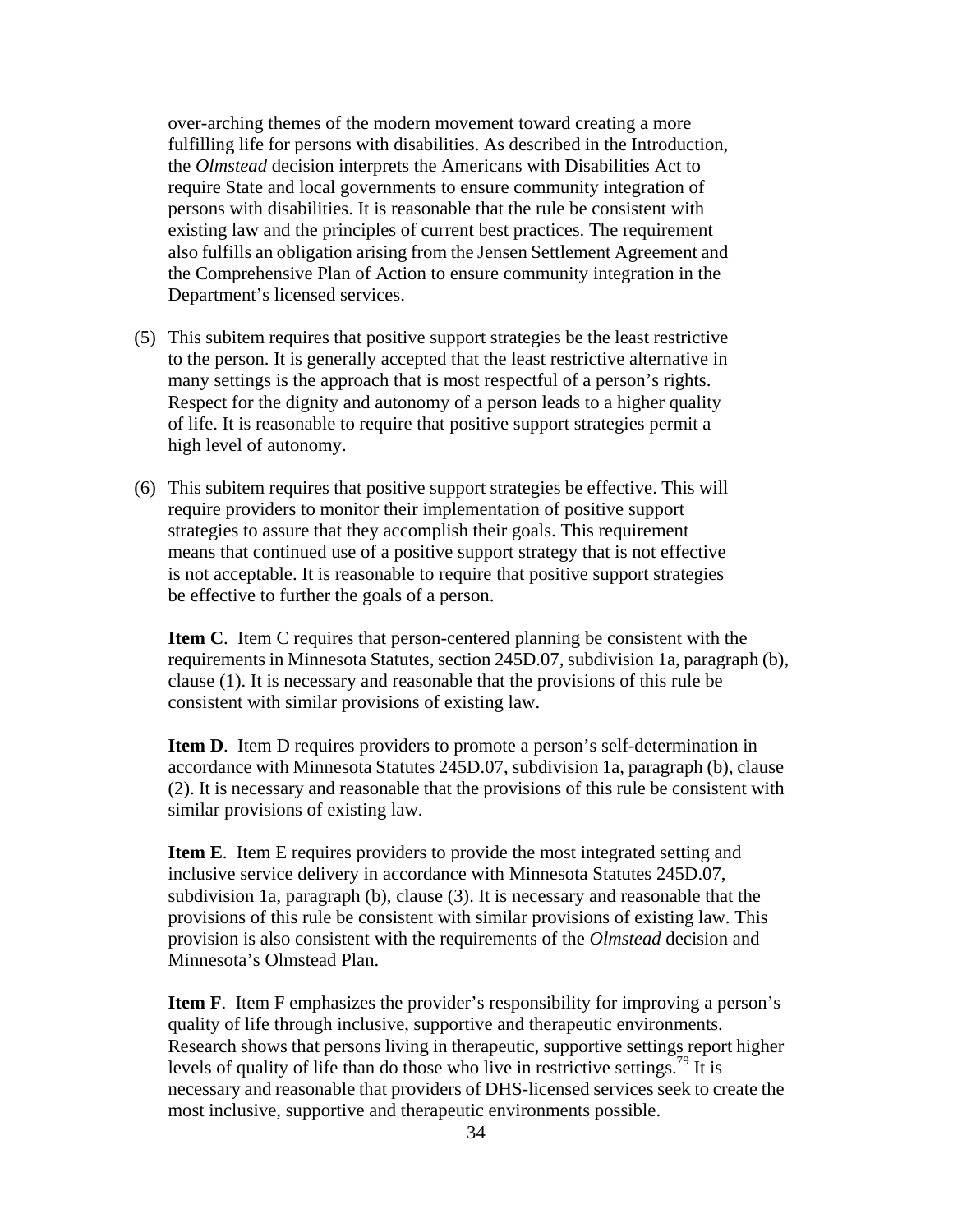over-arching themes of the modern movement toward creating a more fulfilling life for persons with disabilities. As described in the Introduction, the *Olmstead* decision interprets the Americans with Disabilities Act to require State and local governments to ensure community integration of persons with disabilities. It is reasonable that the rule be consistent with existing law and the principles of current best practices. The requirement also fulfills an obligation arising from the Jensen Settlement Agreement and the Comprehensive Plan of Action to ensure community integration in the Department's licensed services.

(5) This subitem requires that positive support strategies be the least restrictive to the person. It is generally accepted that the least restrictive alternative in many settings is the approach that is most respectful of a person's rights. Respect for the dignity and autonomy of a person leads to a higher quality of life. It is reasonable to require that positive support strategies permit a high level of autonomy.

(6) This subitem requires that positive support strategies be effective. This will require providers to monitor their implementation of positive support strategies to assure that they accomplish their goals. This requirement means that continued use of a positive support strategy that is not effective is not acceptable. It is reasonable to require that positive support strategies be effective to further the goals of a person.

**Item C**. Item C requires that person-centered planning be consistent with the requirements in Minnesota Statutes, section 245D.07, subdivision 1a, paragraph (b), clause (1). It is necessary and reasonable that the provisions of this rule be consistent with similar provisions of existing law.

**Item D**. Item D requires providers to promote a person's self-determination in accordance with Minnesota Statutes 245D.07, subdivision 1a, paragraph (b), clause (2). It is necessary and reasonable that the provisions of this rule be consistent with similar provisions of existing law.

**Item E**. Item E requires providers to provide the most integrated setting and inclusive service delivery in accordance with Minnesota Statutes 245D.07, subdivision 1a, paragraph (b), clause (3). It is necessary and reasonable that the provisions of this rule be consistent with similar provisions of existing law. This provision is also consistent with the requirements of the *Olmstead* decision and Minnesota's Olmstead Plan.

**Item F**. Item F emphasizes the provider's responsibility for improving a person's quality of life through inclusive, supportive and therapeutic environments. Research shows that persons living in therapeutic, supportive settings report higher levels of quality of life than do those who live in restrictive settings.[79] It is necessary and reasonable that providers of DHS-licensed services seek to create the most inclusive, supportive and therapeutic environments possible.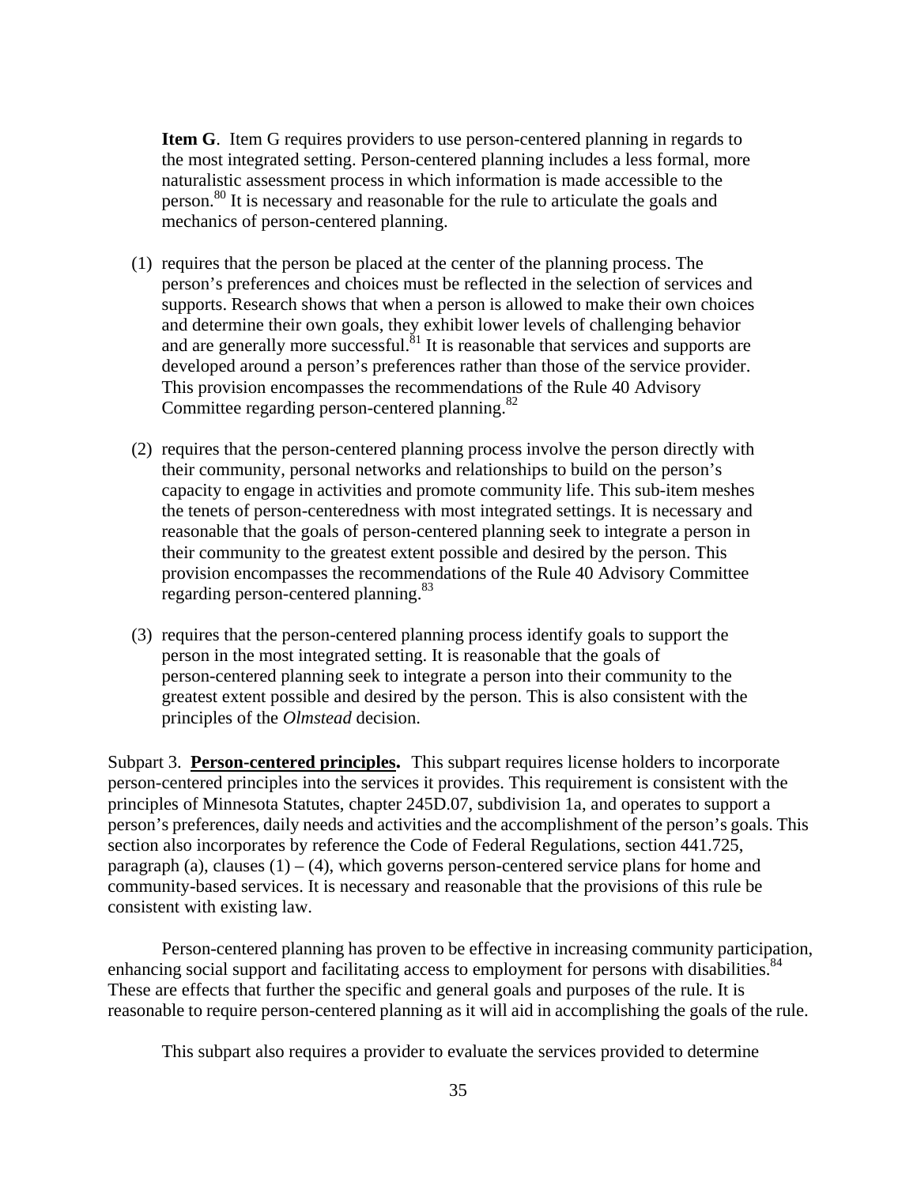**Item G**. Item G requires providers to use person-centered planning in regards to the most integrated setting. Person-centered planning includes a less formal, more naturalistic assessment process in which information is made accessible to the person.[80] It is necessary and reasonable for the rule to articulate the goals and mechanics of person-centered planning.

(1) requires that the person be placed at the center of the planning process. The person's preferences and choices must be reflected in the selection of services and supports. Research shows that when a person is allowed to make their own choices and determine their own goals, they exhibit lower levels of challenging behavior and are generally more successful.[81] It is reasonable that services and supports are developed around a person's preferences rather than those of the service provider. This provision encompasses the recommendations of the Rule 40 Advisory Committee regarding person-centered planning.[82]

(2) requires that the person-centered planning process involve the person directly with their community, personal networks and relationships to build on the person's capacity to engage in activities and promote community life. This sub-item meshes the tenets of person-centeredness with most integrated settings. It is necessary and reasonable that the goals of person-centered planning seek to integrate a person in their community to the greatest extent possible and desired by the person. This provision encompasses the recommendations of the Rule 40 Advisory Committee regarding person-centered planning.[83]

(3) requires that the person-centered planning process identify goals to support the person in the most integrated setting. It is reasonable that the goals of person-centered planning seek to integrate a person into their community to the greatest extent possible and desired by the person. This is also consistent with the principles of the *Olmstead* decision.

Subpart 3. **Person-centered principles.** This subpart requires license holders to incorporate person-centered principles into the services it provides. This requirement is consistent with the principles of Minnesota Statutes, chapter 245D.07, subdivision 1a, and operates to support a person's preferences, daily needs and activities and the accomplishment of the person's goals. This section also incorporates by reference the Code of Federal Regulations, section 441.725, paragraph (a), clauses (1) – (4), which governs person-centered service plans for home and community-based services. It is necessary and reasonable that the provisions of this rule be consistent with existing law.

Person-centered planning has proven to be effective in increasing community participation, enhancing social support and facilitating access to employment for persons with disabilities.[84] These are effects that further the specific and general goals and purposes of the rule. It is reasonable to require person-centered planning as it will aid in accomplishing the goals of the rule.

This subpart also requires a provider to evaluate the services provided to determine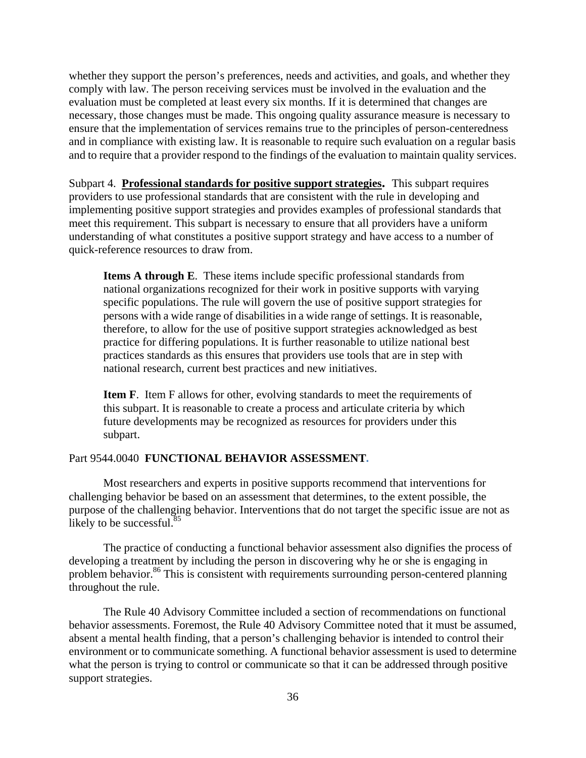whether they support the person's preferences, needs and activities, and goals, and whether they comply with law. The person receiving services must be involved in the evaluation and the evaluation must be completed at least every six months. If it is determined that changes are necessary, those changes must be made. This ongoing quality assurance measure is necessary to ensure that the implementation of services remains true to the principles of person-centeredness and in compliance with existing law. It is reasonable to require such evaluation on a regular basis and to require that a provider respond to the findings of the evaluation to maintain quality services.

Subpart 4. **Professional standards for positive support strategies.** This subpart requires providers to use professional standards that are consistent with the rule in developing and implementing positive support strategies and provides examples of professional standards that meet this requirement. This subpart is necessary to ensure that all providers have a uniform understanding of what constitutes a positive support strategy and have access to a number of quick-reference resources to draw from.

> **Items A through E**. These items include specific professional standards from national organizations recognized for their work in positive supports with varying specific populations. The rule will govern the use of positive support strategies for persons with a wide range of disabilities in a wide range of settings. It is reasonable, therefore, to allow for the use of positive support strategies acknowledged as best practice for differing populations. It is further reasonable to utilize national best practices standards as this ensures that providers use tools that are in step with national research, current best practices and new initiatives.

> **Item F**. Item F allows for other, evolving standards to meet the requirements of this subpart. It is reasonable to create a process and articulate criteria by which future developments may be recognized as resources for providers under this subpart.

## Part 9544.0040 **FUNCTIONAL BEHAVIOR ASSESSMENT.**

Most researchers and experts in positive supports recommend that interventions for challenging behavior be based on an assessment that determines, to the extent possible, the purpose of the challenging behavior. Interventions that do not target the specific issue are not as likely to be successful.[85]

The practice of conducting a functional behavior assessment also dignifies the process of developing a treatment by including the person in discovering why he or she is engaging in problem behavior.[86] This is consistent with requirements surrounding person-centered planning throughout the rule.

The Rule 40 Advisory Committee included a section of recommendations on functional behavior assessments. Foremost, the Rule 40 Advisory Committee noted that it must be assumed, absent a mental health finding, that a person's challenging behavior is intended to control their environment or to communicate something. A functional behavior assessment is used to determine what the person is trying to control or communicate so that it can be addressed through positive support strategies.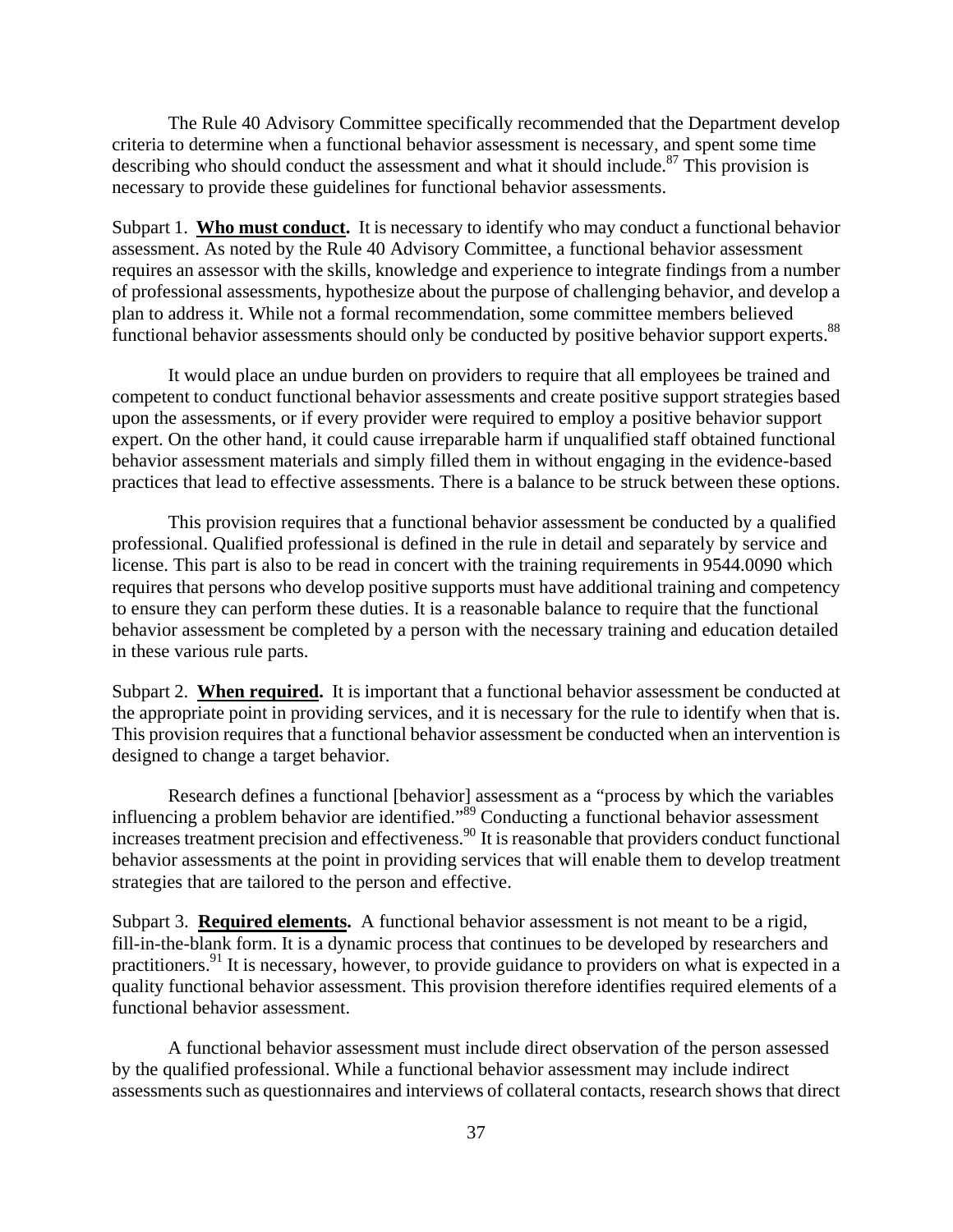The Rule 40 Advisory Committee specifically recommended that the Department develop criteria to determine when a functional behavior assessment is necessary, and spent some time describing who should conduct the assessment and what it should include.[87] This provision is necessary to provide these guidelines for functional behavior assessments.

Subpart 1. **Who must conduct.** It is necessary to identify who may conduct a functional behavior assessment. As noted by the Rule 40 Advisory Committee, a functional behavior assessment requires an assessor with the skills, knowledge and experience to integrate findings from a number of professional assessments, hypothesize about the purpose of challenging behavior, and develop a plan to address it. While not a formal recommendation, some committee members believed functional behavior assessments should only be conducted by positive behavior support experts.[88]

It would place an undue burden on providers to require that all employees be trained and competent to conduct functional behavior assessments and create positive support strategies based upon the assessments, or if every provider were required to employ a positive behavior support expert. On the other hand, it could cause irreparable harm if unqualified staff obtained functional behavior assessment materials and simply filled them in without engaging in the evidence-based practices that lead to effective assessments. There is a balance to be struck between these options.

This provision requires that a functional behavior assessment be conducted by a qualified professional. Qualified professional is defined in the rule in detail and separately by service and license. This part is also to be read in concert with the training requirements in 9544.0090 which requires that persons who develop positive supports must have additional training and competency to ensure they can perform these duties. It is a reasonable balance to require that the functional behavior assessment be completed by a person with the necessary training and education detailed in these various rule parts.

Subpart 2. **When required.** It is important that a functional behavior assessment be conducted at the appropriate point in providing services, and it is necessary for the rule to identify when that is. This provision requires that a functional behavior assessment be conducted when an intervention is designed to change a target behavior.

Research defines a functional [behavior] assessment as a "process by which the variables influencing a problem behavior are identified."[89] Conducting a functional behavior assessment increases treatment precision and effectiveness.[90] It is reasonable that providers conduct functional behavior assessments at the point in providing services that will enable them to develop treatment strategies that are tailored to the person and effective.

Subpart 3. **Required elements.** A functional behavior assessment is not meant to be a rigid, fill-in-the-blank form. It is a dynamic process that continues to be developed by researchers and practitioners.[91] It is necessary, however, to provide guidance to providers on what is expected in a quality functional behavior assessment. This provision therefore identifies required elements of a functional behavior assessment.

A functional behavior assessment must include direct observation of the person assessed by the qualified professional. While a functional behavior assessment may include indirect assessments such as questionnaires and interviews of collateral contacts, research shows that direct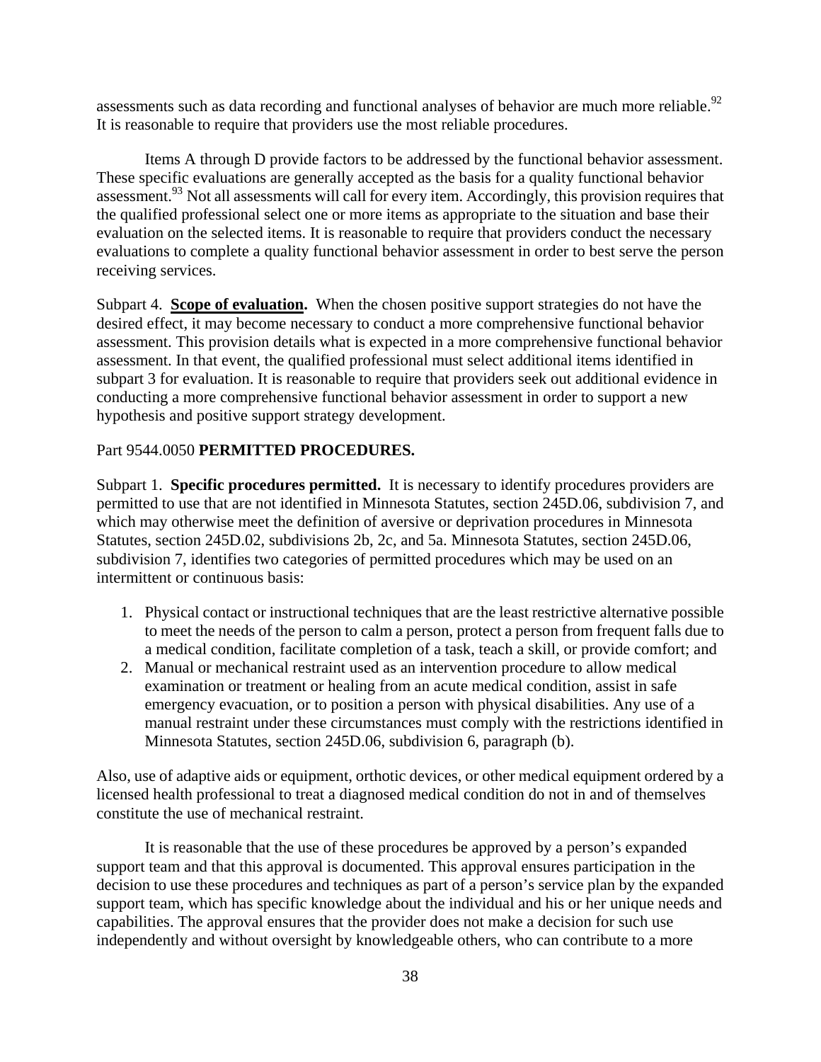assessments such as data recording and functional analyses of behavior are much more reliable.[92] It is reasonable to require that providers use the most reliable procedures.

Items A through D provide factors to be addressed by the functional behavior assessment. These specific evaluations are generally accepted as the basis for a quality functional behavior assessment.[93] Not all assessments will call for every item. Accordingly, this provision requires that the qualified professional select one or more items as appropriate to the situation and base their evaluation on the selected items. It is reasonable to require that providers conduct the necessary evaluations to complete a quality functional behavior assessment in order to best serve the person receiving services.

Subpart 4. **Scope of evaluation.** When the chosen positive support strategies do not have the desired effect, it may become necessary to conduct a more comprehensive functional behavior assessment. This provision details what is expected in a more comprehensive functional behavior assessment. In that event, the qualified professional must select additional items identified in subpart 3 for evaluation. It is reasonable to require that providers seek out additional evidence in conducting a more comprehensive functional behavior assessment in order to support a new hypothesis and positive support strategy development.

Part 9544.0050 **PERMITTED PROCEDURES.**

Subpart 1. **Specific procedures permitted.** It is necessary to identify procedures providers are permitted to use that are not identified in Minnesota Statutes, section 245D.06, subdivision 7, and which may otherwise meet the definition of aversive or deprivation procedures in Minnesota Statutes, section 245D.02, subdivisions 2b, 2c, and 5a. Minnesota Statutes, section 245D.06, subdivision 7, identifies two categories of permitted procedures which may be used on an intermittent or continuous basis:

1. Physical contact or instructional techniques that are the least restrictive alternative possible to meet the needs of the person to calm a person, protect a person from frequent falls due to a medical condition, facilitate completion of a task, teach a skill, or provide comfort; and
2. Manual or mechanical restraint used as an intervention procedure to allow medical examination or treatment or healing from an acute medical condition, assist in safe emergency evacuation, or to position a person with physical disabilities. Any use of a manual restraint under these circumstances must comply with the restrictions identified in Minnesota Statutes, section 245D.06, subdivision 6, paragraph (b).

Also, use of adaptive aids or equipment, orthotic devices, or other medical equipment ordered by a licensed health professional to treat a diagnosed medical condition do not in and of themselves constitute the use of mechanical restraint.

It is reasonable that the use of these procedures be approved by a person's expanded support team and that this approval is documented. This approval ensures participation in the decision to use these procedures and techniques as part of a person's service plan by the expanded support team, which has specific knowledge about the individual and his or her unique needs and capabilities. The approval ensures that the provider does not make a decision for such use independently and without oversight by knowledgeable others, who can contribute to a more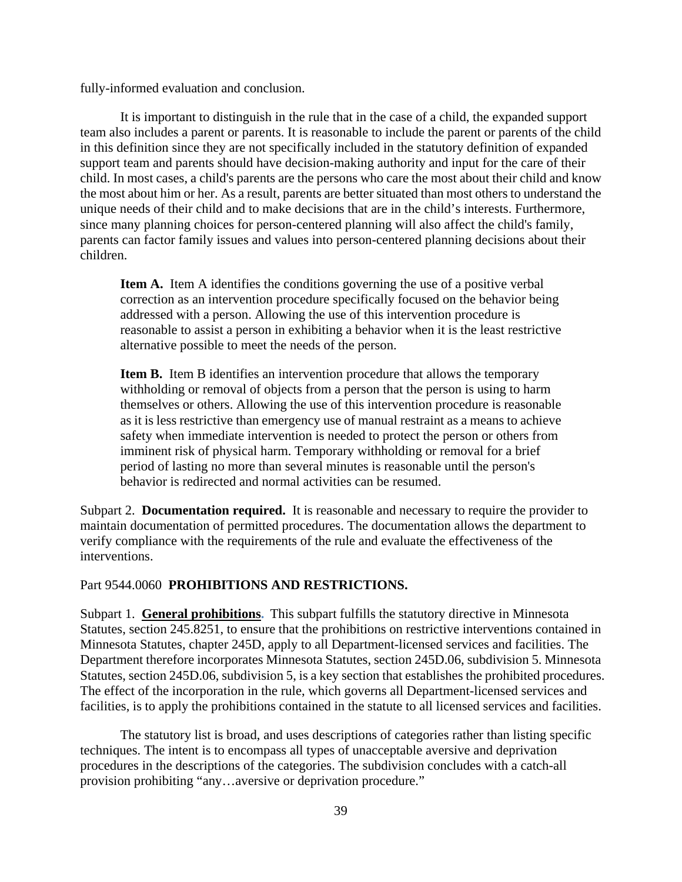fully-informed evaluation and conclusion.

It is important to distinguish in the rule that in the case of a child, the expanded support team also includes a parent or parents. It is reasonable to include the parent or parents of the child in this definition since they are not specifically included in the statutory definition of expanded support team and parents should have decision-making authority and input for the care of their child. In most cases, a child's parents are the persons who care the most about their child and know the most about him or her. As a result, parents are better situated than most others to understand the unique needs of their child and to make decisions that are in the child's interests. Furthermore, since many planning choices for person-centered planning will also affect the child's family, parents can factor family issues and values into person-centered planning decisions about their children.

> **Item A.** Item A identifies the conditions governing the use of a positive verbal correction as an intervention procedure specifically focused on the behavior being addressed with a person. Allowing the use of this intervention procedure is reasonable to assist a person in exhibiting a behavior when it is the least restrictive alternative possible to meet the needs of the person.
>
> **Item B.** Item B identifies an intervention procedure that allows the temporary withholding or removal of objects from a person that the person is using to harm themselves or others. Allowing the use of this intervention procedure is reasonable as it is less restrictive than emergency use of manual restraint as a means to achieve safety when immediate intervention is needed to protect the person or others from imminent risk of physical harm. Temporary withholding or removal for a brief period of lasting no more than several minutes is reasonable until the person's behavior is redirected and normal activities can be resumed.

Subpart 2. **Documentation required.** It is reasonable and necessary to require the provider to maintain documentation of permitted procedures. The documentation allows the department to verify compliance with the requirements of the rule and evaluate the effectiveness of the interventions.

Part 9544.0060 **PROHIBITIONS AND RESTRICTIONS.**

Subpart 1. **General prohibitions**. This subpart fulfills the statutory directive in Minnesota Statutes, section 245.8251, to ensure that the prohibitions on restrictive interventions contained in Minnesota Statutes, chapter 245D, apply to all Department-licensed services and facilities. The Department therefore incorporates Minnesota Statutes, section 245D.06, subdivision 5. Minnesota Statutes, section 245D.06, subdivision 5, is a key section that establishes the prohibited procedures. The effect of the incorporation in the rule, which governs all Department-licensed services and facilities, is to apply the prohibitions contained in the statute to all licensed services and facilities.

The statutory list is broad, and uses descriptions of categories rather than listing specific techniques. The intent is to encompass all types of unacceptable aversive and deprivation procedures in the descriptions of the categories. The subdivision concludes with a catch-all provision prohibiting "any…aversive or deprivation procedure."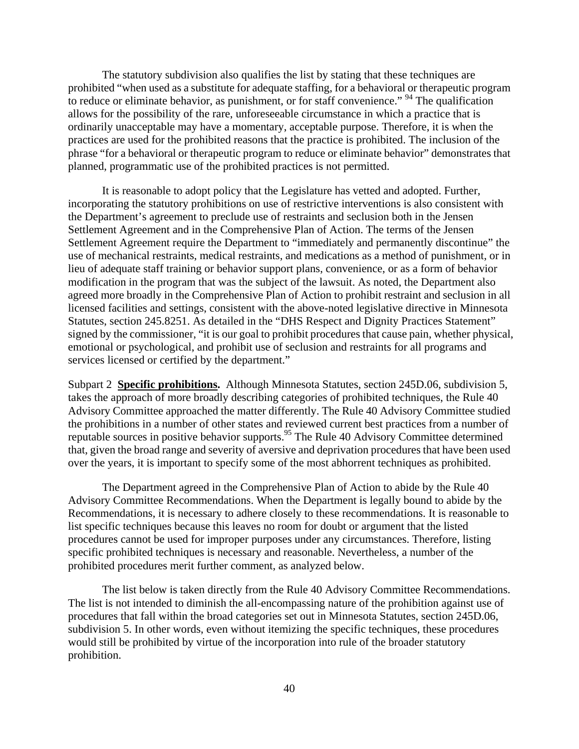The statutory subdivision also qualifies the list by stating that these techniques are prohibited "when used as a substitute for adequate staffing, for a behavioral or therapeutic program to reduce or eliminate behavior, as punishment, or for staff convenience." [94] The qualification allows for the possibility of the rare, unforeseeable circumstance in which a practice that is ordinarily unacceptable may have a momentary, acceptable purpose. Therefore, it is when the practices are used for the prohibited reasons that the practice is prohibited. The inclusion of the phrase "for a behavioral or therapeutic program to reduce or eliminate behavior" demonstrates that planned, programmatic use of the prohibited practices is not permitted.

It is reasonable to adopt policy that the Legislature has vetted and adopted. Further, incorporating the statutory prohibitions on use of restrictive interventions is also consistent with the Department's agreement to preclude use of restraints and seclusion both in the Jensen Settlement Agreement and in the Comprehensive Plan of Action. The terms of the Jensen Settlement Agreement require the Department to "immediately and permanently discontinue" the use of mechanical restraints, medical restraints, and medications as a method of punishment, or in lieu of adequate staff training or behavior support plans, convenience, or as a form of behavior modification in the program that was the subject of the lawsuit. As noted, the Department also agreed more broadly in the Comprehensive Plan of Action to prohibit restraint and seclusion in all licensed facilities and settings, consistent with the above-noted legislative directive in Minnesota Statutes, section 245.8251. As detailed in the "DHS Respect and Dignity Practices Statement" signed by the commissioner, "it is our goal to prohibit procedures that cause pain, whether physical, emotional or psychological, and prohibit use of seclusion and restraints for all programs and services licensed or certified by the department."

Subpart 2 **Specific prohibitions.** Although Minnesota Statutes, section 245D.06, subdivision 5, takes the approach of more broadly describing categories of prohibited techniques, the Rule 40 Advisory Committee approached the matter differently. The Rule 40 Advisory Committee studied the prohibitions in a number of other states and reviewed current best practices from a number of reputable sources in positive behavior supports.[95] The Rule 40 Advisory Committee determined that, given the broad range and severity of aversive and deprivation procedures that have been used over the years, it is important to specify some of the most abhorrent techniques as prohibited.

The Department agreed in the Comprehensive Plan of Action to abide by the Rule 40 Advisory Committee Recommendations. When the Department is legally bound to abide by the Recommendations, it is necessary to adhere closely to these recommendations. It is reasonable to list specific techniques because this leaves no room for doubt or argument that the listed procedures cannot be used for improper purposes under any circumstances. Therefore, listing specific prohibited techniques is necessary and reasonable. Nevertheless, a number of the prohibited procedures merit further comment, as analyzed below.

The list below is taken directly from the Rule 40 Advisory Committee Recommendations. The list is not intended to diminish the all-encompassing nature of the prohibition against use of procedures that fall within the broad categories set out in Minnesota Statutes, section 245D.06, subdivision 5. In other words, even without itemizing the specific techniques, these procedures would still be prohibited by virtue of the incorporation into rule of the broader statutory prohibition.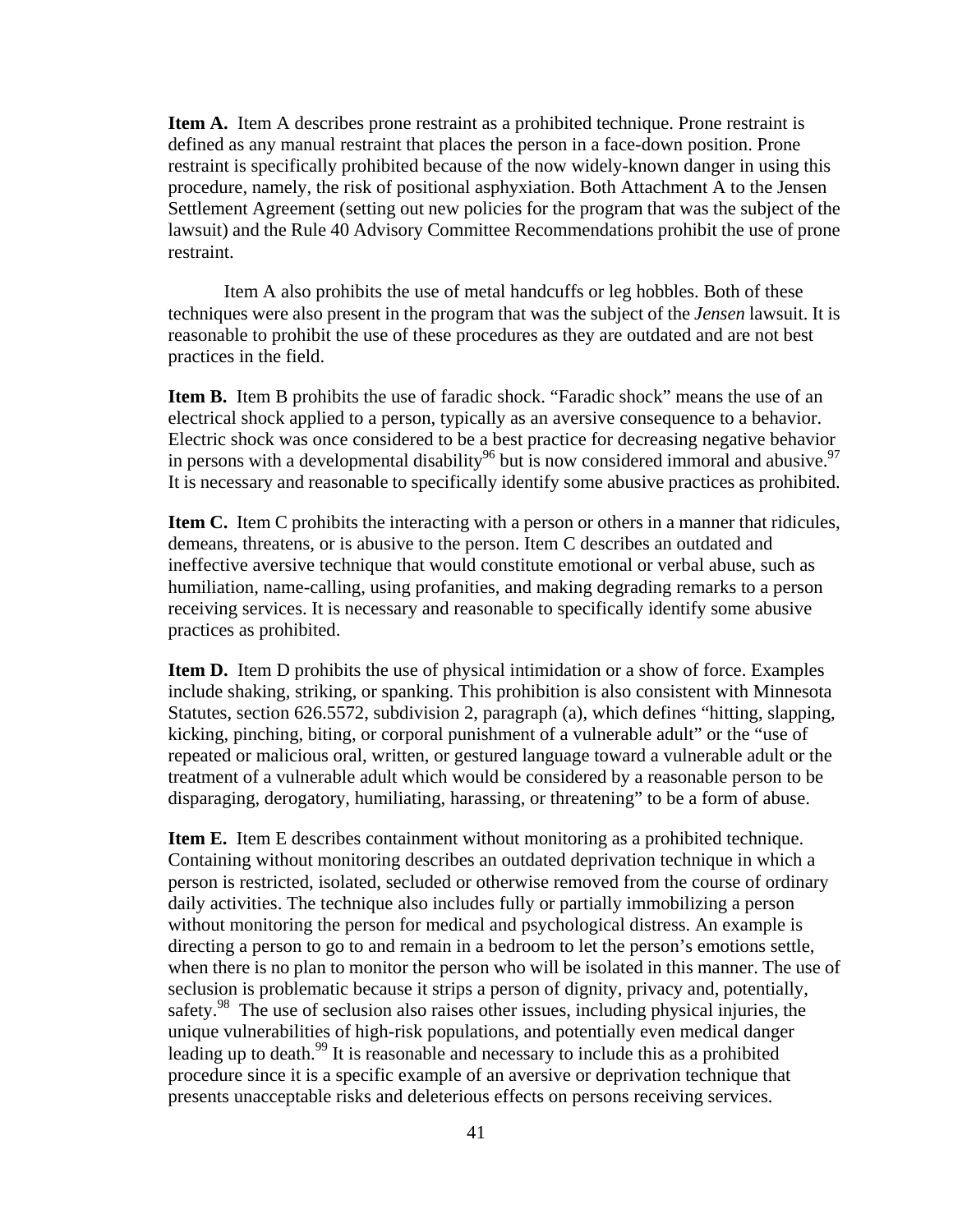**Item A.** Item A describes prone restraint as a prohibited technique. Prone restraint is defined as any manual restraint that places the person in a face-down position. Prone restraint is specifically prohibited because of the now widely-known danger in using this procedure, namely, the risk of positional asphyxiation. Both Attachment A to the Jensen Settlement Agreement (setting out new policies for the program that was the subject of the lawsuit) and the Rule 40 Advisory Committee Recommendations prohibit the use of prone restraint.

Item A also prohibits the use of metal handcuffs or leg hobbles. Both of these techniques were also present in the program that was the subject of the *Jensen* lawsuit. It is reasonable to prohibit the use of these procedures as they are outdated and are not best practices in the field.

**Item B.** Item B prohibits the use of faradic shock. "Faradic shock" means the use of an electrical shock applied to a person, typically as an aversive consequence to a behavior. Electric shock was once considered to be a best practice for decreasing negative behavior in persons with a developmental disability[96] but is now considered immoral and abusive.[97] It is necessary and reasonable to specifically identify some abusive practices as prohibited.

**Item C.** Item C prohibits the interacting with a person or others in a manner that ridicules, demeans, threatens, or is abusive to the person. Item C describes an outdated and ineffective aversive technique that would constitute emotional or verbal abuse, such as humiliation, name-calling, using profanities, and making degrading remarks to a person receiving services. It is necessary and reasonable to specifically identify some abusive practices as prohibited.

**Item D.** Item D prohibits the use of physical intimidation or a show of force. Examples include shaking, striking, or spanking. This prohibition is also consistent with Minnesota Statutes, section 626.5572, subdivision 2, paragraph (a), which defines "hitting, slapping, kicking, pinching, biting, or corporal punishment of a vulnerable adult" or the "use of repeated or malicious oral, written, or gestured language toward a vulnerable adult or the treatment of a vulnerable adult which would be considered by a reasonable person to be disparaging, derogatory, humiliating, harassing, or threatening" to be a form of abuse.

**Item E.** Item E describes containment without monitoring as a prohibited technique. Containing without monitoring describes an outdated deprivation technique in which a person is restricted, isolated, secluded or otherwise removed from the course of ordinary daily activities. The technique also includes fully or partially immobilizing a person without monitoring the person for medical and psychological distress. An example is directing a person to go to and remain in a bedroom to let the person's emotions settle, when there is no plan to monitor the person who will be isolated in this manner. The use of seclusion is problematic because it strips a person of dignity, privacy and, potentially, safety.[98] The use of seclusion also raises other issues, including physical injuries, the unique vulnerabilities of high-risk populations, and potentially even medical danger leading up to death.[99] It is reasonable and necessary to include this as a prohibited procedure since it is a specific example of an aversive or deprivation technique that presents unacceptable risks and deleterious effects on persons receiving services.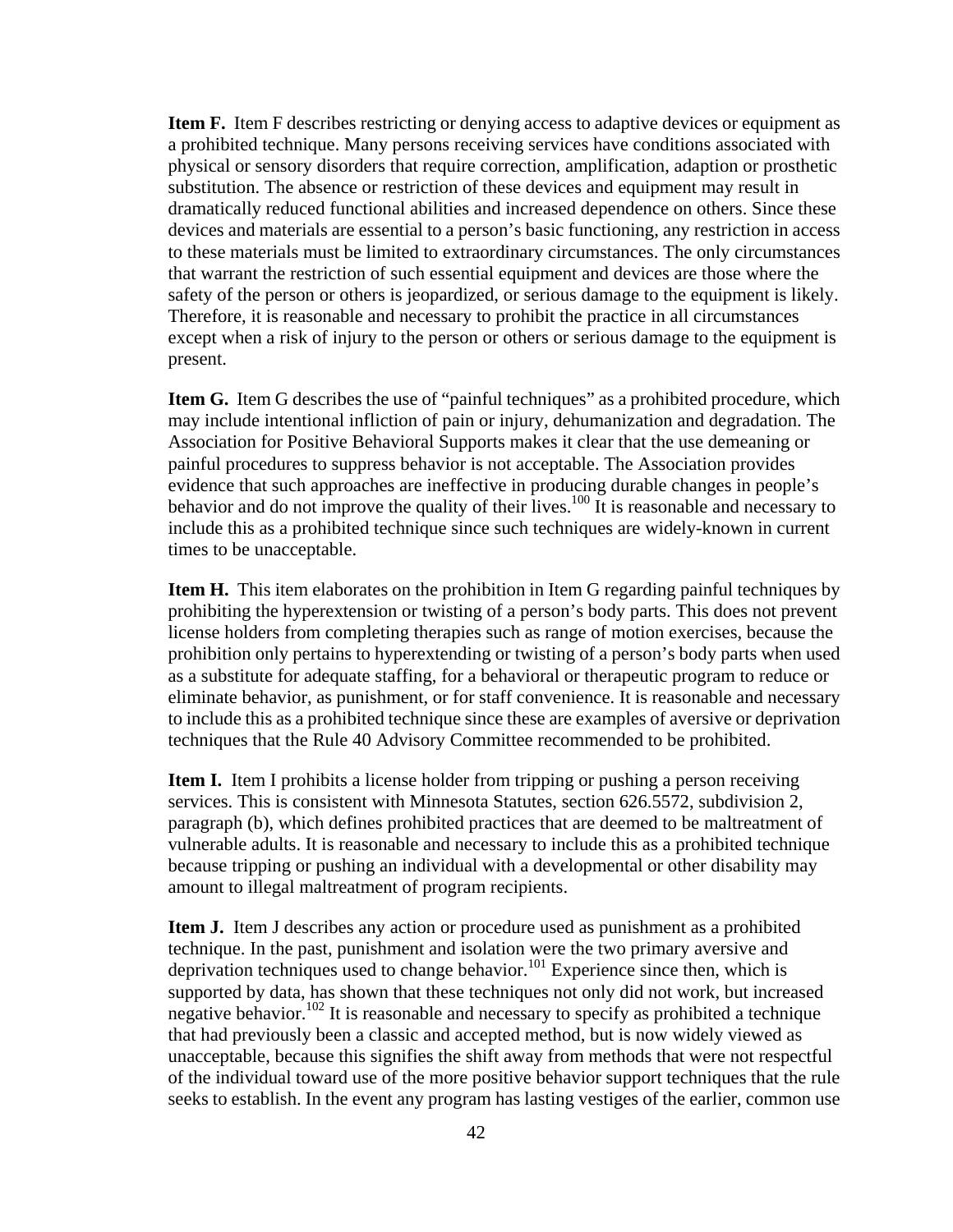**Item F.** Item F describes restricting or denying access to adaptive devices or equipment as a prohibited technique. Many persons receiving services have conditions associated with physical or sensory disorders that require correction, amplification, adaption or prosthetic substitution. The absence or restriction of these devices and equipment may result in dramatically reduced functional abilities and increased dependence on others. Since these devices and materials are essential to a person's basic functioning, any restriction in access to these materials must be limited to extraordinary circumstances. The only circumstances that warrant the restriction of such essential equipment and devices are those where the safety of the person or others is jeopardized, or serious damage to the equipment is likely. Therefore, it is reasonable and necessary to prohibit the practice in all circumstances except when a risk of injury to the person or others or serious damage to the equipment is present.

**Item G.** Item G describes the use of "painful techniques" as a prohibited procedure, which may include intentional infliction of pain or injury, dehumanization and degradation. The Association for Positive Behavioral Supports makes it clear that the use demeaning or painful procedures to suppress behavior is not acceptable. The Association provides evidence that such approaches are ineffective in producing durable changes in people's behavior and do not improve the quality of their lives.[100] It is reasonable and necessary to include this as a prohibited technique since such techniques are widely-known in current times to be unacceptable.

**Item H.** This item elaborates on the prohibition in Item G regarding painful techniques by prohibiting the hyperextension or twisting of a person's body parts. This does not prevent license holders from completing therapies such as range of motion exercises, because the prohibition only pertains to hyperextending or twisting of a person's body parts when used as a substitute for adequate staffing, for a behavioral or therapeutic program to reduce or eliminate behavior, as punishment, or for staff convenience. It is reasonable and necessary to include this as a prohibited technique since these are examples of aversive or deprivation techniques that the Rule 40 Advisory Committee recommended to be prohibited.

**Item I.** Item I prohibits a license holder from tripping or pushing a person receiving services. This is consistent with Minnesota Statutes, section 626.5572, subdivision 2, paragraph (b), which defines prohibited practices that are deemed to be maltreatment of vulnerable adults. It is reasonable and necessary to include this as a prohibited technique because tripping or pushing an individual with a developmental or other disability may amount to illegal maltreatment of program recipients.

**Item J.** Item J describes any action or procedure used as punishment as a prohibited technique. In the past, punishment and isolation were the two primary aversive and deprivation techniques used to change behavior.[101] Experience since then, which is supported by data, has shown that these techniques not only did not work, but increased negative behavior.[102] It is reasonable and necessary to specify as prohibited a technique that had previously been a classic and accepted method, but is now widely viewed as unacceptable, because this signifies the shift away from methods that were not respectful of the individual toward use of the more positive behavior support techniques that the rule seeks to establish. In the event any program has lasting vestiges of the earlier, common use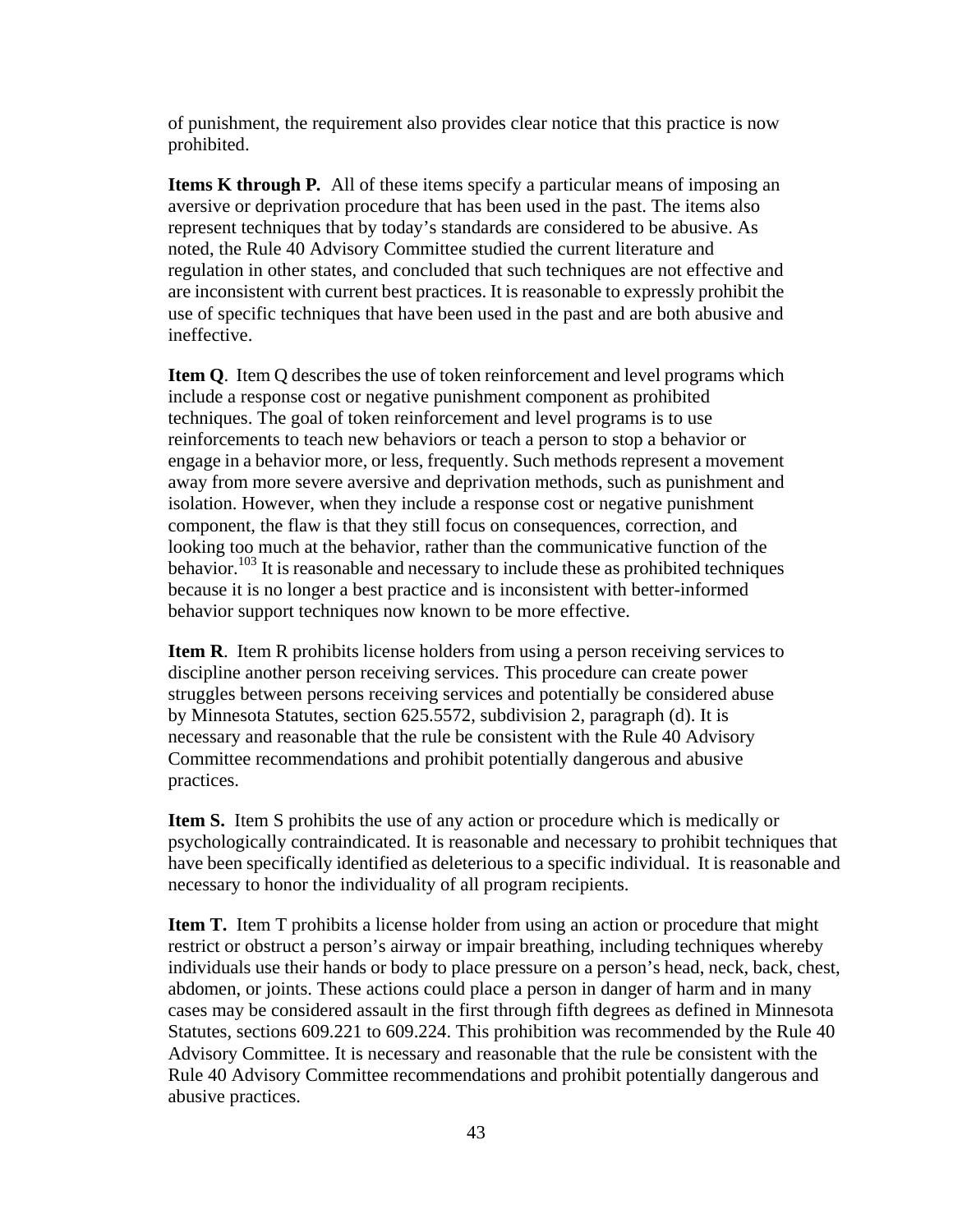of punishment, the requirement also provides clear notice that this practice is now prohibited.

**Items K through P.** All of these items specify a particular means of imposing an aversive or deprivation procedure that has been used in the past. The items also represent techniques that by today's standards are considered to be abusive. As noted, the Rule 40 Advisory Committee studied the current literature and regulation in other states, and concluded that such techniques are not effective and are inconsistent with current best practices. It is reasonable to expressly prohibit the use of specific techniques that have been used in the past and are both abusive and ineffective.

**Item Q**. Item Q describes the use of token reinforcement and level programs which include a response cost or negative punishment component as prohibited techniques. The goal of token reinforcement and level programs is to use reinforcements to teach new behaviors or teach a person to stop a behavior or engage in a behavior more, or less, frequently. Such methods represent a movement away from more severe aversive and deprivation methods, such as punishment and isolation. However, when they include a response cost or negative punishment component, the flaw is that they still focus on consequences, correction, and looking too much at the behavior, rather than the communicative function of the behavior.[103] It is reasonable and necessary to include these as prohibited techniques because it is no longer a best practice and is inconsistent with better-informed behavior support techniques now known to be more effective.

**Item R**. Item R prohibits license holders from using a person receiving services to discipline another person receiving services. This procedure can create power struggles between persons receiving services and potentially be considered abuse by Minnesota Statutes, section 625.5572, subdivision 2, paragraph (d). It is necessary and reasonable that the rule be consistent with the Rule 40 Advisory Committee recommendations and prohibit potentially dangerous and abusive practices.

**Item S.** Item S prohibits the use of any action or procedure which is medically or psychologically contraindicated. It is reasonable and necessary to prohibit techniques that have been specifically identified as deleterious to a specific individual. It is reasonable and necessary to honor the individuality of all program recipients.

**Item T.** Item T prohibits a license holder from using an action or procedure that might restrict or obstruct a person's airway or impair breathing, including techniques whereby individuals use their hands or body to place pressure on a person's head, neck, back, chest, abdomen, or joints. These actions could place a person in danger of harm and in many cases may be considered assault in the first through fifth degrees as defined in Minnesota Statutes, sections 609.221 to 609.224. This prohibition was recommended by the Rule 40 Advisory Committee. It is necessary and reasonable that the rule be consistent with the Rule 40 Advisory Committee recommendations and prohibit potentially dangerous and abusive practices.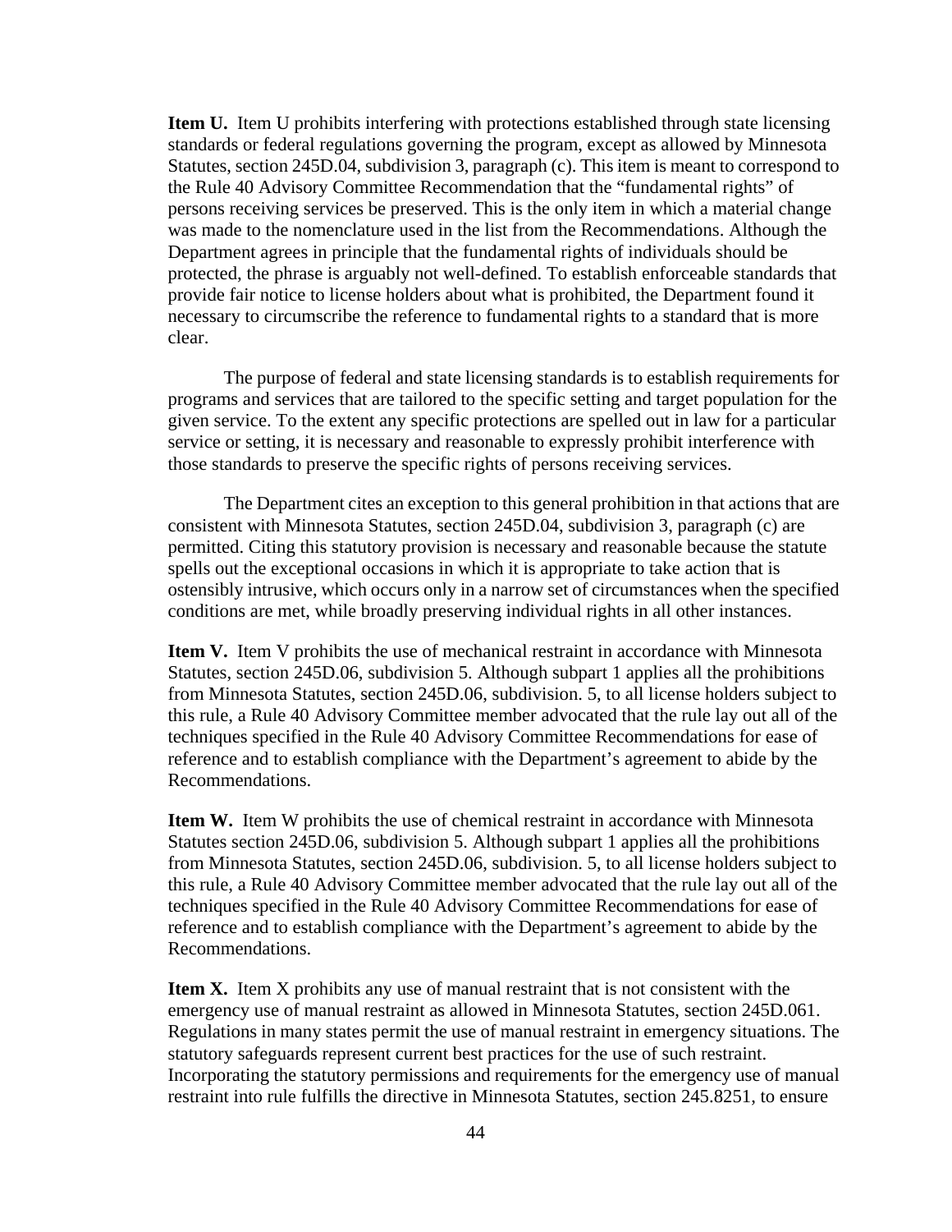**Item U.** Item U prohibits interfering with protections established through state licensing standards or federal regulations governing the program, except as allowed by Minnesota Statutes, section 245D.04, subdivision 3, paragraph (c). This item is meant to correspond to the Rule 40 Advisory Committee Recommendation that the "fundamental rights" of persons receiving services be preserved. This is the only item in which a material change was made to the nomenclature used in the list from the Recommendations. Although the Department agrees in principle that the fundamental rights of individuals should be protected, the phrase is arguably not well-defined. To establish enforceable standards that provide fair notice to license holders about what is prohibited, the Department found it necessary to circumscribe the reference to fundamental rights to a standard that is more clear.

The purpose of federal and state licensing standards is to establish requirements for programs and services that are tailored to the specific setting and target population for the given service. To the extent any specific protections are spelled out in law for a particular service or setting, it is necessary and reasonable to expressly prohibit interference with those standards to preserve the specific rights of persons receiving services.

The Department cites an exception to this general prohibition in that actions that are consistent with Minnesota Statutes, section 245D.04, subdivision 3, paragraph (c) are permitted. Citing this statutory provision is necessary and reasonable because the statute spells out the exceptional occasions in which it is appropriate to take action that is ostensibly intrusive, which occurs only in a narrow set of circumstances when the specified conditions are met, while broadly preserving individual rights in all other instances.

**Item V.** Item V prohibits the use of mechanical restraint in accordance with Minnesota Statutes, section 245D.06, subdivision 5. Although subpart 1 applies all the prohibitions from Minnesota Statutes, section 245D.06, subdivision. 5, to all license holders subject to this rule, a Rule 40 Advisory Committee member advocated that the rule lay out all of the techniques specified in the Rule 40 Advisory Committee Recommendations for ease of reference and to establish compliance with the Department's agreement to abide by the Recommendations.

**Item W.** Item W prohibits the use of chemical restraint in accordance with Minnesota Statutes section 245D.06, subdivision 5. Although subpart 1 applies all the prohibitions from Minnesota Statutes, section 245D.06, subdivision. 5, to all license holders subject to this rule, a Rule 40 Advisory Committee member advocated that the rule lay out all of the techniques specified in the Rule 40 Advisory Committee Recommendations for ease of reference and to establish compliance with the Department's agreement to abide by the Recommendations.

**Item X.** Item X prohibits any use of manual restraint that is not consistent with the emergency use of manual restraint as allowed in Minnesota Statutes, section 245D.061. Regulations in many states permit the use of manual restraint in emergency situations. The statutory safeguards represent current best practices for the use of such restraint. Incorporating the statutory permissions and requirements for the emergency use of manual restraint into rule fulfills the directive in Minnesota Statutes, section 245.8251, to ensure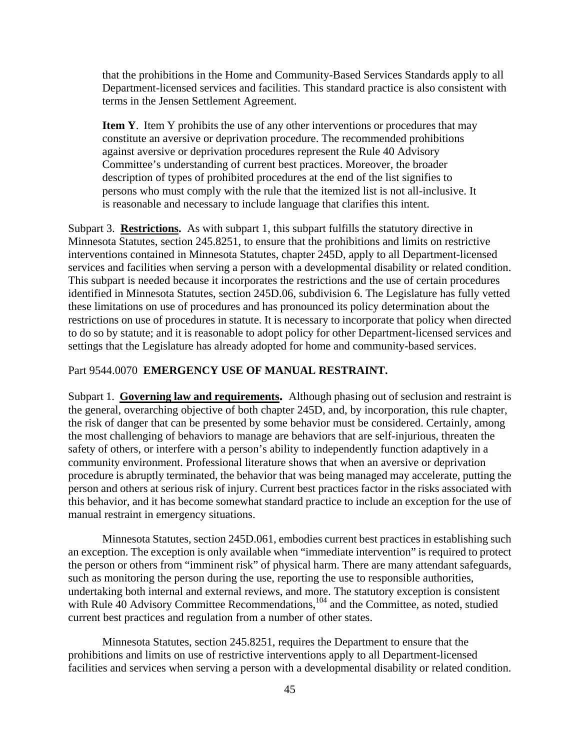that the prohibitions in the Home and Community-Based Services Standards apply to all Department-licensed services and facilities. This standard practice is also consistent with terms in the Jensen Settlement Agreement.

**Item Y**. Item Y prohibits the use of any other interventions or procedures that may constitute an aversive or deprivation procedure. The recommended prohibitions against aversive or deprivation procedures represent the Rule 40 Advisory Committee's understanding of current best practices. Moreover, the broader description of types of prohibited procedures at the end of the list signifies to persons who must comply with the rule that the itemized list is not all-inclusive. It is reasonable and necessary to include language that clarifies this intent.

Subpart 3. **Restrictions.** As with subpart 1, this subpart fulfills the statutory directive in Minnesota Statutes, section 245.8251, to ensure that the prohibitions and limits on restrictive interventions contained in Minnesota Statutes, chapter 245D, apply to all Department-licensed services and facilities when serving a person with a developmental disability or related condition. This subpart is needed because it incorporates the restrictions and the use of certain procedures identified in Minnesota Statutes, section 245D.06, subdivision 6. The Legislature has fully vetted these limitations on use of procedures and has pronounced its policy determination about the restrictions on use of procedures in statute. It is necessary to incorporate that policy when directed to do so by statute; and it is reasonable to adopt policy for other Department-licensed services and settings that the Legislature has already adopted for home and community-based services.

Part 9544.0070 **EMERGENCY USE OF MANUAL RESTRAINT.**

Subpart 1. **Governing law and requirements.** Although phasing out of seclusion and restraint is the general, overarching objective of both chapter 245D, and, by incorporation, this rule chapter, the risk of danger that can be presented by some behavior must be considered. Certainly, among the most challenging of behaviors to manage are behaviors that are self-injurious, threaten the safety of others, or interfere with a person's ability to independently function adaptively in a community environment. Professional literature shows that when an aversive or deprivation procedure is abruptly terminated, the behavior that was being managed may accelerate, putting the person and others at serious risk of injury. Current best practices factor in the risks associated with this behavior, and it has become somewhat standard practice to include an exception for the use of manual restraint in emergency situations.

Minnesota Statutes, section 245D.061, embodies current best practices in establishing such an exception. The exception is only available when "immediate intervention" is required to protect the person or others from "imminent risk" of physical harm. There are many attendant safeguards, such as monitoring the person during the use, reporting the use to responsible authorities, undertaking both internal and external reviews, and more. The statutory exception is consistent with Rule 40 Advisory Committee Recommendations,[104] and the Committee, as noted, studied current best practices and regulation from a number of other states.

Minnesota Statutes, section 245.8251, requires the Department to ensure that the prohibitions and limits on use of restrictive interventions apply to all Department-licensed facilities and services when serving a person with a developmental disability or related condition.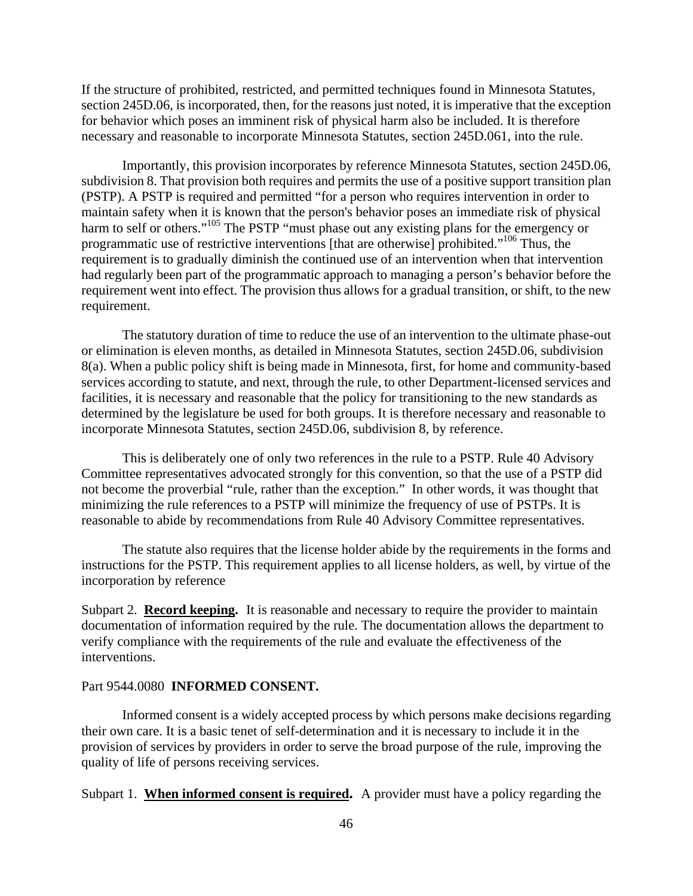If the structure of prohibited, restricted, and permitted techniques found in Minnesota Statutes, section 245D.06, is incorporated, then, for the reasons just noted, it is imperative that the exception for behavior which poses an imminent risk of physical harm also be included. It is therefore necessary and reasonable to incorporate Minnesota Statutes, section 245D.061, into the rule.

Importantly, this provision incorporates by reference Minnesota Statutes, section 245D.06, subdivision 8. That provision both requires and permits the use of a positive support transition plan (PSTP). A PSTP is required and permitted "for a person who requires intervention in order to maintain safety when it is known that the person's behavior poses an immediate risk of physical harm to self or others."[105] The PSTP "must phase out any existing plans for the emergency or programmatic use of restrictive interventions [that are otherwise] prohibited."[106] Thus, the requirement is to gradually diminish the continued use of an intervention when that intervention had regularly been part of the programmatic approach to managing a person's behavior before the requirement went into effect. The provision thus allows for a gradual transition, or shift, to the new requirement.

The statutory duration of time to reduce the use of an intervention to the ultimate phase-out or elimination is eleven months, as detailed in Minnesota Statutes, section 245D.06, subdivision 8(a). When a public policy shift is being made in Minnesota, first, for home and community-based services according to statute, and next, through the rule, to other Department-licensed services and facilities, it is necessary and reasonable that the policy for transitioning to the new standards as determined by the legislature be used for both groups. It is therefore necessary and reasonable to incorporate Minnesota Statutes, section 245D.06, subdivision 8, by reference.

This is deliberately one of only two references in the rule to a PSTP. Rule 40 Advisory Committee representatives advocated strongly for this convention, so that the use of a PSTP did not become the proverbial "rule, rather than the exception." In other words, it was thought that minimizing the rule references to a PSTP will minimize the frequency of use of PSTPs. It is reasonable to abide by recommendations from Rule 40 Advisory Committee representatives.

The statute also requires that the license holder abide by the requirements in the forms and instructions for the PSTP. This requirement applies to all license holders, as well, by virtue of the incorporation by reference

Subpart 2. **Record keeping.** It is reasonable and necessary to require the provider to maintain documentation of information required by the rule. The documentation allows the department to verify compliance with the requirements of the rule and evaluate the effectiveness of the interventions.

Part 9544.0080 **INFORMED CONSENT.**

Informed consent is a widely accepted process by which persons make decisions regarding their own care. It is a basic tenet of self-determination and it is necessary to include it in the provision of services by providers in order to serve the broad purpose of the rule, improving the quality of life of persons receiving services.

Subpart 1. **When informed consent is required.** A provider must have a policy regarding the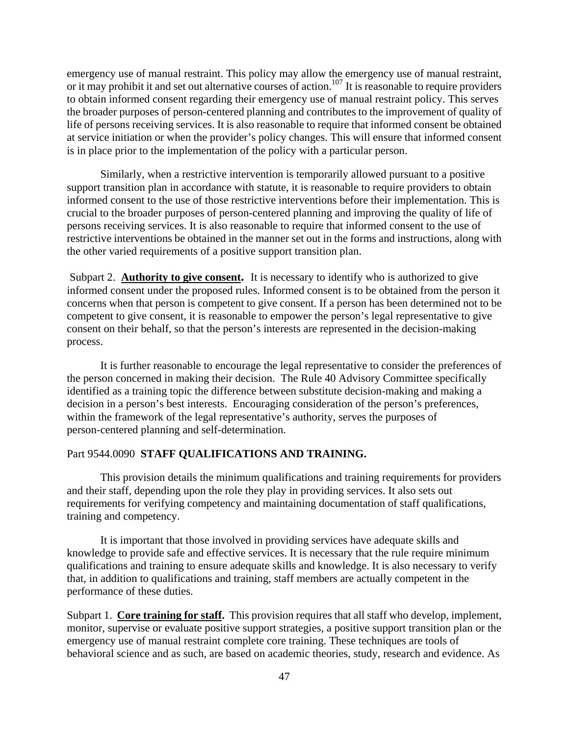emergency use of manual restraint. This policy may allow the emergency use of manual restraint, or it may prohibit it and set out alternative courses of action.[107] It is reasonable to require providers to obtain informed consent regarding their emergency use of manual restraint policy. This serves the broader purposes of person-centered planning and contributes to the improvement of quality of life of persons receiving services. It is also reasonable to require that informed consent be obtained at service initiation or when the provider's policy changes. This will ensure that informed consent is in place prior to the implementation of the policy with a particular person.

Similarly, when a restrictive intervention is temporarily allowed pursuant to a positive support transition plan in accordance with statute, it is reasonable to require providers to obtain informed consent to the use of those restrictive interventions before their implementation. This is crucial to the broader purposes of person-centered planning and improving the quality of life of persons receiving services. It is also reasonable to require that informed consent to the use of restrictive interventions be obtained in the manner set out in the forms and instructions, along with the other varied requirements of a positive support transition plan.

Subpart 2. **Authority to give consent.** It is necessary to identify who is authorized to give informed consent under the proposed rules. Informed consent is to be obtained from the person it concerns when that person is competent to give consent. If a person has been determined not to be competent to give consent, it is reasonable to empower the person's legal representative to give consent on their behalf, so that the person's interests are represented in the decision-making process.

It is further reasonable to encourage the legal representative to consider the preferences of the person concerned in making their decision. The Rule 40 Advisory Committee specifically identified as a training topic the difference between substitute decision-making and making a decision in a person's best interests. Encouraging consideration of the person's preferences, within the framework of the legal representative's authority, serves the purposes of person-centered planning and self-determination.

Part 9544.0090 **STAFF QUALIFICATIONS AND TRAINING.**

This provision details the minimum qualifications and training requirements for providers and their staff, depending upon the role they play in providing services. It also sets out requirements for verifying competency and maintaining documentation of staff qualifications, training and competency.

It is important that those involved in providing services have adequate skills and knowledge to provide safe and effective services. It is necessary that the rule require minimum qualifications and training to ensure adequate skills and knowledge. It is also necessary to verify that, in addition to qualifications and training, staff members are actually competent in the performance of these duties.

Subpart 1. **Core training for staff.** This provision requires that all staff who develop, implement, monitor, supervise or evaluate positive support strategies, a positive support transition plan or the emergency use of manual restraint complete core training. These techniques are tools of behavioral science and as such, are based on academic theories, study, research and evidence. As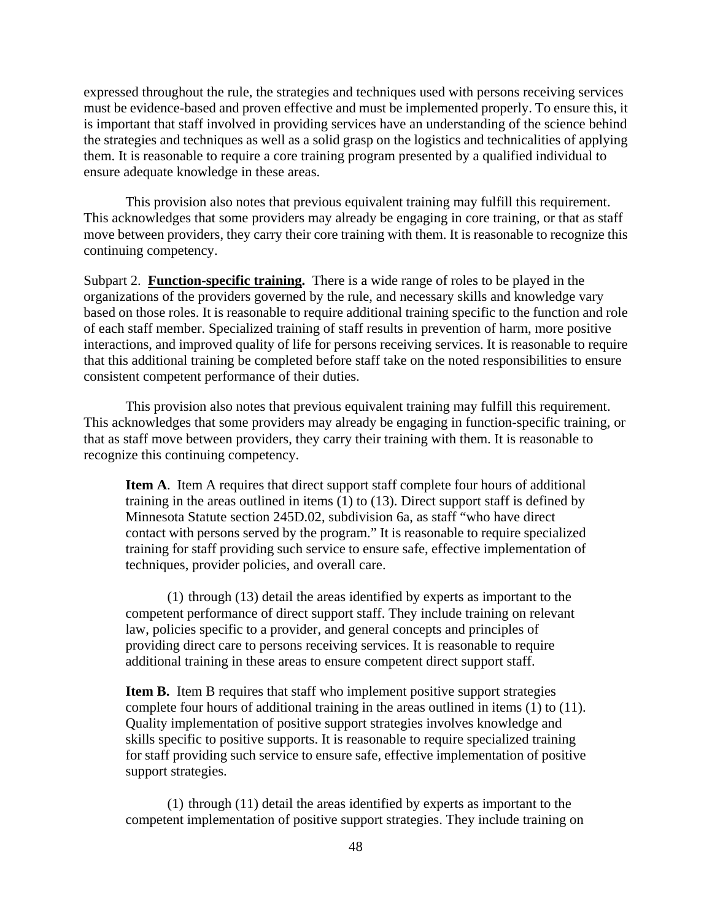expressed throughout the rule, the strategies and techniques used with persons receiving services must be evidence-based and proven effective and must be implemented properly. To ensure this, it is important that staff involved in providing services have an understanding of the science behind the strategies and techniques as well as a solid grasp on the logistics and technicalities of applying them. It is reasonable to require a core training program presented by a qualified individual to ensure adequate knowledge in these areas.

This provision also notes that previous equivalent training may fulfill this requirement. This acknowledges that some providers may already be engaging in core training, or that as staff move between providers, they carry their core training with them. It is reasonable to recognize this continuing competency.

Subpart 2. **Function-specific training.** There is a wide range of roles to be played in the organizations of the providers governed by the rule, and necessary skills and knowledge vary based on those roles. It is reasonable to require additional training specific to the function and role of each staff member. Specialized training of staff results in prevention of harm, more positive interactions, and improved quality of life for persons receiving services. It is reasonable to require that this additional training be completed before staff take on the noted responsibilities to ensure consistent competent performance of their duties.

This provision also notes that previous equivalent training may fulfill this requirement. This acknowledges that some providers may already be engaging in function-specific training, or that as staff move between providers, they carry their training with them. It is reasonable to recognize this continuing competency.

> **Item A**. Item A requires that direct support staff complete four hours of additional training in the areas outlined in items (1) to (13). Direct support staff is defined by Minnesota Statute section 245D.02, subdivision 6a, as staff "who have direct contact with persons served by the program." It is reasonable to require specialized training for staff providing such service to ensure safe, effective implementation of techniques, provider policies, and overall care.
>
> (1) through (13) detail the areas identified by experts as important to the competent performance of direct support staff. They include training on relevant law, policies specific to a provider, and general concepts and principles of providing direct care to persons receiving services. It is reasonable to require additional training in these areas to ensure competent direct support staff.
>
> **Item B.** Item B requires that staff who implement positive support strategies complete four hours of additional training in the areas outlined in items (1) to (11). Quality implementation of positive support strategies involves knowledge and skills specific to positive supports. It is reasonable to require specialized training for staff providing such service to ensure safe, effective implementation of positive support strategies.
>
> (1) through (11) detail the areas identified by experts as important to the competent implementation of positive support strategies. They include training on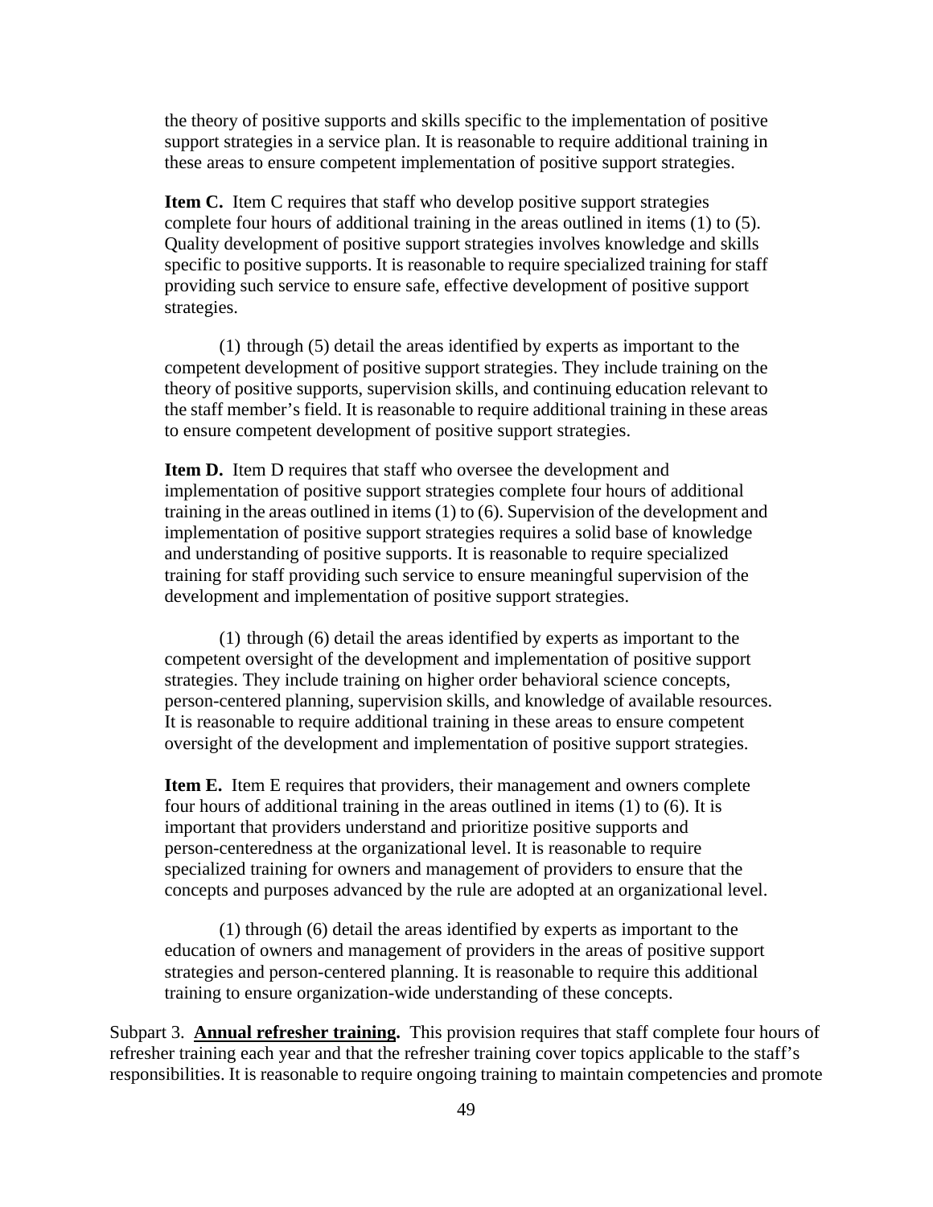the theory of positive supports and skills specific to the implementation of positive support strategies in a service plan. It is reasonable to require additional training in these areas to ensure competent implementation of positive support strategies.

**Item C.** Item C requires that staff who develop positive support strategies complete four hours of additional training in the areas outlined in items (1) to (5). Quality development of positive support strategies involves knowledge and skills specific to positive supports. It is reasonable to require specialized training for staff providing such service to ensure safe, effective development of positive support strategies.

(1) through (5) detail the areas identified by experts as important to the competent development of positive support strategies. They include training on the theory of positive supports, supervision skills, and continuing education relevant to the staff member's field. It is reasonable to require additional training in these areas to ensure competent development of positive support strategies.

**Item D.** Item D requires that staff who oversee the development and implementation of positive support strategies complete four hours of additional training in the areas outlined in items (1) to (6). Supervision of the development and implementation of positive support strategies requires a solid base of knowledge and understanding of positive supports. It is reasonable to require specialized training for staff providing such service to ensure meaningful supervision of the development and implementation of positive support strategies.

(1) through (6) detail the areas identified by experts as important to the competent oversight of the development and implementation of positive support strategies. They include training on higher order behavioral science concepts, person-centered planning, supervision skills, and knowledge of available resources. It is reasonable to require additional training in these areas to ensure competent oversight of the development and implementation of positive support strategies.

**Item E.** Item E requires that providers, their management and owners complete four hours of additional training in the areas outlined in items (1) to (6). It is important that providers understand and prioritize positive supports and person-centeredness at the organizational level. It is reasonable to require specialized training for owners and management of providers to ensure that the concepts and purposes advanced by the rule are adopted at an organizational level.

(1) through (6) detail the areas identified by experts as important to the education of owners and management of providers in the areas of positive support strategies and person-centered planning. It is reasonable to require this additional training to ensure organization-wide understanding of these concepts.

Subpart 3. **Annual refresher training.** This provision requires that staff complete four hours of refresher training each year and that the refresher training cover topics applicable to the staff's responsibilities. It is reasonable to require ongoing training to maintain competencies and promote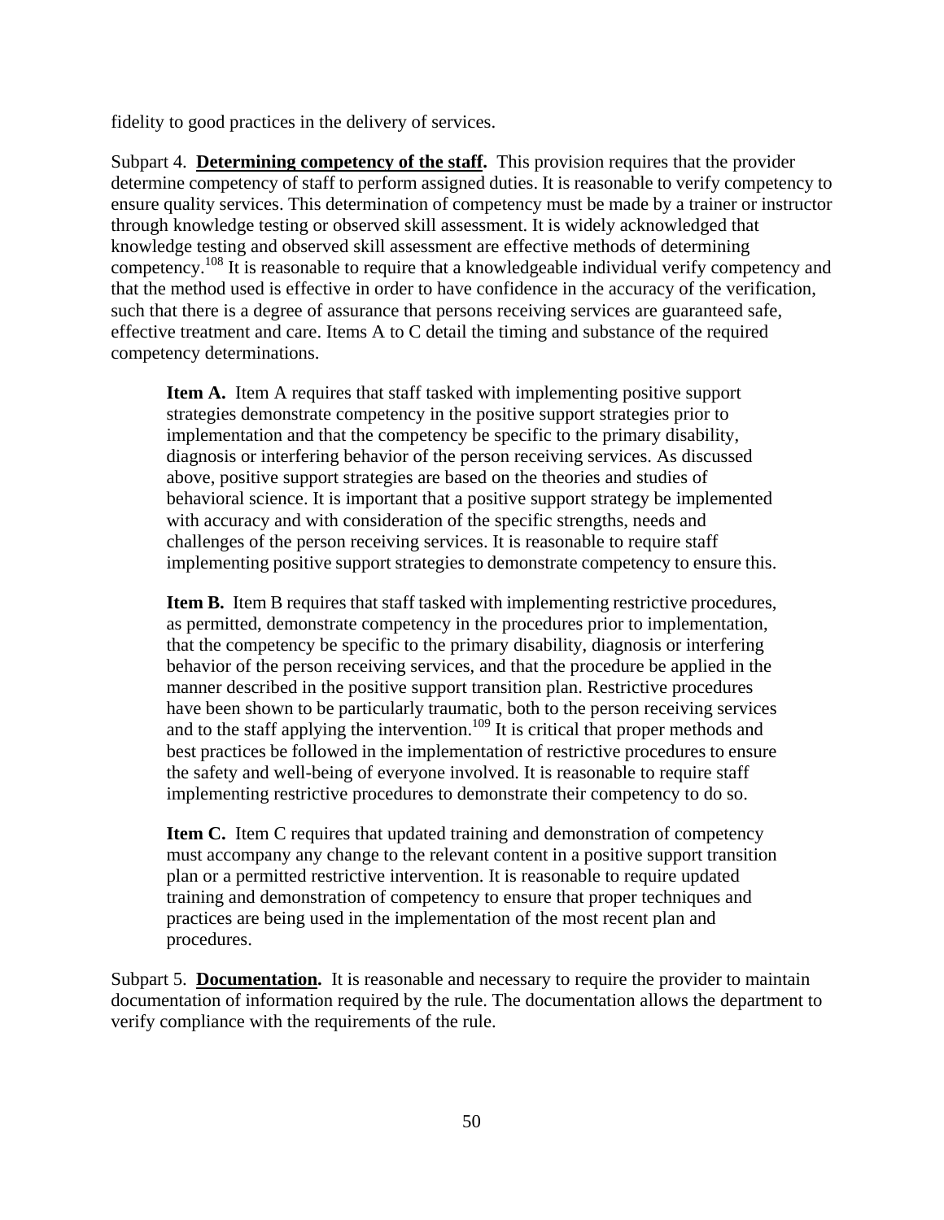fidelity to good practices in the delivery of services.

Subpart 4. **Determining competency of the staff.** This provision requires that the provider determine competency of staff to perform assigned duties. It is reasonable to verify competency to ensure quality services. This determination of competency must be made by a trainer or instructor through knowledge testing or observed skill assessment. It is widely acknowledged that knowledge testing and observed skill assessment are effective methods of determining competency.[108] It is reasonable to require that a knowledgeable individual verify competency and that the method used is effective in order to have confidence in the accuracy of the verification, such that there is a degree of assurance that persons receiving services are guaranteed safe, effective treatment and care. Items A to C detail the timing and substance of the required competency determinations.

> **Item A.** Item A requires that staff tasked with implementing positive support strategies demonstrate competency in the positive support strategies prior to implementation and that the competency be specific to the primary disability, diagnosis or interfering behavior of the person receiving services. As discussed above, positive support strategies are based on the theories and studies of behavioral science. It is important that a positive support strategy be implemented with accuracy and with consideration of the specific strengths, needs and challenges of the person receiving services. It is reasonable to require staff implementing positive support strategies to demonstrate competency to ensure this.
>
> **Item B.** Item B requires that staff tasked with implementing restrictive procedures, as permitted, demonstrate competency in the procedures prior to implementation, that the competency be specific to the primary disability, diagnosis or interfering behavior of the person receiving services, and that the procedure be applied in the manner described in the positive support transition plan. Restrictive procedures have been shown to be particularly traumatic, both to the person receiving services and to the staff applying the intervention.[109] It is critical that proper methods and best practices be followed in the implementation of restrictive procedures to ensure the safety and well-being of everyone involved. It is reasonable to require staff implementing restrictive procedures to demonstrate their competency to do so.
>
> **Item C.** Item C requires that updated training and demonstration of competency must accompany any change to the relevant content in a positive support transition plan or a permitted restrictive intervention. It is reasonable to require updated training and demonstration of competency to ensure that proper techniques and practices are being used in the implementation of the most recent plan and procedures.

Subpart 5. **Documentation.** It is reasonable and necessary to require the provider to maintain documentation of information required by the rule. The documentation allows the department to verify compliance with the requirements of the rule.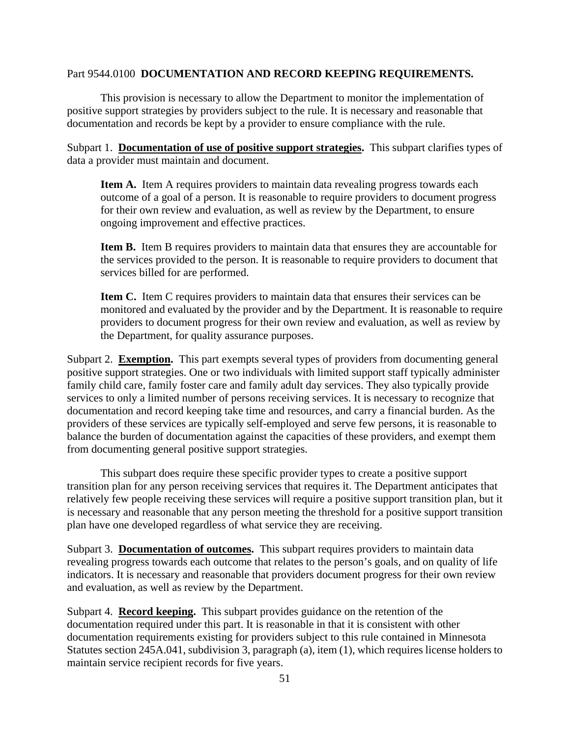Part 9544.0100 **DOCUMENTATION AND RECORD KEEPING REQUIREMENTS.**

This provision is necessary to allow the Department to monitor the implementation of positive support strategies by providers subject to the rule. It is necessary and reasonable that documentation and records be kept by a provider to ensure compliance with the rule.

Subpart 1. **Documentation of use of positive support strategies.** This subpart clarifies types of data a provider must maintain and document.

> **Item A.** Item A requires providers to maintain data revealing progress towards each outcome of a goal of a person. It is reasonable to require providers to document progress for their own review and evaluation, as well as review by the Department, to ensure ongoing improvement and effective practices.
>
> **Item B.** Item B requires providers to maintain data that ensures they are accountable for the services provided to the person. It is reasonable to require providers to document that services billed for are performed.
>
> **Item C.** Item C requires providers to maintain data that ensures their services can be monitored and evaluated by the provider and by the Department. It is reasonable to require providers to document progress for their own review and evaluation, as well as review by the Department, for quality assurance purposes.

Subpart 2. **Exemption.** This part exempts several types of providers from documenting general positive support strategies. One or two individuals with limited support staff typically administer family child care, family foster care and family adult day services. They also typically provide services to only a limited number of persons receiving services. It is necessary to recognize that documentation and record keeping take time and resources, and carry a financial burden. As the providers of these services are typically self-employed and serve few persons, it is reasonable to balance the burden of documentation against the capacities of these providers, and exempt them from documenting general positive support strategies.

This subpart does require these specific provider types to create a positive support transition plan for any person receiving services that requires it. The Department anticipates that relatively few people receiving these services will require a positive support transition plan, but it is necessary and reasonable that any person meeting the threshold for a positive support transition plan have one developed regardless of what service they are receiving.

Subpart 3. **Documentation of outcomes.** This subpart requires providers to maintain data revealing progress towards each outcome that relates to the person's goals, and on quality of life indicators. It is necessary and reasonable that providers document progress for their own review and evaluation, as well as review by the Department.

Subpart 4. **Record keeping.** This subpart provides guidance on the retention of the documentation required under this part. It is reasonable in that it is consistent with other documentation requirements existing for providers subject to this rule contained in Minnesota Statutes section 245A.041, subdivision 3, paragraph (a), item (1), which requires license holders to maintain service recipient records for five years.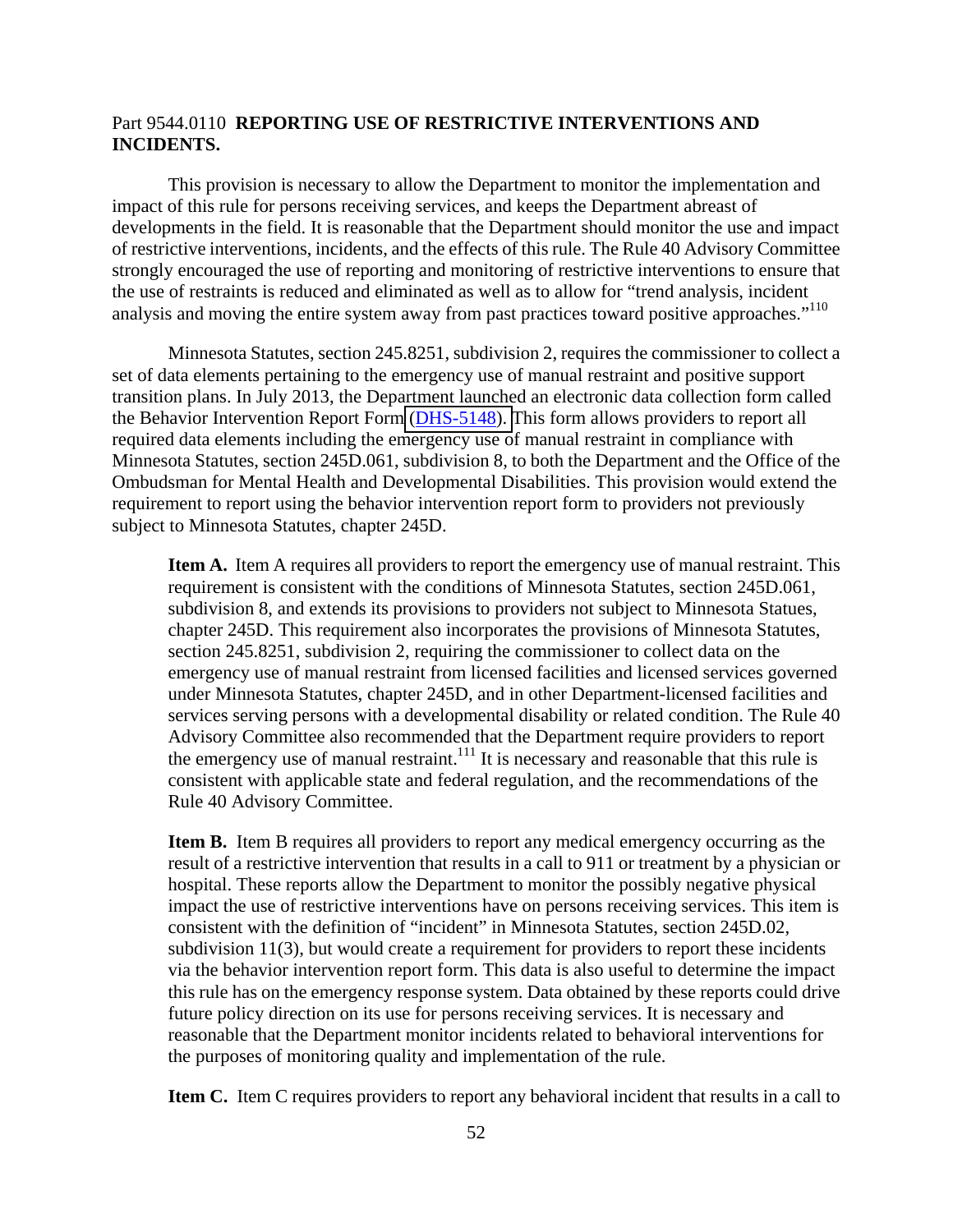Part 9544.0110 **REPORTING USE OF RESTRICTIVE INTERVENTIONS AND INCIDENTS.**

This provision is necessary to allow the Department to monitor the implementation and impact of this rule for persons receiving services, and keeps the Department abreast of developments in the field. It is reasonable that the Department should monitor the use and impact of restrictive interventions, incidents, and the effects of this rule. The Rule 40 Advisory Committee strongly encouraged the use of reporting and monitoring of restrictive interventions to ensure that the use of restraints is reduced and eliminated as well as to allow for "trend analysis, incident analysis and moving the entire system away from past practices toward positive approaches."[110]

Minnesota Statutes, section 245.8251, subdivision 2, requires the commissioner to collect a set of data elements pertaining to the emergency use of manual restraint and positive support transition plans. In July 2013, the Department launched an electronic data collection form called the Behavior Intervention Report Form (DHS-5148). This form allows providers to report all required data elements including the emergency use of manual restraint in compliance with Minnesota Statutes, section 245D.061, subdivision 8, to both the Department and the Office of the Ombudsman for Mental Health and Developmental Disabilities. This provision would extend the requirement to report using the behavior intervention report form to providers not previously subject to Minnesota Statutes, chapter 245D.

> **Item A.** Item A requires all providers to report the emergency use of manual restraint. This requirement is consistent with the conditions of Minnesota Statutes, section 245D.061, subdivision 8, and extends its provisions to providers not subject to Minnesota Statues, chapter 245D. This requirement also incorporates the provisions of Minnesota Statutes, section 245.8251, subdivision 2, requiring the commissioner to collect data on the emergency use of manual restraint from licensed facilities and licensed services governed under Minnesota Statutes, chapter 245D, and in other Department-licensed facilities and services serving persons with a developmental disability or related condition. The Rule 40 Advisory Committee also recommended that the Department require providers to report the emergency use of manual restraint.[111] It is necessary and reasonable that this rule is consistent with applicable state and federal regulation, and the recommendations of the Rule 40 Advisory Committee.
>
> **Item B.** Item B requires all providers to report any medical emergency occurring as the result of a restrictive intervention that results in a call to 911 or treatment by a physician or hospital. These reports allow the Department to monitor the possibly negative physical impact the use of restrictive interventions have on persons receiving services. This item is consistent with the definition of "incident" in Minnesota Statutes, section 245D.02, subdivision 11(3), but would create a requirement for providers to report these incidents via the behavior intervention report form. This data is also useful to determine the impact this rule has on the emergency response system. Data obtained by these reports could drive future policy direction on its use for persons receiving services. It is necessary and reasonable that the Department monitor incidents related to behavioral interventions for the purposes of monitoring quality and implementation of the rule.
>
> **Item C.** Item C requires providers to report any behavioral incident that results in a call to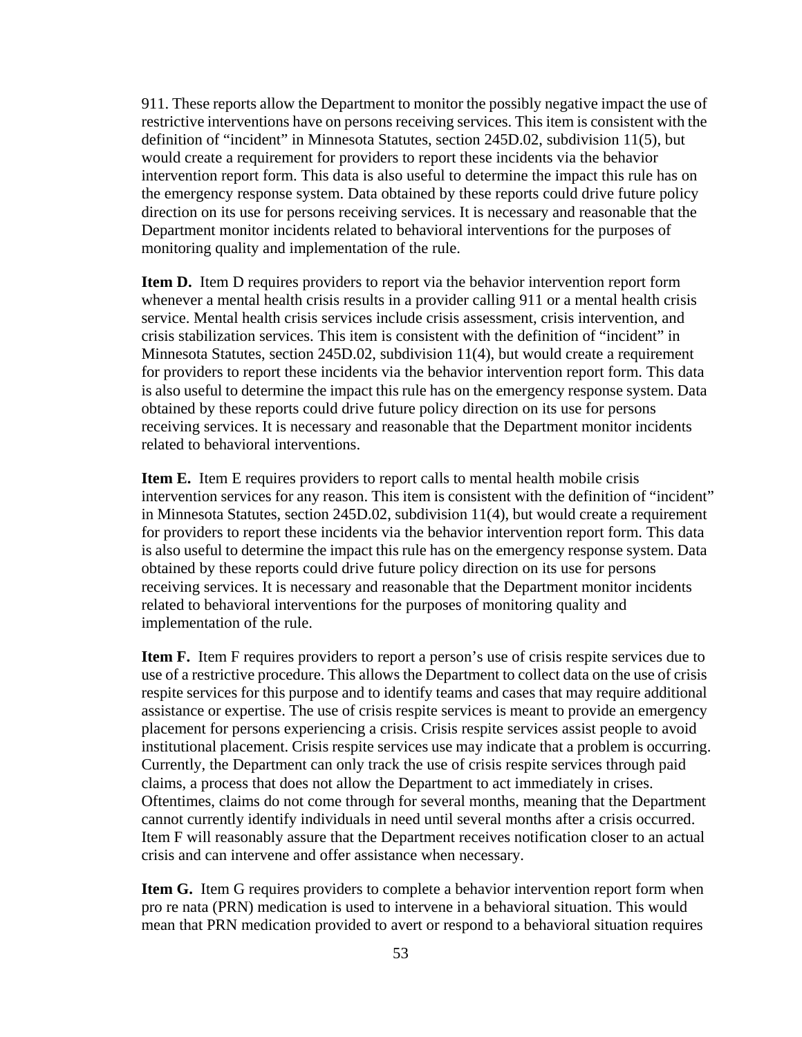911. These reports allow the Department to monitor the possibly negative impact the use of restrictive interventions have on persons receiving services. This item is consistent with the definition of "incident" in Minnesota Statutes, section 245D.02, subdivision 11(5), but would create a requirement for providers to report these incidents via the behavior intervention report form. This data is also useful to determine the impact this rule has on the emergency response system. Data obtained by these reports could drive future policy direction on its use for persons receiving services. It is necessary and reasonable that the Department monitor incidents related to behavioral interventions for the purposes of monitoring quality and implementation of the rule.

**Item D.** Item D requires providers to report via the behavior intervention report form whenever a mental health crisis results in a provider calling 911 or a mental health crisis service. Mental health crisis services include crisis assessment, crisis intervention, and crisis stabilization services. This item is consistent with the definition of "incident" in Minnesota Statutes, section 245D.02, subdivision 11(4), but would create a requirement for providers to report these incidents via the behavior intervention report form. This data is also useful to determine the impact this rule has on the emergency response system. Data obtained by these reports could drive future policy direction on its use for persons receiving services. It is necessary and reasonable that the Department monitor incidents related to behavioral interventions.

**Item E.** Item E requires providers to report calls to mental health mobile crisis intervention services for any reason. This item is consistent with the definition of "incident" in Minnesota Statutes, section 245D.02, subdivision 11(4), but would create a requirement for providers to report these incidents via the behavior intervention report form. This data is also useful to determine the impact this rule has on the emergency response system. Data obtained by these reports could drive future policy direction on its use for persons receiving services. It is necessary and reasonable that the Department monitor incidents related to behavioral interventions for the purposes of monitoring quality and implementation of the rule.

**Item F.** Item F requires providers to report a person's use of crisis respite services due to use of a restrictive procedure. This allows the Department to collect data on the use of crisis respite services for this purpose and to identify teams and cases that may require additional assistance or expertise. The use of crisis respite services is meant to provide an emergency placement for persons experiencing a crisis. Crisis respite services assist people to avoid institutional placement. Crisis respite services use may indicate that a problem is occurring. Currently, the Department can only track the use of crisis respite services through paid claims, a process that does not allow the Department to act immediately in crises. Oftentimes, claims do not come through for several months, meaning that the Department cannot currently identify individuals in need until several months after a crisis occurred. Item F will reasonably assure that the Department receives notification closer to an actual crisis and can intervene and offer assistance when necessary.

**Item G.** Item G requires providers to complete a behavior intervention report form when pro re nata (PRN) medication is used to intervene in a behavioral situation. This would mean that PRN medication provided to avert or respond to a behavioral situation requires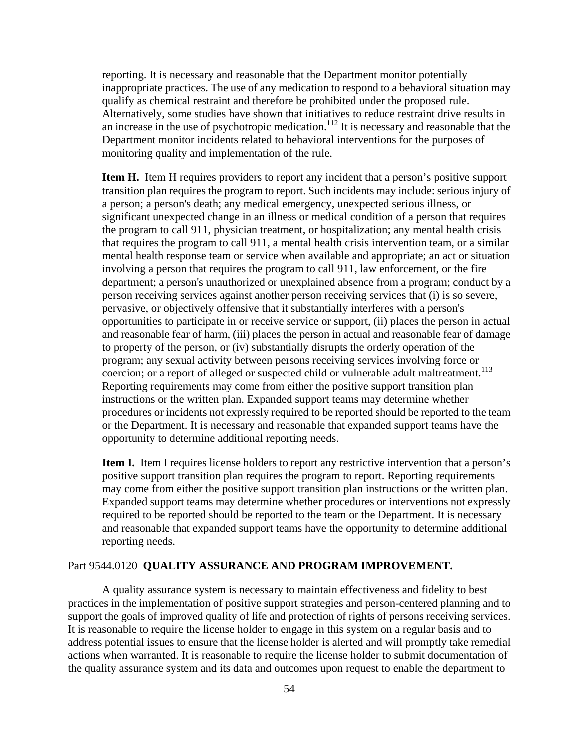reporting. It is necessary and reasonable that the Department monitor potentially inappropriate practices. The use of any medication to respond to a behavioral situation may qualify as chemical restraint and therefore be prohibited under the proposed rule. Alternatively, some studies have shown that initiatives to reduce restraint drive results in an increase in the use of psychotropic medication.[112] It is necessary and reasonable that the Department monitor incidents related to behavioral interventions for the purposes of monitoring quality and implementation of the rule.

**Item H.** Item H requires providers to report any incident that a person's positive support transition plan requires the program to report. Such incidents may include: serious injury of a person; a person's death; any medical emergency, unexpected serious illness, or significant unexpected change in an illness or medical condition of a person that requires the program to call 911, physician treatment, or hospitalization; any mental health crisis that requires the program to call 911, a mental health crisis intervention team, or a similar mental health response team or service when available and appropriate; an act or situation involving a person that requires the program to call 911, law enforcement, or the fire department; a person's unauthorized or unexplained absence from a program; conduct by a person receiving services against another person receiving services that (i) is so severe, pervasive, or objectively offensive that it substantially interferes with a person's opportunities to participate in or receive service or support, (ii) places the person in actual and reasonable fear of harm, (iii) places the person in actual and reasonable fear of damage to property of the person, or (iv) substantially disrupts the orderly operation of the program; any sexual activity between persons receiving services involving force or coercion; or a report of alleged or suspected child or vulnerable adult maltreatment.[113] Reporting requirements may come from either the positive support transition plan instructions or the written plan. Expanded support teams may determine whether procedures or incidents not expressly required to be reported should be reported to the team or the Department. It is necessary and reasonable that expanded support teams have the opportunity to determine additional reporting needs.

**Item I.** Item I requires license holders to report any restrictive intervention that a person's positive support transition plan requires the program to report. Reporting requirements may come from either the positive support transition plan instructions or the written plan. Expanded support teams may determine whether procedures or interventions not expressly required to be reported should be reported to the team or the Department. It is necessary and reasonable that expanded support teams have the opportunity to determine additional reporting needs.

## Part 9544.0120 **QUALITY ASSURANCE AND PROGRAM IMPROVEMENT.**

A quality assurance system is necessary to maintain effectiveness and fidelity to best practices in the implementation of positive support strategies and person-centered planning and to support the goals of improved quality of life and protection of rights of persons receiving services. It is reasonable to require the license holder to engage in this system on a regular basis and to address potential issues to ensure that the license holder is alerted and will promptly take remedial actions when warranted. It is reasonable to require the license holder to submit documentation of the quality assurance system and its data and outcomes upon request to enable the department to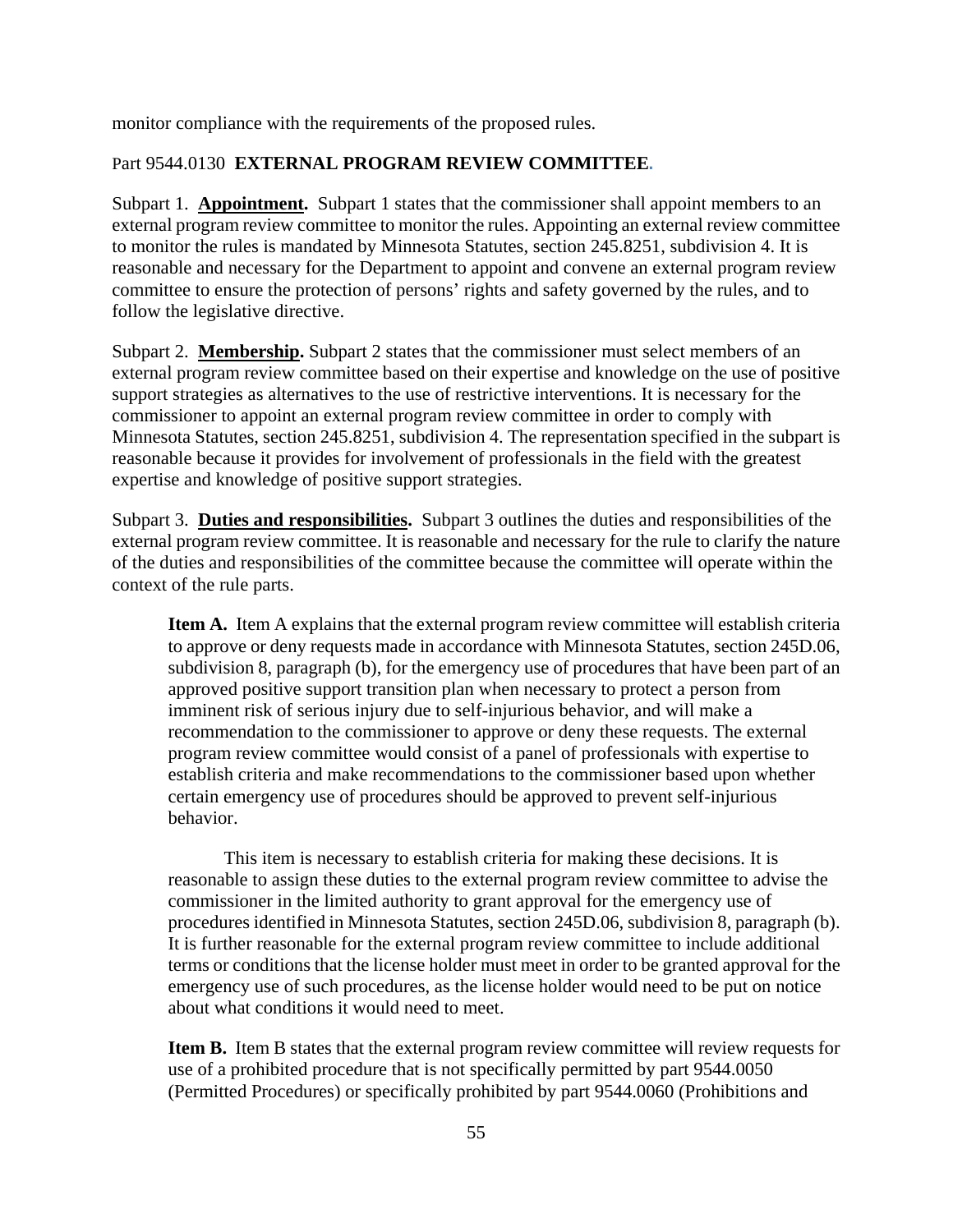monitor compliance with the requirements of the proposed rules.

Part 9544.0130 **EXTERNAL PROGRAM REVIEW COMMITTEE.**

Subpart 1. **Appointment.** Subpart 1 states that the commissioner shall appoint members to an external program review committee to monitor the rules. Appointing an external review committee to monitor the rules is mandated by Minnesota Statutes, section 245.8251, subdivision 4. It is reasonable and necessary for the Department to appoint and convene an external program review committee to ensure the protection of persons' rights and safety governed by the rules, and to follow the legislative directive.

Subpart 2. **Membership.** Subpart 2 states that the commissioner must select members of an external program review committee based on their expertise and knowledge on the use of positive support strategies as alternatives to the use of restrictive interventions. It is necessary for the commissioner to appoint an external program review committee in order to comply with Minnesota Statutes, section 245.8251, subdivision 4. The representation specified in the subpart is reasonable because it provides for involvement of professionals in the field with the greatest expertise and knowledge of positive support strategies.

Subpart 3. **Duties and responsibilities.** Subpart 3 outlines the duties and responsibilities of the external program review committee. It is reasonable and necessary for the rule to clarify the nature of the duties and responsibilities of the committee because the committee will operate within the context of the rule parts.

> **Item A.** Item A explains that the external program review committee will establish criteria to approve or deny requests made in accordance with Minnesota Statutes, section 245D.06, subdivision 8, paragraph (b), for the emergency use of procedures that have been part of an approved positive support transition plan when necessary to protect a person from imminent risk of serious injury due to self-injurious behavior, and will make a recommendation to the commissioner to approve or deny these requests. The external program review committee would consist of a panel of professionals with expertise to establish criteria and make recommendations to the commissioner based upon whether certain emergency use of procedures should be approved to prevent self-injurious behavior.
>
> This item is necessary to establish criteria for making these decisions. It is reasonable to assign these duties to the external program review committee to advise the commissioner in the limited authority to grant approval for the emergency use of procedures identified in Minnesota Statutes, section 245D.06, subdivision 8, paragraph (b). It is further reasonable for the external program review committee to include additional terms or conditions that the license holder must meet in order to be granted approval for the emergency use of such procedures, as the license holder would need to be put on notice about what conditions it would need to meet.
>
> **Item B.** Item B states that the external program review committee will review requests for use of a prohibited procedure that is not specifically permitted by part 9544.0050 (Permitted Procedures) or specifically prohibited by part 9544.0060 (Prohibitions and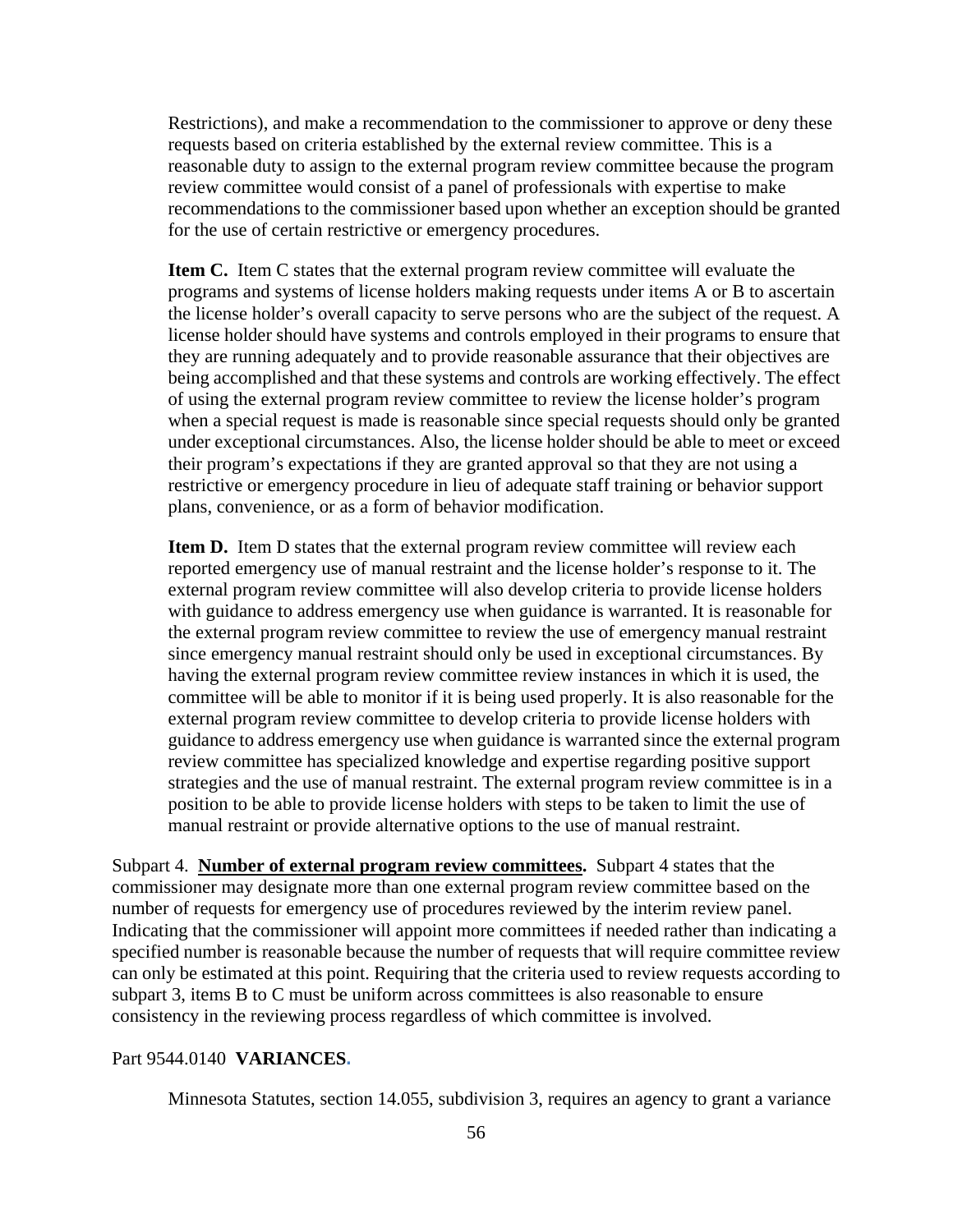Restrictions), and make a recommendation to the commissioner to approve or deny these requests based on criteria established by the external review committee. This is a reasonable duty to assign to the external program review committee because the program review committee would consist of a panel of professionals with expertise to make recommendations to the commissioner based upon whether an exception should be granted for the use of certain restrictive or emergency procedures.

**Item C.** Item C states that the external program review committee will evaluate the programs and systems of license holders making requests under items A or B to ascertain the license holder's overall capacity to serve persons who are the subject of the request. A license holder should have systems and controls employed in their programs to ensure that they are running adequately and to provide reasonable assurance that their objectives are being accomplished and that these systems and controls are working effectively. The effect of using the external program review committee to review the license holder's program when a special request is made is reasonable since special requests should only be granted under exceptional circumstances. Also, the license holder should be able to meet or exceed their program's expectations if they are granted approval so that they are not using a restrictive or emergency procedure in lieu of adequate staff training or behavior support plans, convenience, or as a form of behavior modification.

**Item D.** Item D states that the external program review committee will review each reported emergency use of manual restraint and the license holder's response to it. The external program review committee will also develop criteria to provide license holders with guidance to address emergency use when guidance is warranted. It is reasonable for the external program review committee to review the use of emergency manual restraint since emergency manual restraint should only be used in exceptional circumstances. By having the external program review committee review instances in which it is used, the committee will be able to monitor if it is being used properly. It is also reasonable for the external program review committee to develop criteria to provide license holders with guidance to address emergency use when guidance is warranted since the external program review committee has specialized knowledge and expertise regarding positive support strategies and the use of manual restraint. The external program review committee is in a position to be able to provide license holders with steps to be taken to limit the use of manual restraint or provide alternative options to the use of manual restraint.

Subpart 4. **Number of external program review committees.** Subpart 4 states that the commissioner may designate more than one external program review committee based on the number of requests for emergency use of procedures reviewed by the interim review panel. Indicating that the commissioner will appoint more committees if needed rather than indicating a specified number is reasonable because the number of requests that will require committee review can only be estimated at this point. Requiring that the criteria used to review requests according to subpart 3, items B to C must be uniform across committees is also reasonable to ensure consistency in the reviewing process regardless of which committee is involved.

Part 9544.0140 **VARIANCES.**

Minnesota Statutes, section 14.055, subdivision 3, requires an agency to grant a variance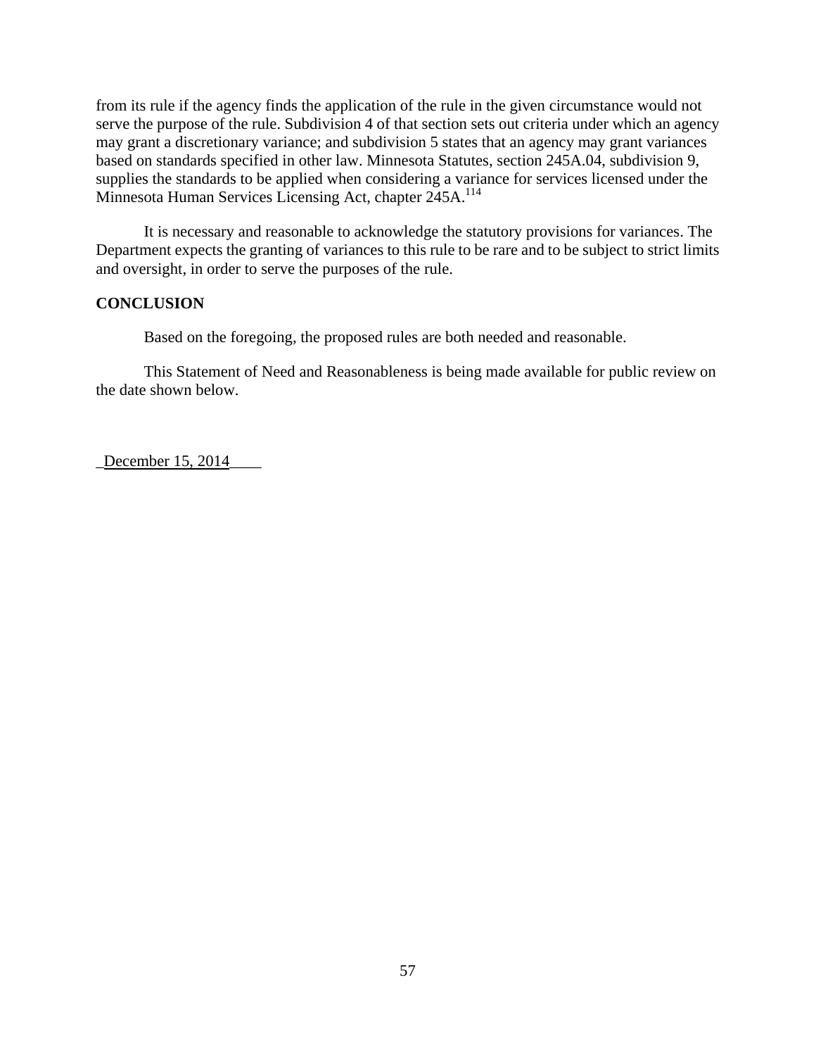from its rule if the agency finds the application of the rule in the given circumstance would not serve the purpose of the rule. Subdivision 4 of that section sets out criteria under which an agency may grant a discretionary variance; and subdivision 5 states that an agency may grant variances based on standards specified in other law. Minnesota Statutes, section 245A.04, subdivision 9, supplies the standards to be applied when considering a variance for services licensed under the Minnesota Human Services Licensing Act, chapter 245A.[114]

It is necessary and reasonable to acknowledge the statutory provisions for variances. The Department expects the granting of variances to this rule to be rare and to be subject to strict limits and oversight, in order to serve the purposes of the rule.

**CONCLUSION**

Based on the foregoing, the proposed rules are both needed and reasonable.

This Statement of Need and Reasonableness is being made available for public review on the date shown below.

December 15, 2014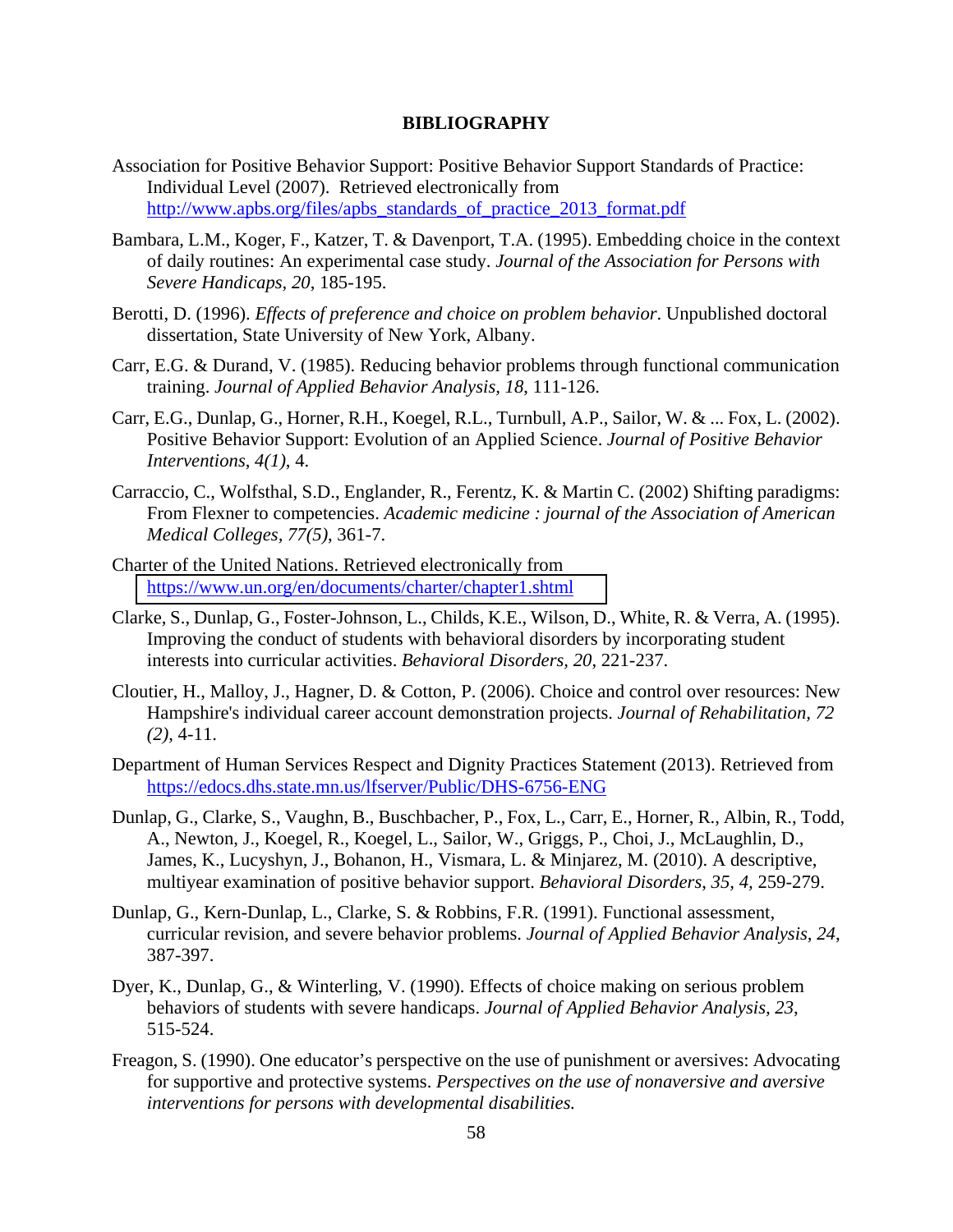# BIBLIOGRAPHY

Association for Positive Behavior Support: Positive Behavior Support Standards of Practice: Individual Level (2007). Retrieved electronically from http://www.apbs.org/files/apbs_standards_of_practice_2013_format.pdf

Bambara, L.M., Koger, F., Katzer, T. & Davenport, T.A. (1995). Embedding choice in the context of daily routines: An experimental case study. *Journal of the Association for Persons with Severe Handicaps, 20*, 185-195.

Berotti, D. (1996). *Effects of preference and choice on problem behavior*. Unpublished doctoral dissertation, State University of New York, Albany.

Carr, E.G. & Durand, V. (1985). Reducing behavior problems through functional communication training. *Journal of Applied Behavior Analysis, 18*, 111-126.

Carr, E.G., Dunlap, G., Horner, R.H., Koegel, R.L., Turnbull, A.P., Sailor, W. & ... Fox, L. (2002). Positive Behavior Support: Evolution of an Applied Science. *Journal of Positive Behavior Interventions*, *4(1)*, 4.

Carraccio, C., Wolfsthal, S.D., Englander, R., Ferentz, K. & Martin C. (2002) Shifting paradigms: From Flexner to competencies. *Academic medicine : journal of the Association of American Medical Colleges, 77(5)*, 361-7.

Charter of the United Nations. Retrieved electronically from https://www.un.org/en/documents/charter/chapter1.shtml

Clarke, S., Dunlap, G., Foster-Johnson, L., Childs, K.E., Wilson, D., White, R. & Verra, A. (1995). Improving the conduct of students with behavioral disorders by incorporating student interests into curricular activities. *Behavioral Disorders, 20*, 221-237.

Cloutier, H., Malloy, J., Hagner, D. & Cotton, P. (2006). Choice and control over resources: New Hampshire's individual career account demonstration projects. *Journal of Rehabilitation, 72 (2)*, 4-11.

Department of Human Services Respect and Dignity Practices Statement (2013). Retrieved from https://edocs.dhs.state.mn.us/lfserver/Public/DHS-6756-ENG

Dunlap, G., Clarke, S., Vaughn, B., Buschbacher, P., Fox, L., Carr, E., Horner, R., Albin, R., Todd, A., Newton, J., Koegel, R., Koegel, L., Sailor, W., Griggs, P., Choi, J., McLaughlin, D., James, K., Lucyshyn, J., Bohanon, H., Vismara, L. & Minjarez, M. (2010). A descriptive, multiyear examination of positive behavior support. *Behavioral Disorders*, *35, 4,* 259-279.

Dunlap, G., Kern-Dunlap, L., Clarke, S. & Robbins, F.R. (1991). Functional assessment, curricular revision, and severe behavior problems. *Journal of Applied Behavior Analysis*, *24*, 387-397.

Dyer, K., Dunlap, G., & Winterling, V. (1990). Effects of choice making on serious problem behaviors of students with severe handicaps. *Journal of Applied Behavior Analysis*, *23*, 515-524.

Freagon, S. (1990). One educator's perspective on the use of punishment or aversives: Advocating for supportive and protective systems. *Perspectives on the use of nonaversive and aversive interventions for persons with developmental disabilities.*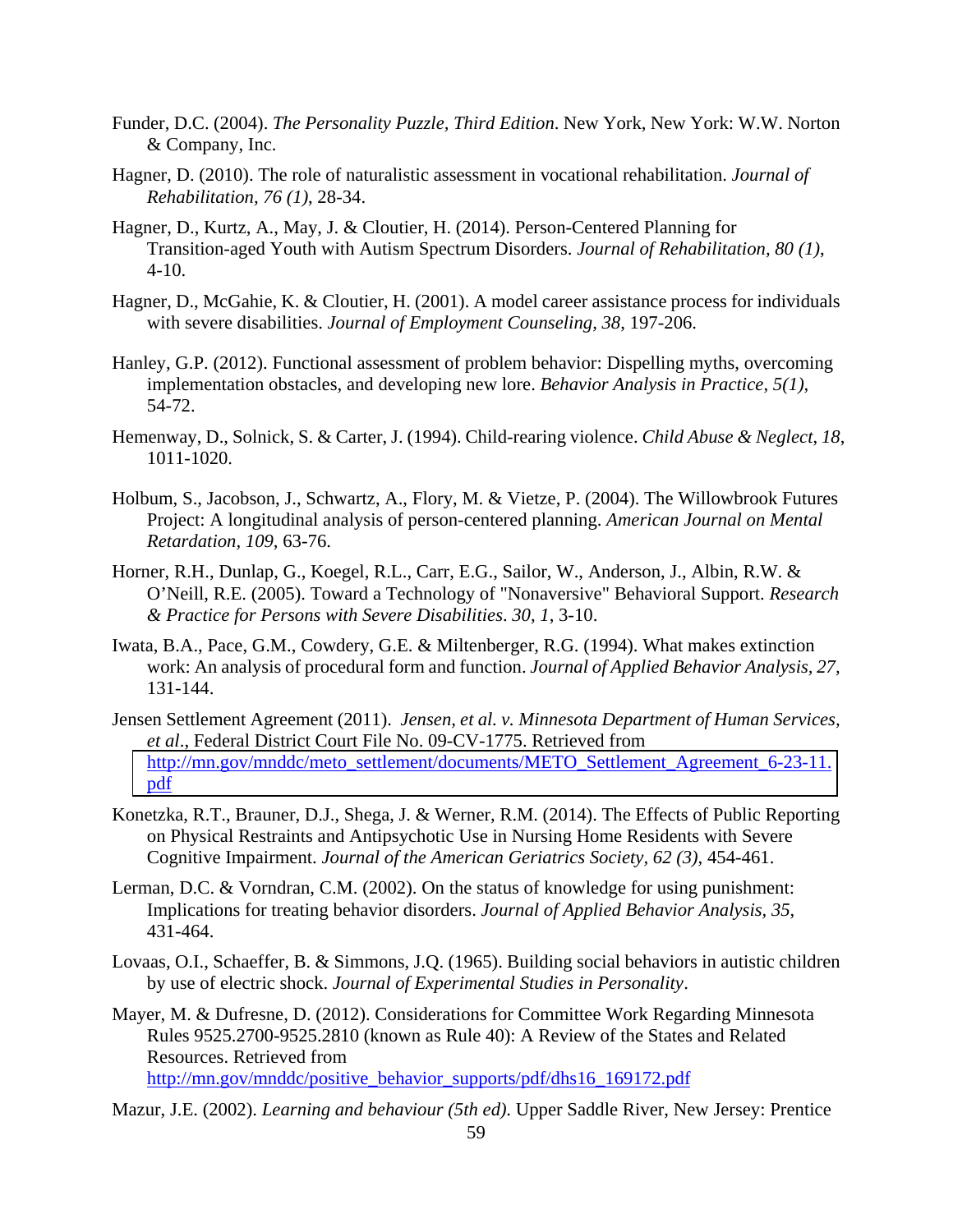Funder, D.C. (2004). *The Personality Puzzle, Third Edition*. New York, New York: W.W. Norton & Company, Inc.

Hagner, D. (2010). The role of naturalistic assessment in vocational rehabilitation. *Journal of Rehabilitation, 76 (1)*, 28-34.

Hagner, D., Kurtz, A., May, J. & Cloutier, H. (2014). Person-Centered Planning for Transition-aged Youth with Autism Spectrum Disorders. *Journal of Rehabilitation, 80 (1)*, 4-10.

Hagner, D., McGahie, K. & Cloutier, H. (2001). A model career assistance process for individuals with severe disabilities. *Journal of Employment Counseling, 38*, 197-206.

Hanley, G.P. (2012). Functional assessment of problem behavior: Dispelling myths, overcoming implementation obstacles, and developing new lore. *Behavior Analysis in Practice, 5(1)*, 54-72.

Hemenway, D., Solnick, S. & Carter, J. (1994). Child-rearing violence. *Child Abuse & Neglect, 18*, 1011-1020.

Holbum, S., Jacobson, J., Schwartz, A., Flory, M. & Vietze, P. (2004). The Willowbrook Futures Project: A longitudinal analysis of person-centered planning. *American Journal on Mental Retardation, 109*, 63-76.

Horner, R.H., Dunlap, G., Koegel, R.L., Carr, E.G., Sailor, W., Anderson, J., Albin, R.W. & O'Neill, R.E. (2005). Toward a Technology of "Nonaversive" Behavioral Support. *Research & Practice for Persons with Severe Disabilities. 30, 1*, 3-10.

Iwata, B.A., Pace, G.M., Cowdery, G.E. & Miltenberger, R.G. (1994). What makes extinction work: An analysis of procedural form and function. *Journal of Applied Behavior Analysis, 27*, 131-144.

Jensen Settlement Agreement (2011). *Jensen, et al. v. Minnesota Department of Human Services, et al.*, Federal District Court File No. 09-CV-1775. Retrieved from http://mn.gov/mnddc/meto_settlement/documents/METO_Settlement_Agreement_6-23-11.pdf

Konetzka, R.T., Brauner, D.J., Shega, J. & Werner, R.M. (2014). The Effects of Public Reporting on Physical Restraints and Antipsychotic Use in Nursing Home Residents with Severe Cognitive Impairment. *Journal of the American Geriatrics Society, 62 (3)*, 454-461.

Lerman, D.C. & Vorndran, C.M. (2002). On the status of knowledge for using punishment: Implications for treating behavior disorders. *Journal of Applied Behavior Analysis, 35*, 431-464.

Lovaas, O.I., Schaeffer, B. & Simmons, J.Q. (1965). Building social behaviors in autistic children by use of electric shock. *Journal of Experimental Studies in Personality*.

Mayer, M. & Dufresne, D. (2012). Considerations for Committee Work Regarding Minnesota Rules 9525.2700-9525.2810 (known as Rule 40): A Review of the States and Related Resources. Retrieved from http://mn.gov/mnddc/positive_behavior_supports/pdf/dhs16_169172.pdf

Mazur, J.E. (2002). *Learning and behaviour (5th ed)*. Upper Saddle River, New Jersey: Prentice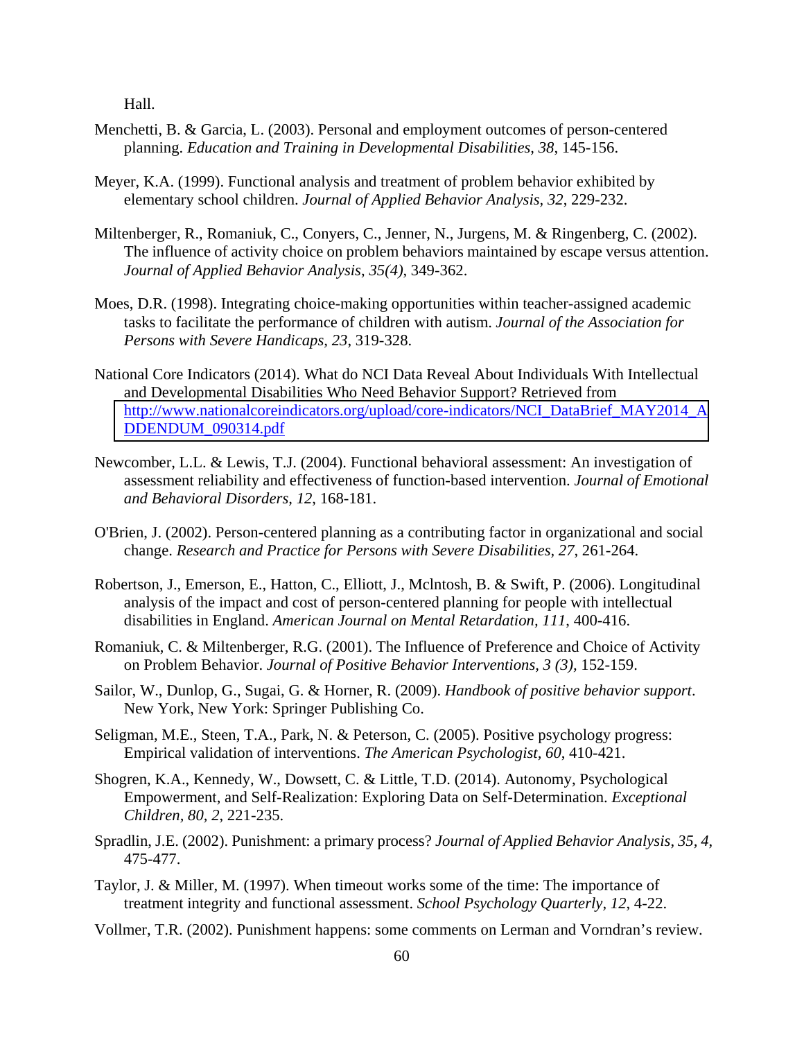Hall.

Menchetti, B. & Garcia, L. (2003). Personal and employment outcomes of person-centered planning. *Education and Training in Developmental Disabilities, 38*, 145-156.

Meyer, K.A. (1999). Functional analysis and treatment of problem behavior exhibited by elementary school children. *Journal of Applied Behavior Analysis, 32*, 229-232.

Miltenberger, R., Romaniuk, C., Conyers, C., Jenner, N., Jurgens, M. & Ringenberg, C. (2002). The influence of activity choice on problem behaviors maintained by escape versus attention. *Journal of Applied Behavior Analysis*, *35(4)*, 349-362.

Moes, D.R. (1998). Integrating choice-making opportunities within teacher-assigned academic tasks to facilitate the performance of children with autism. *Journal of the Association for Persons with Severe Handicaps, 23*, 319-328.

National Core Indicators (2014). What do NCI Data Reveal About Individuals With Intellectual and Developmental Disabilities Who Need Behavior Support? Retrieved from http://www.nationalcoreindicators.org/upload/core-indicators/NCI_DataBrief_MAY2014_ADDENDUM_090314.pdf

Newcomber, L.L. & Lewis, T.J. (2004). Functional behavioral assessment: An investigation of assessment reliability and effectiveness of function-based intervention. *Journal of Emotional and Behavioral Disorders, 12*, 168-181.

O'Brien, J. (2002). Person-centered planning as a contributing factor in organizational and social change. *Research and Practice for Persons with Severe Disabilities, 27*, 261-264.

Robertson, J., Emerson, E., Hatton, C., Elliott, J., Mclntosh, B. & Swift, P. (2006). Longitudinal analysis of the impact and cost of person-centered planning for people with intellectual disabilities in England. *American Journal on Mental Retardation, 111*, 400-416.

Romaniuk, C. & Miltenberger, R.G. (2001). The Influence of Preference and Choice of Activity on Problem Behavior. *Journal of Positive Behavior Interventions, 3 (3)*, 152-159.

Sailor, W., Dunlop, G., Sugai, G. & Horner, R. (2009). *Handbook of positive behavior support*. New York, New York: Springer Publishing Co.

Seligman, M.E., Steen, T.A., Park, N. & Peterson, C. (2005). Positive psychology progress: Empirical validation of interventions. *The American Psychologist, 60*, 410-421.

Shogren, K.A., Kennedy, W., Dowsett, C. & Little, T.D. (2014). Autonomy, Psychological Empowerment, and Self-Realization: Exploring Data on Self-Determination. *Exceptional Children, 80, 2*, 221-235.

Spradlin, J.E. (2002). Punishment: a primary process? *Journal of Applied Behavior Analysis, 35, 4*, 475-477.

Taylor, J. & Miller, M. (1997). When timeout works some of the time: The importance of treatment integrity and functional assessment. *School Psychology Quarterly, 12*, 4-22.

Vollmer, T.R. (2002). Punishment happens: some comments on Lerman and Vorndran's review.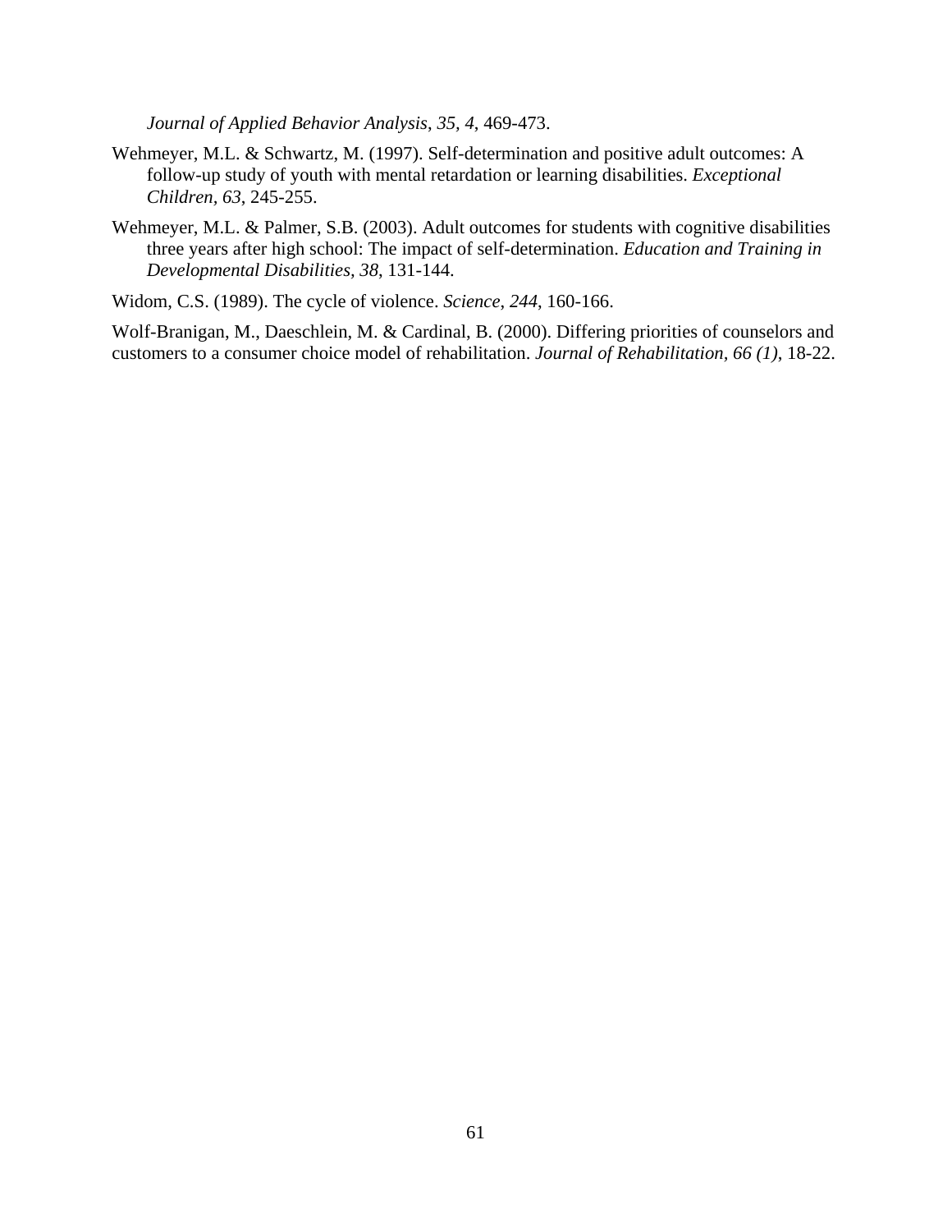*Journal of Applied Behavior Analysis*, *35, 4*, 469-473.

Wehmeyer, M.L. & Schwartz, M. (1997). Self-determination and positive adult outcomes: A follow-up study of youth with mental retardation or learning disabilities. *Exceptional Children*, *63*, 245-255.

Wehmeyer, M.L. & Palmer, S.B. (2003). Adult outcomes for students with cognitive disabilities three years after high school: The impact of self-determination. *Education and Training in Developmental Disabilities, 38*, 131-144.

Widom, C.S. (1989). The cycle of violence. *Science*, *244*, 160-166.

Wolf-Branigan, M., Daeschlein, M. & Cardinal, B. (2000). Differing priorities of counselors and customers to a consumer choice model of rehabilitation. *Journal of Rehabilitation, 66 (1)*, 18-22.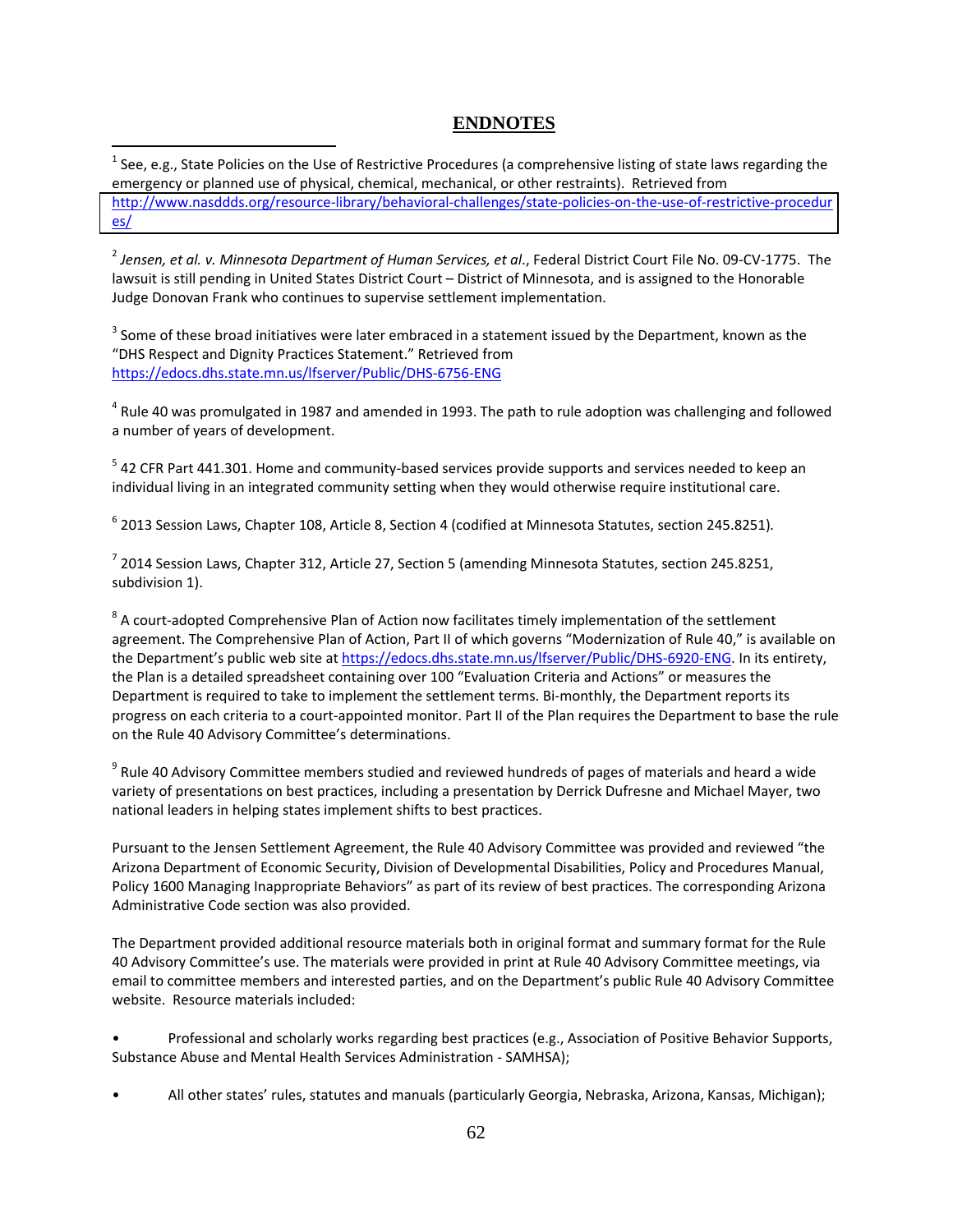## ENDNOTES

[1] See, e.g., State Policies on the Use of Restrictive Procedures (a comprehensive listing of state laws regarding the emergency or planned use of physical, chemical, mechanical, or other restraints). Retrieved from http://www.nasddds.org/resource-library/behavioral-challenges/state-policies-on-the-use-of-restrictive-procedures/

[2] *Jensen, et al. v. Minnesota Department of Human Services, et al*., Federal District Court File No. 09-CV-1775. The lawsuit is still pending in United States District Court – District of Minnesota, and is assigned to the Honorable Judge Donovan Frank who continues to supervise settlement implementation.

[3] Some of these broad initiatives were later embraced in a statement issued by the Department, known as the "DHS Respect and Dignity Practices Statement." Retrieved from https://edocs.dhs.state.mn.us/lfserver/Public/DHS-6756-ENG

[4] Rule 40 was promulgated in 1987 and amended in 1993. The path to rule adoption was challenging and followed a number of years of development.

[5] 42 CFR Part 441.301. Home and community-based services provide supports and services needed to keep an individual living in an integrated community setting when they would otherwise require institutional care.

[6] 2013 Session Laws, Chapter 108, Article 8, Section 4 (codified at Minnesota Statutes, section 245.8251).

[7] 2014 Session Laws, Chapter 312, Article 27, Section 5 (amending Minnesota Statutes, section 245.8251, subdivision 1).

[8] A court-adopted Comprehensive Plan of Action now facilitates timely implementation of the settlement agreement. The Comprehensive Plan of Action, Part II of which governs "Modernization of Rule 40," is available on the Department's public web site at https://edocs.dhs.state.mn.us/lfserver/Public/DHS-6920-ENG. In its entirety, the Plan is a detailed spreadsheet containing over 100 "Evaluation Criteria and Actions" or measures the Department is required to take to implement the settlement terms. Bi-monthly, the Department reports its progress on each criteria to a court-appointed monitor. Part II of the Plan requires the Department to base the rule on the Rule 40 Advisory Committee's determinations.

[9] Rule 40 Advisory Committee members studied and reviewed hundreds of pages of materials and heard a wide variety of presentations on best practices, including a presentation by Derrick Dufresne and Michael Mayer, two national leaders in helping states implement shifts to best practices.

Pursuant to the Jensen Settlement Agreement, the Rule 40 Advisory Committee was provided and reviewed "the Arizona Department of Economic Security, Division of Developmental Disabilities, Policy and Procedures Manual, Policy 1600 Managing Inappropriate Behaviors" as part of its review of best practices. The corresponding Arizona Administrative Code section was also provided.

The Department provided additional resource materials both in original format and summary format for the Rule 40 Advisory Committee's use. The materials were provided in print at Rule 40 Advisory Committee meetings, via email to committee members and interested parties, and on the Department's public Rule 40 Advisory Committee website. Resource materials included:

- Professional and scholarly works regarding best practices (e.g., Association of Positive Behavior Supports, Substance Abuse and Mental Health Services Administration - SAMHSA);
- All other states' rules, statutes and manuals (particularly Georgia, Nebraska, Arizona, Kansas, Michigan);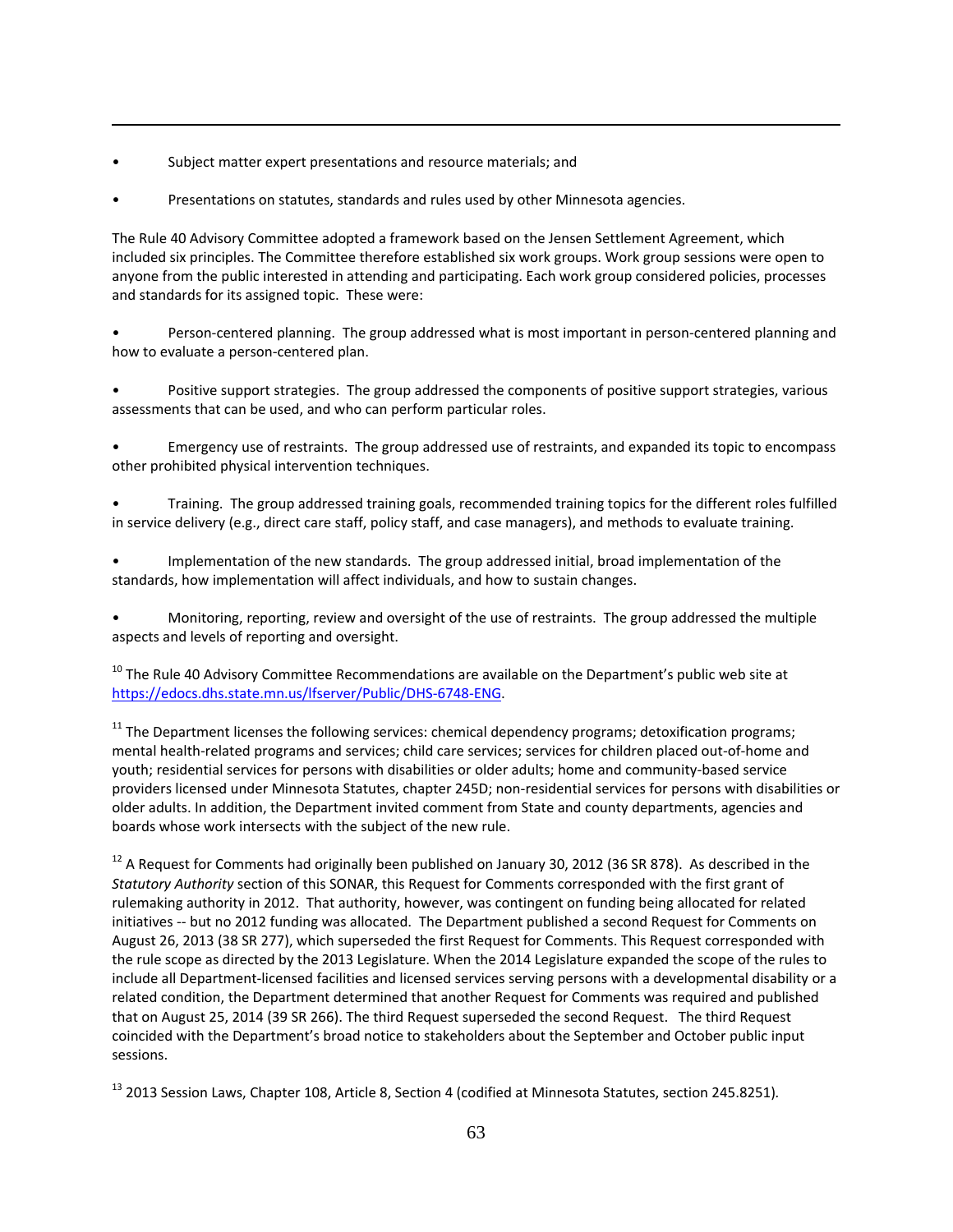- Subject matter expert presentations and resource materials; and
- Presentations on statutes, standards and rules used by other Minnesota agencies.

The Rule 40 Advisory Committee adopted a framework based on the Jensen Settlement Agreement, which included six principles. The Committee therefore established six work groups. Work group sessions were open to anyone from the public interested in attending and participating. Each work group considered policies, processes and standards for its assigned topic. These were:

- Person-centered planning. The group addressed what is most important in person-centered planning and how to evaluate a person-centered plan.
- Positive support strategies. The group addressed the components of positive support strategies, various assessments that can be used, and who can perform particular roles.
- Emergency use of restraints. The group addressed use of restraints, and expanded its topic to encompass other prohibited physical intervention techniques.
- Training. The group addressed training goals, recommended training topics for the different roles fulfilled in service delivery (e.g., direct care staff, policy staff, and case managers), and methods to evaluate training.
- Implementation of the new standards. The group addressed initial, broad implementation of the standards, how implementation will affect individuals, and how to sustain changes.
- Monitoring, reporting, review and oversight of the use of restraints. The group addressed the multiple aspects and levels of reporting and oversight.

[10] The Rule 40 Advisory Committee Recommendations are available on the Department's public web site at https://edocs.dhs.state.mn.us/lfserver/Public/DHS-6748-ENG.

[11] The Department licenses the following services: chemical dependency programs; detoxification programs; mental health-related programs and services; child care services; services for children placed out-of-home and youth; residential services for persons with disabilities or older adults; home and community-based service providers licensed under Minnesota Statutes, chapter 245D; non-residential services for persons with disabilities or older adults. In addition, the Department invited comment from State and county departments, agencies and boards whose work intersects with the subject of the new rule.

[12] A Request for Comments had originally been published on January 30, 2012 (36 SR 878). As described in the *Statutory Authority* section of this SONAR, this Request for Comments corresponded with the first grant of rulemaking authority in 2012. That authority, however, was contingent on funding being allocated for related initiatives -- but no 2012 funding was allocated. The Department published a second Request for Comments on August 26, 2013 (38 SR 277), which superseded the first Request for Comments. This Request corresponded with the rule scope as directed by the 2013 Legislature. When the 2014 Legislature expanded the scope of the rules to include all Department-licensed facilities and licensed services serving persons with a developmental disability or a related condition, the Department determined that another Request for Comments was required and published that on August 25, 2014 (39 SR 266). The third Request superseded the second Request. The third Request coincided with the Department's broad notice to stakeholders about the September and October public input sessions.

[13] 2013 Session Laws, Chapter 108, Article 8, Section 4 (codified at Minnesota Statutes, section 245.8251).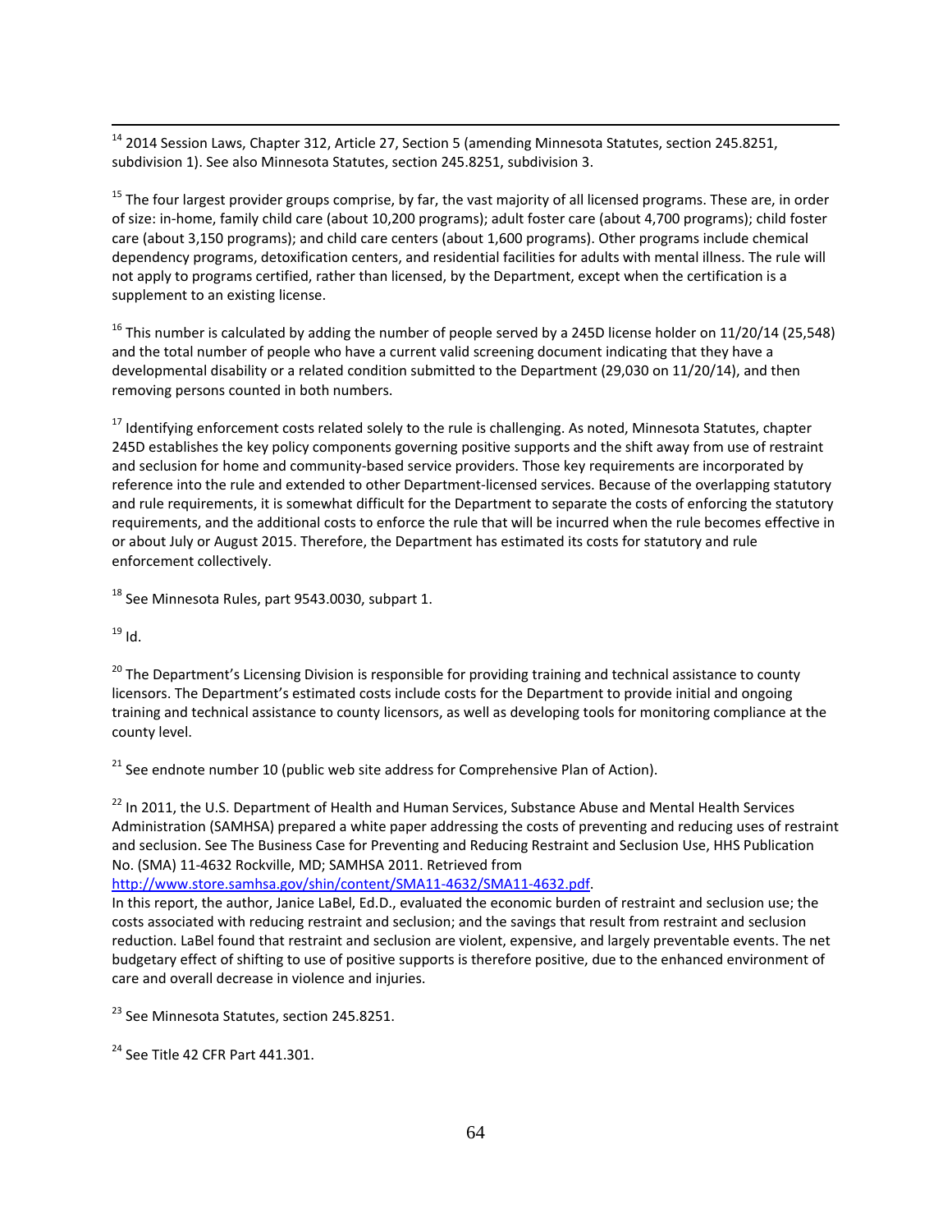[14] 2014 Session Laws, Chapter 312, Article 27, Section 5 (amending Minnesota Statutes, section 245.8251, subdivision 1). See also Minnesota Statutes, section 245.8251, subdivision 3.

[15] The four largest provider groups comprise, by far, the vast majority of all licensed programs. These are, in order of size: in-home, family child care (about 10,200 programs); adult foster care (about 4,700 programs); child foster care (about 3,150 programs); and child care centers (about 1,600 programs). Other programs include chemical dependency programs, detoxification centers, and residential facilities for adults with mental illness. The rule will not apply to programs certified, rather than licensed, by the Department, except when the certification is a supplement to an existing license.

[16] This number is calculated by adding the number of people served by a 245D license holder on 11/20/14 (25,548) and the total number of people who have a current valid screening document indicating that they have a developmental disability or a related condition submitted to the Department (29,030 on 11/20/14), and then removing persons counted in both numbers.

[17] Identifying enforcement costs related solely to the rule is challenging. As noted, Minnesota Statutes, chapter 245D establishes the key policy components governing positive supports and the shift away from use of restraint and seclusion for home and community-based service providers. Those key requirements are incorporated by reference into the rule and extended to other Department-licensed services. Because of the overlapping statutory and rule requirements, it is somewhat difficult for the Department to separate the costs of enforcing the statutory requirements, and the additional costs to enforce the rule that will be incurred when the rule becomes effective in or about July or August 2015. Therefore, the Department has estimated its costs for statutory and rule enforcement collectively.

[18] See Minnesota Rules, part 9543.0030, subpart 1.

[19] Id.

[20] The Department's Licensing Division is responsible for providing training and technical assistance to county licensors. The Department's estimated costs include costs for the Department to provide initial and ongoing training and technical assistance to county licensors, as well as developing tools for monitoring compliance at the county level.

[21] See endnote number 10 (public web site address for Comprehensive Plan of Action).

[22] In 2011, the U.S. Department of Health and Human Services, Substance Abuse and Mental Health Services Administration (SAMHSA) prepared a white paper addressing the costs of preventing and reducing uses of restraint and seclusion. See The Business Case for Preventing and Reducing Restraint and Seclusion Use, HHS Publication No. (SMA) 11-4632 Rockville, MD; SAMHSA 2011. Retrieved from http://www.store.samhsa.gov/shin/content/SMA11-4632/SMA11-4632.pdf.
In this report, the author, Janice LaBel, Ed.D., evaluated the economic burden of restraint and seclusion use; the costs associated with reducing restraint and seclusion; and the savings that result from restraint and seclusion reduction. LaBel found that restraint and seclusion are violent, expensive, and largely preventable events. The net budgetary effect of shifting to use of positive supports is therefore positive, due to the enhanced environment of care and overall decrease in violence and injuries.

[23] See Minnesota Statutes, section 245.8251.

[24] See Title 42 CFR Part 441.301.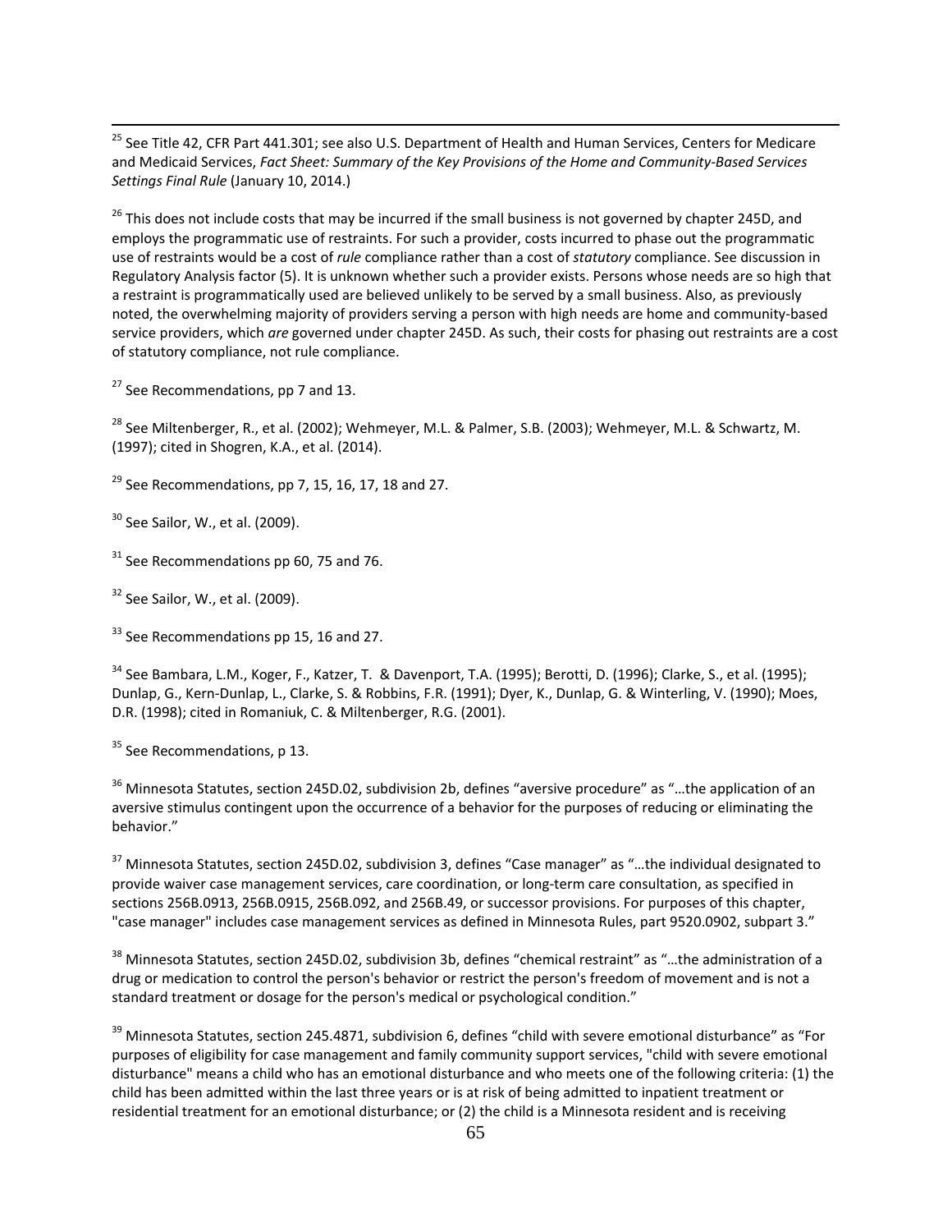[25] See Title 42, CFR Part 441.301; see also U.S. Department of Health and Human Services, Centers for Medicare and Medicaid Services, *Fact Sheet: Summary of the Key Provisions of the Home and Community-Based Services Settings Final Rule* (January 10, 2014.)

[26] This does not include costs that may be incurred if the small business is not governed by chapter 245D, and employs the programmatic use of restraints. For such a provider, costs incurred to phase out the programmatic use of restraints would be a cost of *rule* compliance rather than a cost of *statutory* compliance. See discussion in Regulatory Analysis factor (5). It is unknown whether such a provider exists. Persons whose needs are so high that a restraint is programmatically used are believed unlikely to be served by a small business. Also, as previously noted, the overwhelming majority of providers serving a person with high needs are home and community-based service providers, which *are* governed under chapter 245D. As such, their costs for phasing out restraints are a cost of statutory compliance, not rule compliance.

[27] See Recommendations, pp 7 and 13.

[28] See Miltenberger, R., et al. (2002); Wehmeyer, M.L. & Palmer, S.B. (2003); Wehmeyer, M.L. & Schwartz, M. (1997); cited in Shogren, K.A., et al. (2014).

[29] See Recommendations, pp 7, 15, 16, 17, 18 and 27.

[30] See Sailor, W., et al. (2009).

[31] See Recommendations pp 60, 75 and 76.

[32] See Sailor, W., et al. (2009).

[33] See Recommendations pp 15, 16 and 27.

[34] See Bambara, L.M., Koger, F., Katzer, T. & Davenport, T.A. (1995); Berotti, D. (1996); Clarke, S., et al. (1995); Dunlap, G., Kern-Dunlap, L., Clarke, S. & Robbins, F.R. (1991); Dyer, K., Dunlap, G. & Winterling, V. (1990); Moes, D.R. (1998); cited in Romaniuk, C. & Miltenberger, R.G. (2001).

[35] See Recommendations, p 13.

[36] Minnesota Statutes, section 245D.02, subdivision 2b, defines "aversive procedure" as "…the application of an aversive stimulus contingent upon the occurrence of a behavior for the purposes of reducing or eliminating the behavior."

[37] Minnesota Statutes, section 245D.02, subdivision 3, defines "Case manager" as "…the individual designated to provide waiver case management services, care coordination, or long-term care consultation, as specified in sections 256B.0913, 256B.0915, 256B.092, and 256B.49, or successor provisions. For purposes of this chapter, "case manager" includes case management services as defined in Minnesota Rules, part 9520.0902, subpart 3."

[38] Minnesota Statutes, section 245D.02, subdivision 3b, defines "chemical restraint" as "…the administration of a drug or medication to control the person's behavior or restrict the person's freedom of movement and is not a standard treatment or dosage for the person's medical or psychological condition."

[39] Minnesota Statutes, section 245.4871, subdivision 6, defines "child with severe emotional disturbance" as "For purposes of eligibility for case management and family community support services, "child with severe emotional disturbance" means a child who has an emotional disturbance and who meets one of the following criteria: (1) the child has been admitted within the last three years or is at risk of being admitted to inpatient treatment or residential treatment for an emotional disturbance; or (2) the child is a Minnesota resident and is receiving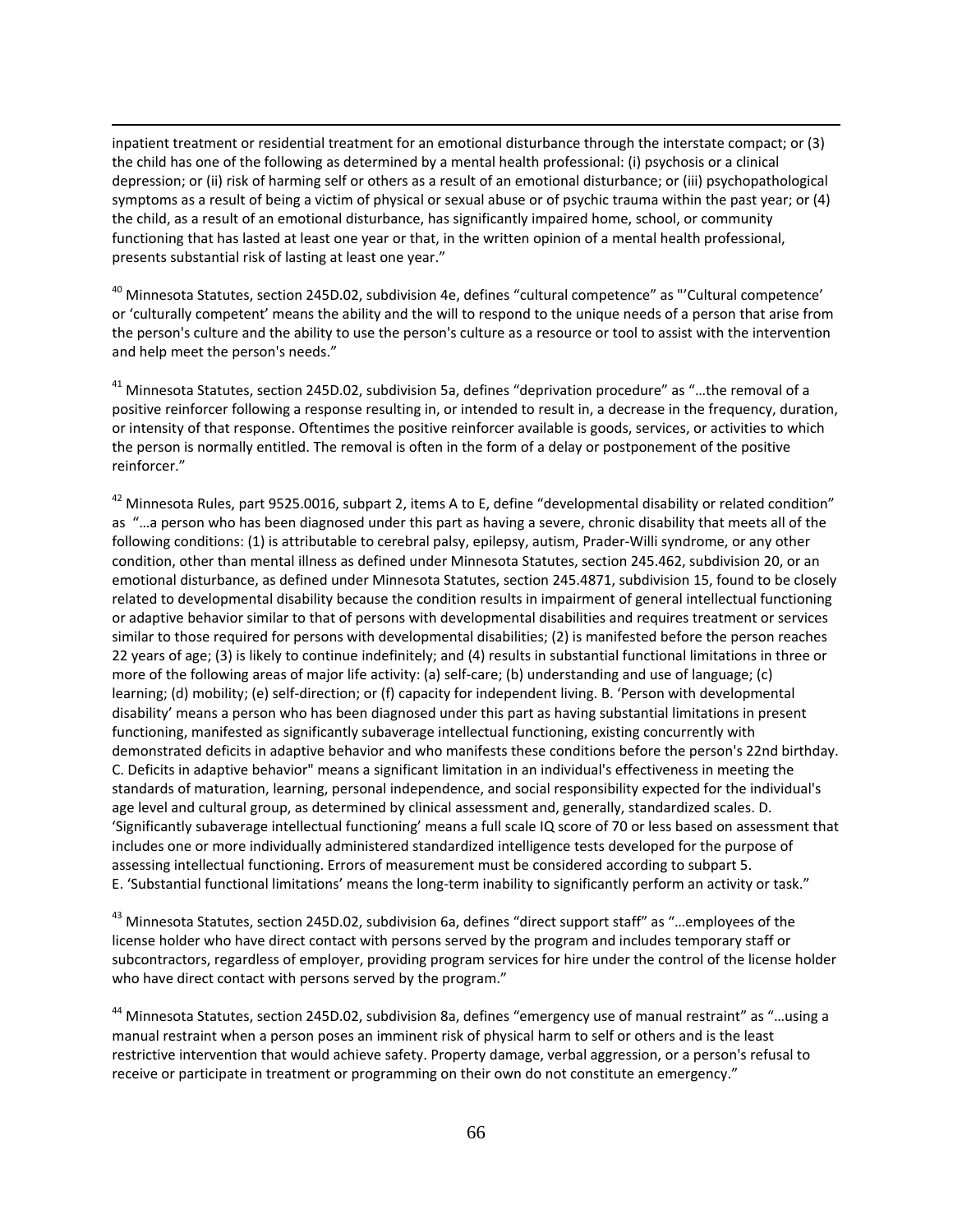inpatient treatment or residential treatment for an emotional disturbance through the interstate compact; or (3) the child has one of the following as determined by a mental health professional: (i) psychosis or a clinical depression; or (ii) risk of harming self or others as a result of an emotional disturbance; or (iii) psychopathological symptoms as a result of being a victim of physical or sexual abuse or of psychic trauma within the past year; or (4) the child, as a result of an emotional disturbance, has significantly impaired home, school, or community functioning that has lasted at least one year or that, in the written opinion of a mental health professional, presents substantial risk of lasting at least one year."

[40] Minnesota Statutes, section 245D.02, subdivision 4e, defines "cultural competence" as "'Cultural competence' or 'culturally competent' means the ability and the will to respond to the unique needs of a person that arise from the person's culture and the ability to use the person's culture as a resource or tool to assist with the intervention and help meet the person's needs."

[41] Minnesota Statutes, section 245D.02, subdivision 5a, defines "deprivation procedure" as "…the removal of a positive reinforcer following a response resulting in, or intended to result in, a decrease in the frequency, duration, or intensity of that response. Oftentimes the positive reinforcer available is goods, services, or activities to which the person is normally entitled. The removal is often in the form of a delay or postponement of the positive reinforcer."

[42] Minnesota Rules, part 9525.0016, subpart 2, items A to E, define "developmental disability or related condition" as "…a person who has been diagnosed under this part as having a severe, chronic disability that meets all of the following conditions: (1) is attributable to cerebral palsy, epilepsy, autism, Prader-Willi syndrome, or any other condition, other than mental illness as defined under Minnesota Statutes, section 245.462, subdivision 20, or an emotional disturbance, as defined under Minnesota Statutes, section 245.4871, subdivision 15, found to be closely related to developmental disability because the condition results in impairment of general intellectual functioning or adaptive behavior similar to that of persons with developmental disabilities and requires treatment or services similar to those required for persons with developmental disabilities; (2) is manifested before the person reaches 22 years of age; (3) is likely to continue indefinitely; and (4) results in substantial functional limitations in three or more of the following areas of major life activity: (a) self-care; (b) understanding and use of language; (c) learning; (d) mobility; (e) self-direction; or (f) capacity for independent living. B. 'Person with developmental disability' means a person who has been diagnosed under this part as having substantial limitations in present functioning, manifested as significantly subaverage intellectual functioning, existing concurrently with demonstrated deficits in adaptive behavior and who manifests these conditions before the person's 22nd birthday. C. Deficits in adaptive behavior" means a significant limitation in an individual's effectiveness in meeting the standards of maturation, learning, personal independence, and social responsibility expected for the individual's age level and cultural group, as determined by clinical assessment and, generally, standardized scales. D. 'Significantly subaverage intellectual functioning' means a full scale IQ score of 70 or less based on assessment that includes one or more individually administered standardized intelligence tests developed for the purpose of assessing intellectual functioning. Errors of measurement must be considered according to subpart 5. E. 'Substantial functional limitations' means the long-term inability to significantly perform an activity or task."

[43] Minnesota Statutes, section 245D.02, subdivision 6a, defines "direct support staff" as "…employees of the license holder who have direct contact with persons served by the program and includes temporary staff or subcontractors, regardless of employer, providing program services for hire under the control of the license holder who have direct contact with persons served by the program."

[44] Minnesota Statutes, section 245D.02, subdivision 8a, defines "emergency use of manual restraint" as "…using a manual restraint when a person poses an imminent risk of physical harm to self or others and is the least restrictive intervention that would achieve safety. Property damage, verbal aggression, or a person's refusal to receive or participate in treatment or programming on their own do not constitute an emergency."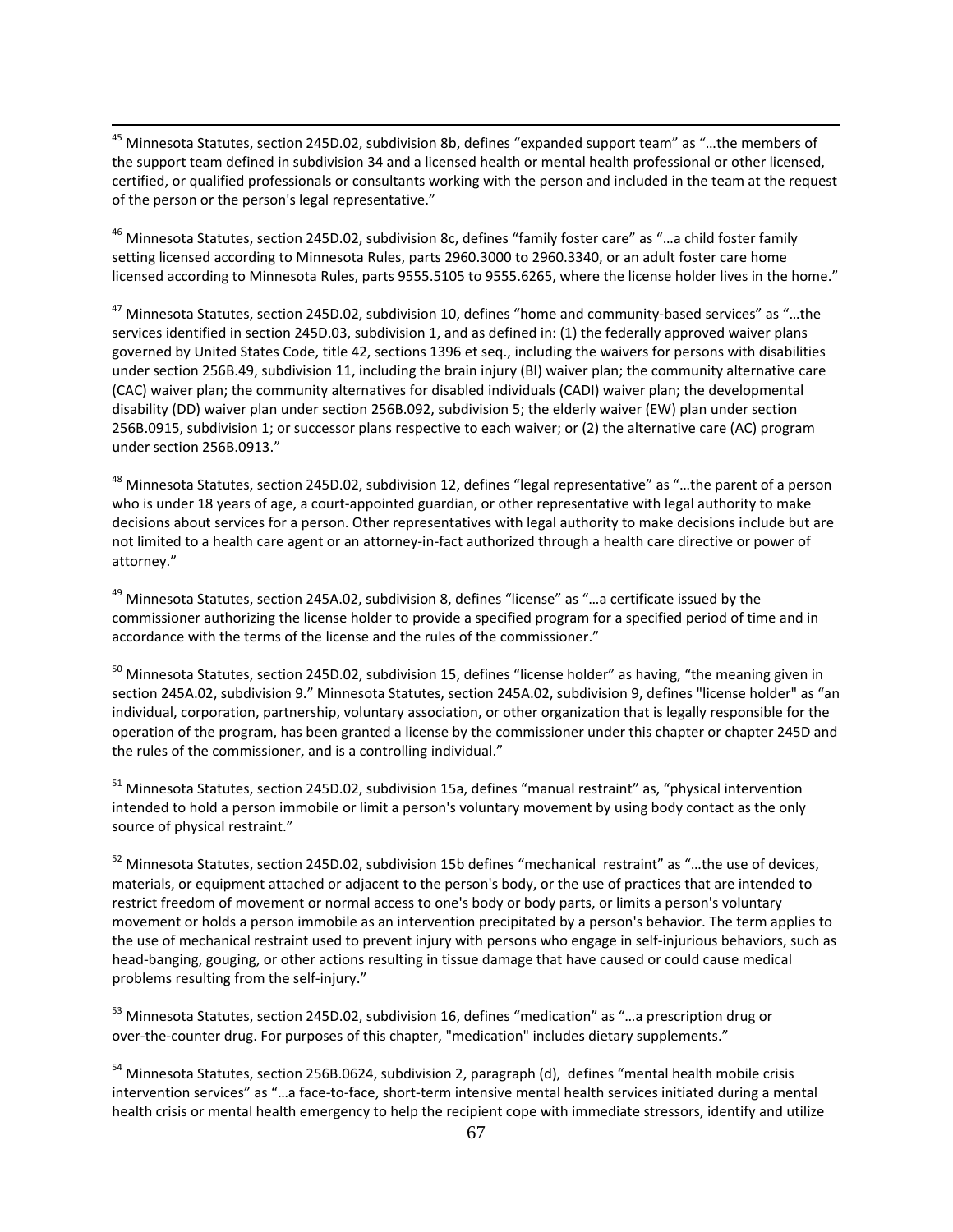[45] Minnesota Statutes, section 245D.02, subdivision 8b, defines "expanded support team" as "…the members of the support team defined in subdivision 34 and a licensed health or mental health professional or other licensed, certified, or qualified professionals or consultants working with the person and included in the team at the request of the person or the person's legal representative."

[46] Minnesota Statutes, section 245D.02, subdivision 8c, defines "family foster care" as "…a child foster family setting licensed according to Minnesota Rules, parts 2960.3000 to 2960.3340, or an adult foster care home licensed according to Minnesota Rules, parts 9555.5105 to 9555.6265, where the license holder lives in the home."

[47] Minnesota Statutes, section 245D.02, subdivision 10, defines "home and community-based services" as "…the services identified in section 245D.03, subdivision 1, and as defined in: (1) the federally approved waiver plans governed by United States Code, title 42, sections 1396 et seq., including the waivers for persons with disabilities under section 256B.49, subdivision 11, including the brain injury (BI) waiver plan; the community alternative care (CAC) waiver plan; the community alternatives for disabled individuals (CADI) waiver plan; the developmental disability (DD) waiver plan under section 256B.092, subdivision 5; the elderly waiver (EW) plan under section 256B.0915, subdivision 1; or successor plans respective to each waiver; or (2) the alternative care (AC) program under section 256B.0913."

[48] Minnesota Statutes, section 245D.02, subdivision 12, defines "legal representative" as "…the parent of a person who is under 18 years of age, a court-appointed guardian, or other representative with legal authority to make decisions about services for a person. Other representatives with legal authority to make decisions include but are not limited to a health care agent or an attorney-in-fact authorized through a health care directive or power of attorney."

[49] Minnesota Statutes, section 245A.02, subdivision 8, defines "license" as "…a certificate issued by the commissioner authorizing the license holder to provide a specified program for a specified period of time and in accordance with the terms of the license and the rules of the commissioner."

[50] Minnesota Statutes, section 245D.02, subdivision 15, defines "license holder" as having, "the meaning given in section 245A.02, subdivision 9." Minnesota Statutes, section 245A.02, subdivision 9, defines "license holder" as "an individual, corporation, partnership, voluntary association, or other organization that is legally responsible for the operation of the program, has been granted a license by the commissioner under this chapter or chapter 245D and the rules of the commissioner, and is a controlling individual."

[51] Minnesota Statutes, section 245D.02, subdivision 15a, defines "manual restraint" as, "physical intervention intended to hold a person immobile or limit a person's voluntary movement by using body contact as the only source of physical restraint."

[52] Minnesota Statutes, section 245D.02, subdivision 15b defines "mechanical restraint" as "…the use of devices, materials, or equipment attached or adjacent to the person's body, or the use of practices that are intended to restrict freedom of movement or normal access to one's body or body parts, or limits a person's voluntary movement or holds a person immobile as an intervention precipitated by a person's behavior. The term applies to the use of mechanical restraint used to prevent injury with persons who engage in self-injurious behaviors, such as head-banging, gouging, or other actions resulting in tissue damage that have caused or could cause medical problems resulting from the self-injury."

[53] Minnesota Statutes, section 245D.02, subdivision 16, defines "medication" as "…a prescription drug or over-the-counter drug. For purposes of this chapter, "medication" includes dietary supplements."

[54] Minnesota Statutes, section 256B.0624, subdivision 2, paragraph (d), defines "mental health mobile crisis intervention services" as "…a face-to-face, short-term intensive mental health services initiated during a mental health crisis or mental health emergency to help the recipient cope with immediate stressors, identify and utilize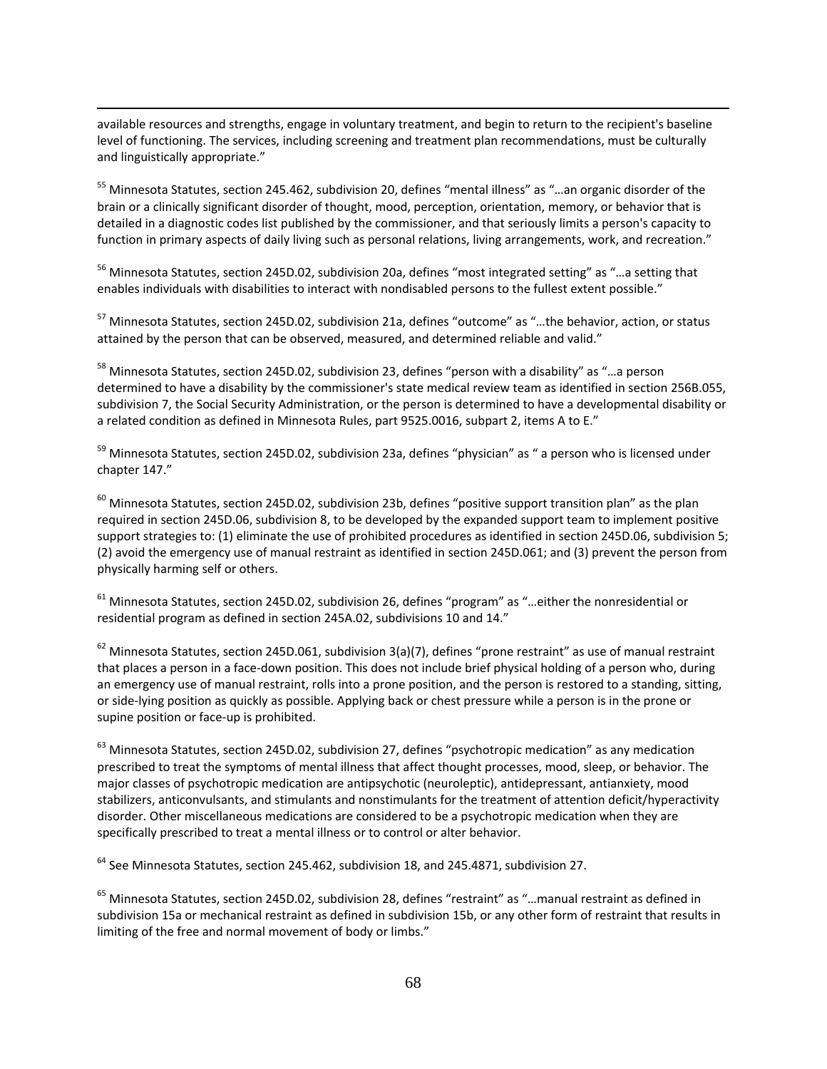available resources and strengths, engage in voluntary treatment, and begin to return to the recipient's baseline level of functioning. The services, including screening and treatment plan recommendations, must be culturally and linguistically appropriate."

[55] Minnesota Statutes, section 245.462, subdivision 20, defines "mental illness" as "…an organic disorder of the brain or a clinically significant disorder of thought, mood, perception, orientation, memory, or behavior that is detailed in a diagnostic codes list published by the commissioner, and that seriously limits a person's capacity to function in primary aspects of daily living such as personal relations, living arrangements, work, and recreation."

[56] Minnesota Statutes, section 245D.02, subdivision 20a, defines "most integrated setting" as "…a setting that enables individuals with disabilities to interact with nondisabled persons to the fullest extent possible."

[57] Minnesota Statutes, section 245D.02, subdivision 21a, defines "outcome" as "…the behavior, action, or status attained by the person that can be observed, measured, and determined reliable and valid."

[58] Minnesota Statutes, section 245D.02, subdivision 23, defines "person with a disability" as "…a person determined to have a disability by the commissioner's state medical review team as identified in section 256B.055, subdivision 7, the Social Security Administration, or the person is determined to have a developmental disability or a related condition as defined in Minnesota Rules, part 9525.0016, subpart 2, items A to E."

[59] Minnesota Statutes, section 245D.02, subdivision 23a, defines "physician" as " a person who is licensed under chapter 147."

[60] Minnesota Statutes, section 245D.02, subdivision 23b, defines "positive support transition plan" as the plan required in section 245D.06, subdivision 8, to be developed by the expanded support team to implement positive support strategies to: (1) eliminate the use of prohibited procedures as identified in section 245D.06, subdivision 5; (2) avoid the emergency use of manual restraint as identified in section 245D.061; and (3) prevent the person from physically harming self or others.

[61] Minnesota Statutes, section 245D.02, subdivision 26, defines "program" as "…either the nonresidential or residential program as defined in section 245A.02, subdivisions 10 and 14."

[62] Minnesota Statutes, section 245D.061, subdivision 3(a)(7), defines "prone restraint" as use of manual restraint that places a person in a face-down position. This does not include brief physical holding of a person who, during an emergency use of manual restraint, rolls into a prone position, and the person is restored to a standing, sitting, or side-lying position as quickly as possible. Applying back or chest pressure while a person is in the prone or supine position or face-up is prohibited.

[63] Minnesota Statutes, section 245D.02, subdivision 27, defines "psychotropic medication" as any medication prescribed to treat the symptoms of mental illness that affect thought processes, mood, sleep, or behavior. The major classes of psychotropic medication are antipsychotic (neuroleptic), antidepressant, antianxiety, mood stabilizers, anticonvulsants, and stimulants and nonstimulants for the treatment of attention deficit/hyperactivity disorder. Other miscellaneous medications are considered to be a psychotropic medication when they are specifically prescribed to treat a mental illness or to control or alter behavior.

[64] See Minnesota Statutes, section 245.462, subdivision 18, and 245.4871, subdivision 27.

[65] Minnesota Statutes, section 245D.02, subdivision 28, defines "restraint" as "…manual restraint as defined in subdivision 15a or mechanical restraint as defined in subdivision 15b, or any other form of restraint that results in limiting of the free and normal movement of body or limbs."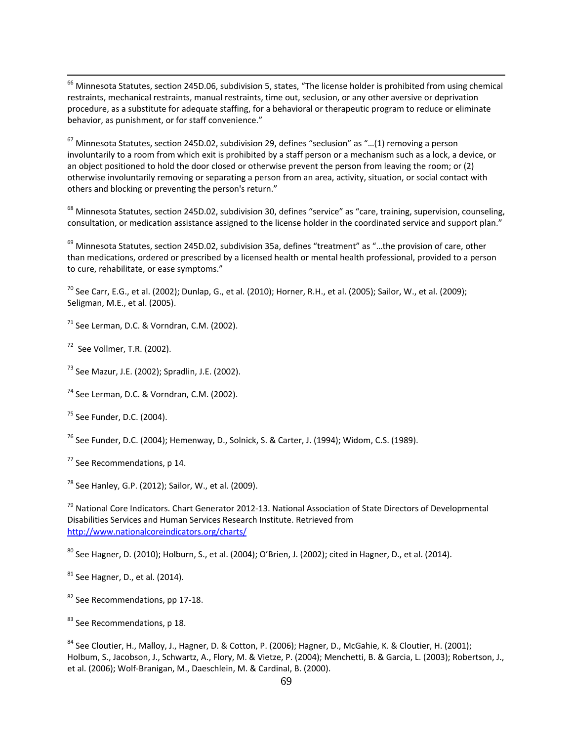[66] Minnesota Statutes, section 245D.06, subdivision 5, states, "The license holder is prohibited from using chemical restraints, mechanical restraints, manual restraints, time out, seclusion, or any other aversive or deprivation procedure, as a substitute for adequate staffing, for a behavioral or therapeutic program to reduce or eliminate behavior, as punishment, or for staff convenience."

[67] Minnesota Statutes, section 245D.02, subdivision 29, defines "seclusion" as "…(1) removing a person involuntarily to a room from which exit is prohibited by a staff person or a mechanism such as a lock, a device, or an object positioned to hold the door closed or otherwise prevent the person from leaving the room; or (2) otherwise involuntarily removing or separating a person from an area, activity, situation, or social contact with others and blocking or preventing the person's return."

[68] Minnesota Statutes, section 245D.02, subdivision 30, defines "service" as "care, training, supervision, counseling, consultation, or medication assistance assigned to the license holder in the coordinated service and support plan."

[69] Minnesota Statutes, section 245D.02, subdivision 35a, defines "treatment" as "…the provision of care, other than medications, ordered or prescribed by a licensed health or mental health professional, provided to a person to cure, rehabilitate, or ease symptoms."

[70] See Carr, E.G., et al. (2002); Dunlap, G., et al. (2010); Horner, R.H., et al. (2005); Sailor, W., et al. (2009); Seligman, M.E., et al. (2005).

[71] See Lerman, D.C. & Vorndran, C.M. (2002).

[72] See Vollmer, T.R. (2002).

[73] See Mazur, J.E. (2002); Spradlin, J.E. (2002).

[74] See Lerman, D.C. & Vorndran, C.M. (2002).

[75] See Funder, D.C. (2004).

[76] See Funder, D.C. (2004); Hemenway, D., Solnick, S. & Carter, J. (1994); Widom, C.S. (1989).

[77] See Recommendations, p 14.

[78] See Hanley, G.P. (2012); Sailor, W., et al. (2009).

[79] National Core Indicators. Chart Generator 2012-13. National Association of State Directors of Developmental Disabilities Services and Human Services Research Institute. Retrieved from http://www.nationalcoreindicators.org/charts/

[80] See Hagner, D. (2010); Holburn, S., et al. (2004); O'Brien, J. (2002); cited in Hagner, D., et al. (2014).

[81] See Hagner, D., et al. (2014).

[82] See Recommendations, pp 17-18.

[83] See Recommendations, p 18.

[84] See Cloutier, H., Malloy, J., Hagner, D. & Cotton, P. (2006); Hagner, D., McGahie, K. & Cloutier, H. (2001); Holbum, S., Jacobson, J., Schwartz, A., Flory, M. & Vietze, P. (2004); Menchetti, B. & Garcia, L. (2003); Robertson, J., et al. (2006); Wolf-Branigan, M., Daeschlein, M. & Cardinal, B. (2000).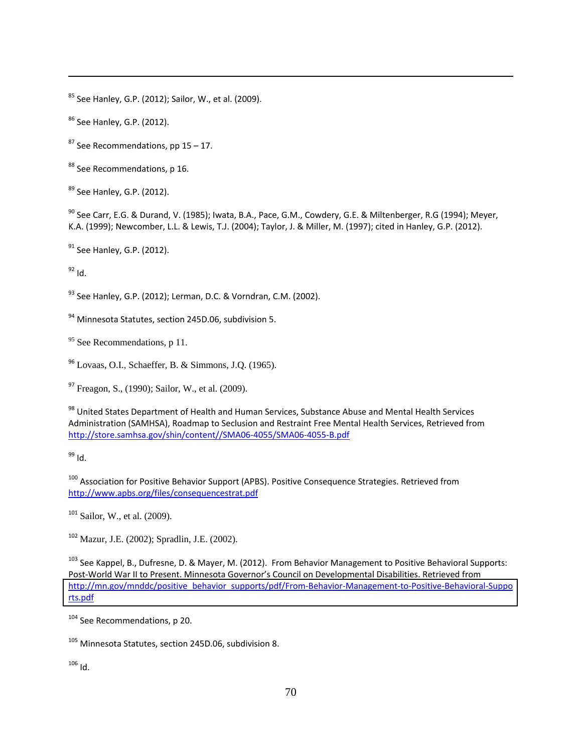[85] See Hanley, G.P. (2012); Sailor, W., et al. (2009).

[86] See Hanley, G.P. (2012).

[87] See Recommendations, pp 15 – 17.

[88] See Recommendations, p 16.

[89] See Hanley, G.P. (2012).

[90] See Carr, E.G. & Durand, V. (1985); Iwata, B.A., Pace, G.M., Cowdery, G.E. & Miltenberger, R.G (1994); Meyer, K.A. (1999); Newcomber, L.L. & Lewis, T.J. (2004); Taylor, J. & Miller, M. (1997); cited in Hanley, G.P. (2012).

[91] See Hanley, G.P. (2012).

[92] Id.

[93] See Hanley, G.P. (2012); Lerman, D.C. & Vorndran, C.M. (2002).

[94] Minnesota Statutes, section 245D.06, subdivision 5.

[95] See Recommendations, p 11.

[96] Lovaas, O.I., Schaeffer, B. & Simmons, J.Q. (1965).

[97] Freagon, S., (1990); Sailor, W., et al. (2009).

[98] United States Department of Health and Human Services, Substance Abuse and Mental Health Services Administration (SAMHSA), Roadmap to Seclusion and Restraint Free Mental Health Services, Retrieved from http://store.samhsa.gov/shin/content//SMA06-4055/SMA06-4055-B.pdf

[99] Id.

[100] Association for Positive Behavior Support (APBS). Positive Consequence Strategies. Retrieved from http://www.apbs.org/files/consequencestrat.pdf

[101] Sailor, W., et al. (2009).

[102] Mazur, J.E. (2002); Spradlin, J.E. (2002).

[103] See Kappel, B., Dufresne, D. & Mayer, M. (2012). From Behavior Management to Positive Behavioral Supports: Post-World War II to Present. Minnesota Governor's Council on Developmental Disabilities. Retrieved from http://mn.gov/mnddc/positive_behavior_supports/pdf/From-Behavior-Management-to-Positive-Behavioral-Supports.pdf

[104] See Recommendations, p 20.

[105] Minnesota Statutes, section 245D.06, subdivision 8.

[106] Id.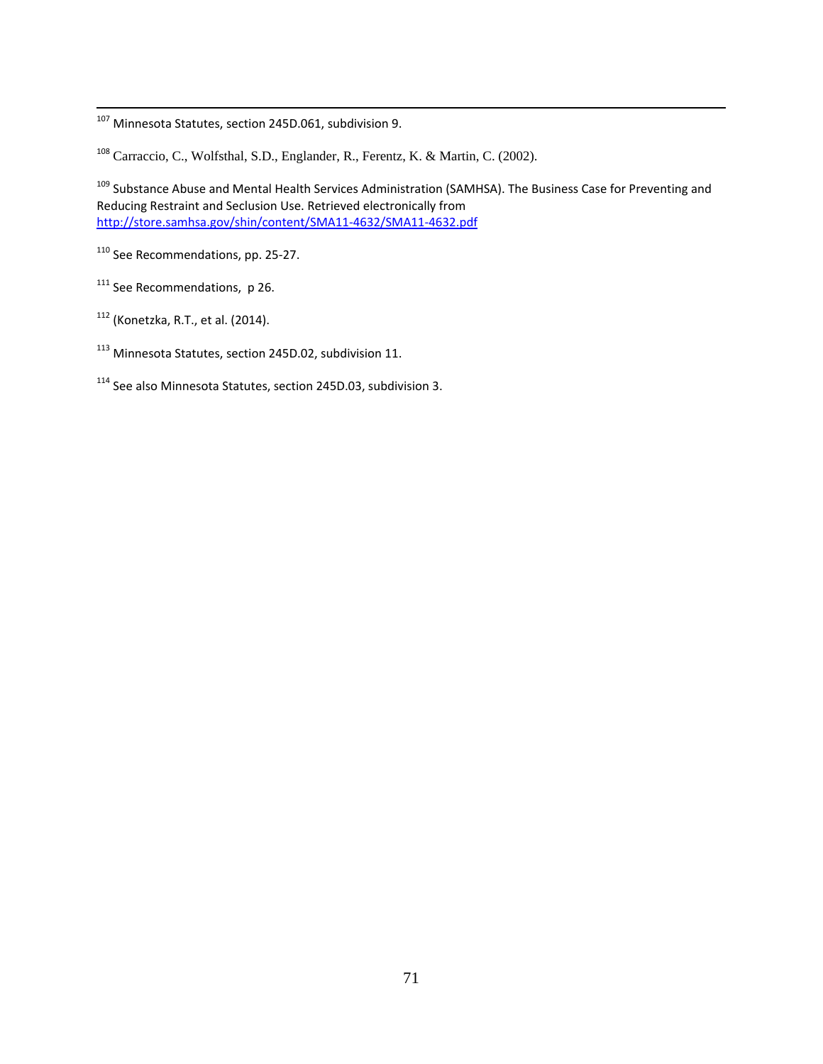[107] Minnesota Statutes, section 245D.061, subdivision 9.

[108] Carraccio, C., Wolfsthal, S.D., Englander, R., Ferentz, K. & Martin, C. (2002).

[109] Substance Abuse and Mental Health Services Administration (SAMHSA). The Business Case for Preventing and Reducing Restraint and Seclusion Use. Retrieved electronically from http://store.samhsa.gov/shin/content/SMA11-4632/SMA11-4632.pdf

[110] See Recommendations, pp. 25-27.

[111] See Recommendations,  p 26.

[112] (Konetzka, R.T., et al. (2014).

[113] Minnesota Statutes, section 245D.02, subdivision 11.

[114] See also Minnesota Statutes, section 245D.03, subdivision 3.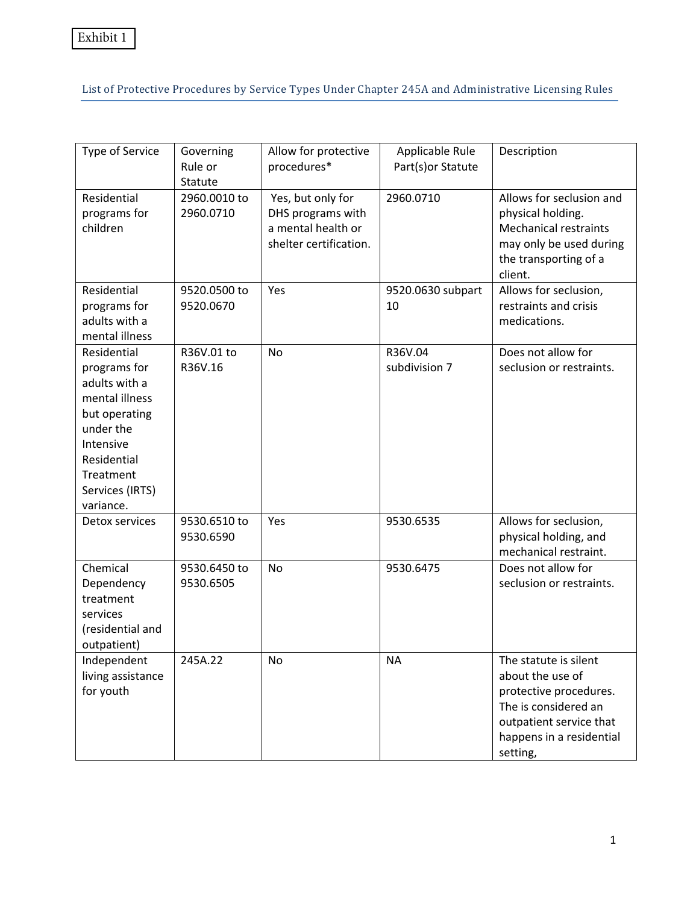Exhibit 1

## List of Protective Procedures by Service Types Under Chapter 245A and Administrative Licensing Rules

| Type of Service | Governing Rule or Statute | Allow for protective procedures* | Applicable Rule Part(s)or Statute | Description |
|---|---|---|---|---|
| Residential programs for children | 2960.0010 to 2960.0710 | Yes, but only for DHS programs with a mental health or shelter certification. | 2960.0710 | Allows for seclusion and physical holding. Mechanical restraints may only be used during the transporting of a client. |
| Residential programs for adults with a mental illness | 9520.0500 to 9520.0670 | Yes | 9520.0630 subpart 10 | Allows for seclusion, restraints and crisis medications. |
| Residential programs for adults with a mental illness but operating under the Intensive Residential Treatment Services (IRTS) variance. | R36V.01 to R36V.16 | No | R36V.04 subdivision 7 | Does not allow for seclusion or restraints. |
| Detox services | 9530.6510 to 9530.6590 | Yes | 9530.6535 | Allows for seclusion, physical holding, and mechanical restraint. |
| Chemical Dependency treatment services (residential and outpatient) | 9530.6450 to 9530.6505 | No | 9530.6475 | Does not allow for seclusion or restraints. |
| Independent living assistance for youth | 245A.22 | No | NA | The statute is silent about the use of protective procedures. The is considered an outpatient service that happens in a residential setting, |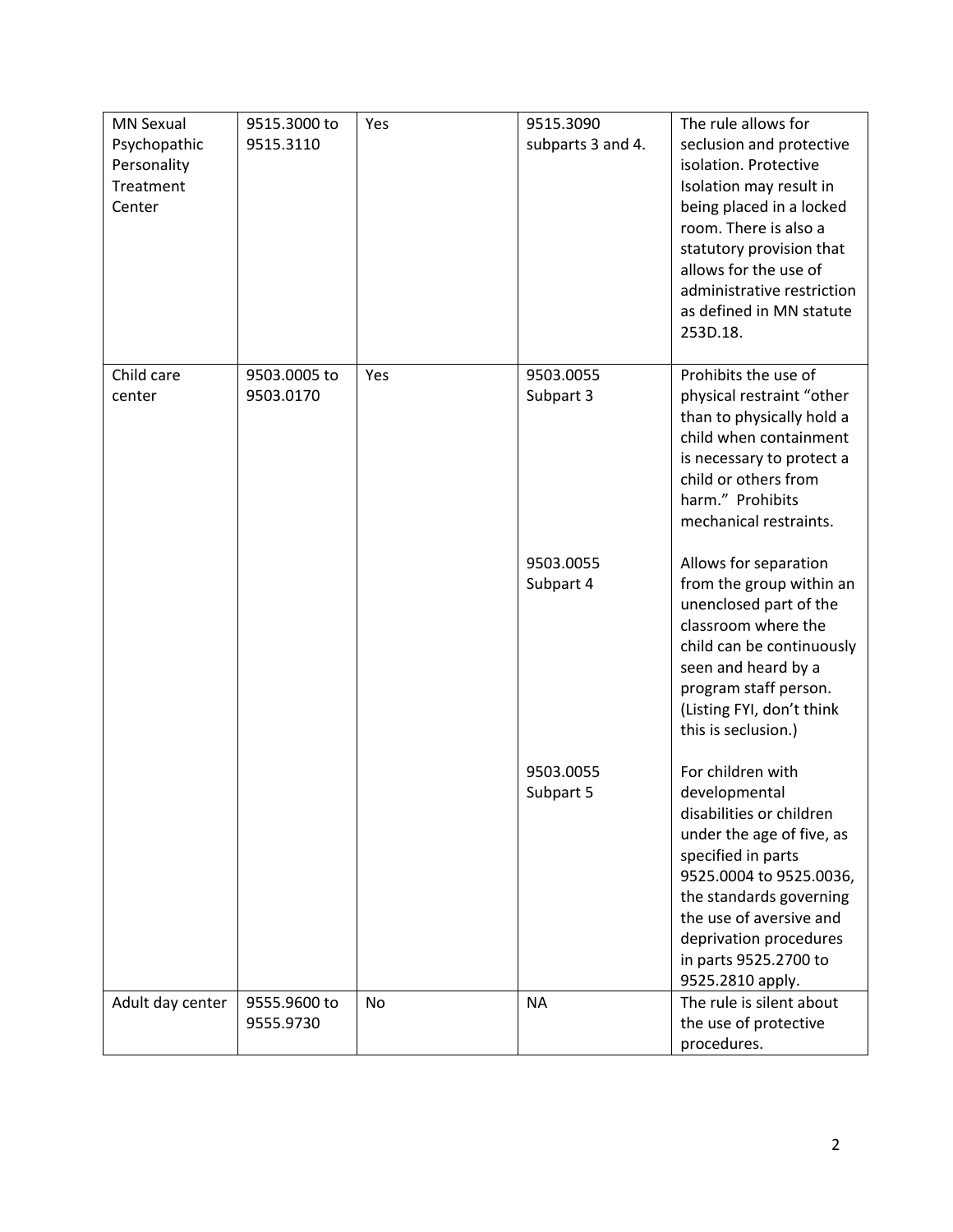| | | | | |
|---|---|---|---|---|
| MN Sexual Psychopathic Personality Treatment Center | 9515.3000 to 9515.3110 | Yes | 9515.3090 subparts 3 and 4. | The rule allows for seclusion and protective isolation. Protective Isolation may result in being placed in a locked room. There is also a statutory provision that allows for the use of administrative restriction as defined in MN statute 253D.18. |
| Child care center | 9503.0005 to 9503.0170 | Yes | 9503.0055 Subpart 3 | Prohibits the use of physical restraint "other than to physically hold a child when containment is necessary to protect a child or others from harm." Prohibits mechanical restraints. |
| | | | 9503.0055 Subpart 4 | Allows for separation from the group within an unenclosed part of the classroom where the child can be continuously seen and heard by a program staff person. (Listing FYI, don't think this is seclusion.) |
| | | | 9503.0055 Subpart 5 | For children with developmental disabilities or children under the age of five, as specified in parts 9525.0004 to 9525.0036, the standards governing the use of aversive and deprivation procedures in parts 9525.2700 to 9525.2810 apply. |
| Adult day center | 9555.9600 to 9555.9730 | No | NA | The rule is silent about the use of protective procedures. |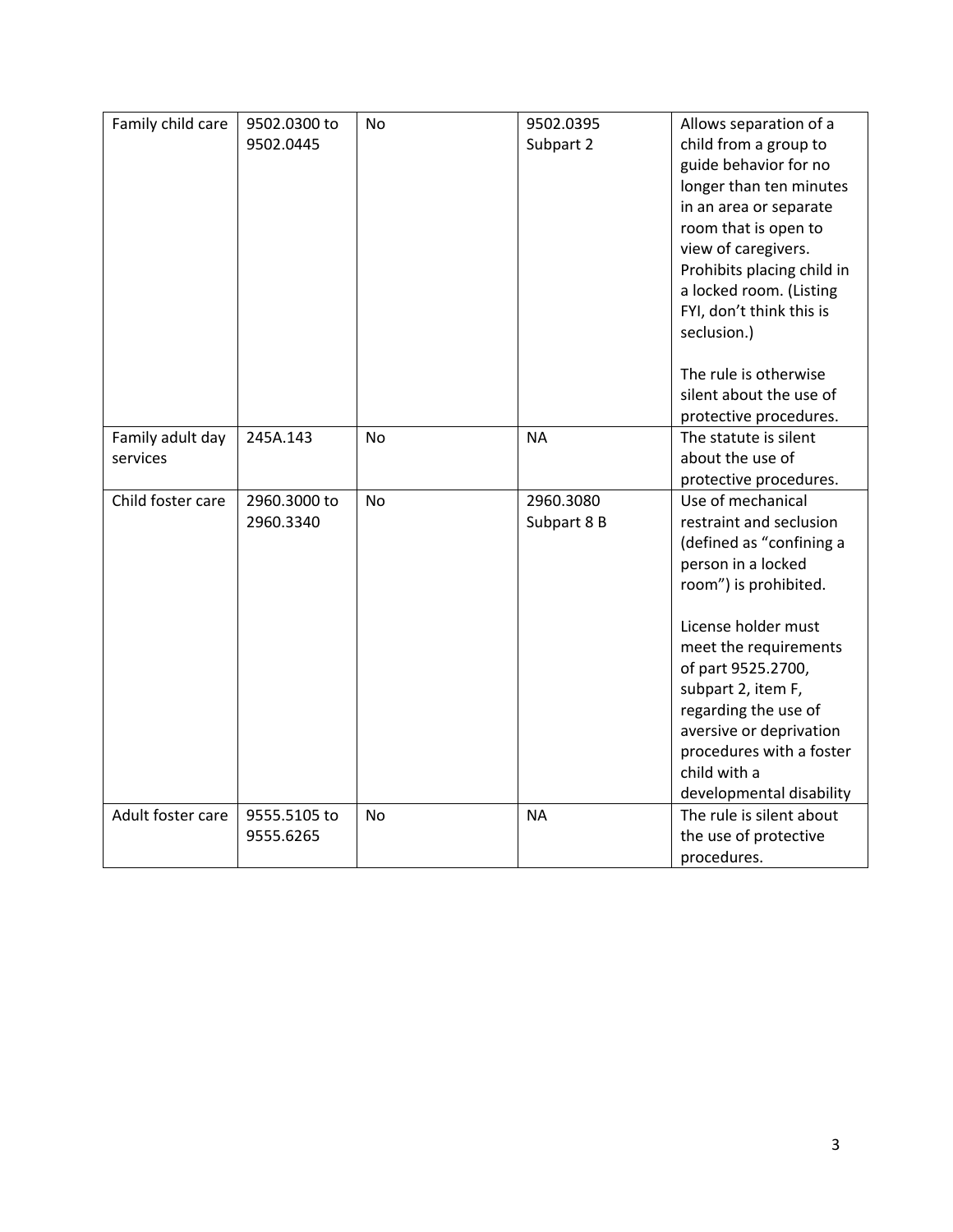| | | | | |
|---|---|---|---|---|
| Family child care | 9502.0300 to 9502.0445 | No | 9502.0395 Subpart 2 | Allows separation of a child from a group to guide behavior for no longer than ten minutes in an area or separate room that is open to view of caregivers. Prohibits placing child in a locked room. (Listing FYI, don't think this is seclusion.)<br><br>The rule is otherwise silent about the use of protective procedures. |
| Family adult day services | 245A.143 | No | NA | The statute is silent about the use of protective procedures. |
| Child foster care | 2960.3000 to 2960.3340 | No | 2960.3080 Subpart 8 B | Use of mechanical restraint and seclusion (defined as "confining a person in a locked room") is prohibited.<br><br>License holder must meet the requirements of part 9525.2700, subpart 2, item F, regarding the use of aversive or deprivation procedures with a foster child with a developmental disability |
| Adult foster care | 9555.5105 to 9555.6265 | No | NA | The rule is silent about the use of protective procedures. |